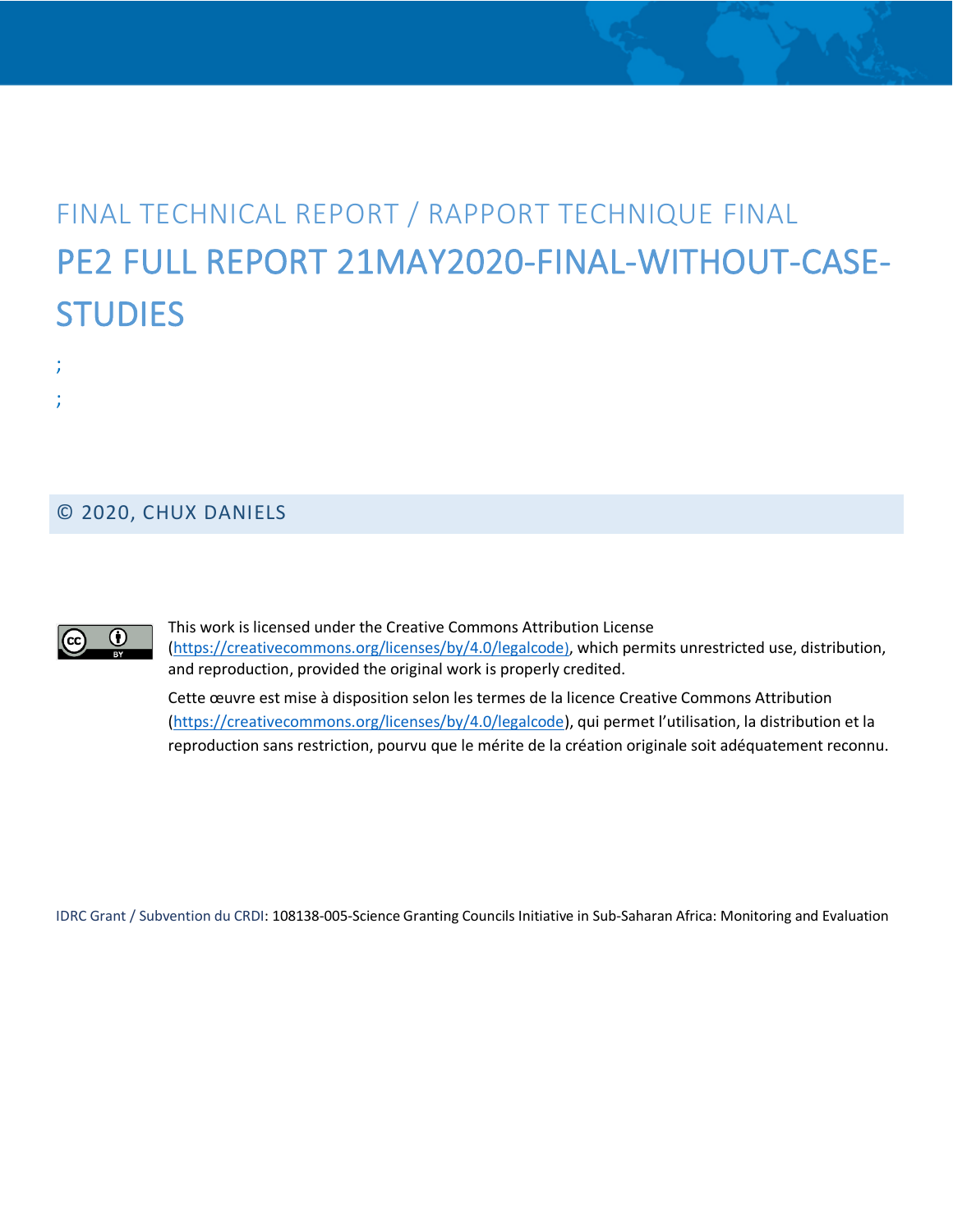FINAL TECHNICAL REPORT / RAPPORT TECHNIQUE FINAL

# PE2 FULL REPORT 21MAY2020-FINAL-WITHOUT-CASE-STUDIES

;

;

© 2020, CHUX DANIELS

This work is licensed under the Creative Commons Attribution License (https://creativecommons.org/licenses/by/4.0/legalcode), which permits unrestricted use, distribution, and reproduction, provided the original work is properly credited.

Cette œuvre est mise à disposition selon les termes de la licence Creative Commons Attribution (https://creativecommons.org/licenses/by/4.0/legalcode), qui permet l'utilisation, la distribution et la reproduction sans restriction, pourvu que le mérite de la création originale soit adéquatement reconnu.

IDRC Grant / Subvention du CRDI: 108138-005-Science Granting Councils Initiative in Sub-Saharan Africa: Monitoring and Evaluation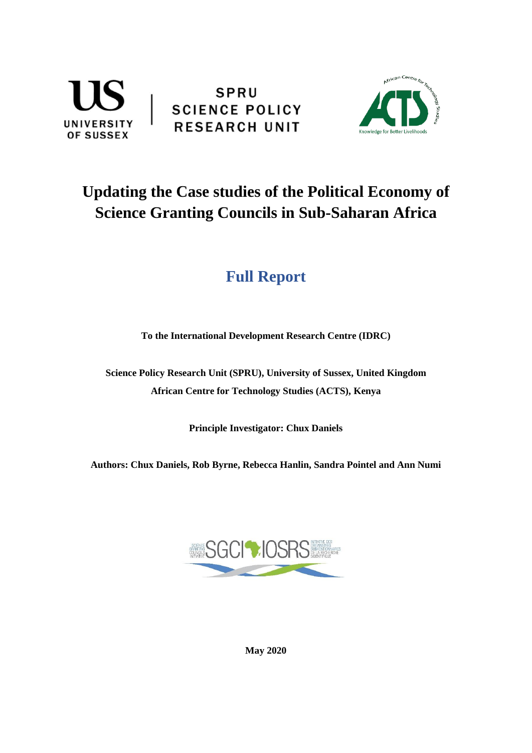# Updating the Case studies of the Political Economy of Science Granting Councils in Sub-Saharan Africa

## Full Report

**To the International Development Research Centre (IDRC)**

**Science Policy Research Unit (SPRU), University of Sussex, United Kingdom**
**African Centre for Technology Studies (ACTS), Kenya**

**Principle Investigator: Chux Daniels**

**Authors: Chux Daniels, Rob Byrne, Rebecca Hanlin, Sandra Pointel and Ann Numi**

**May 2020**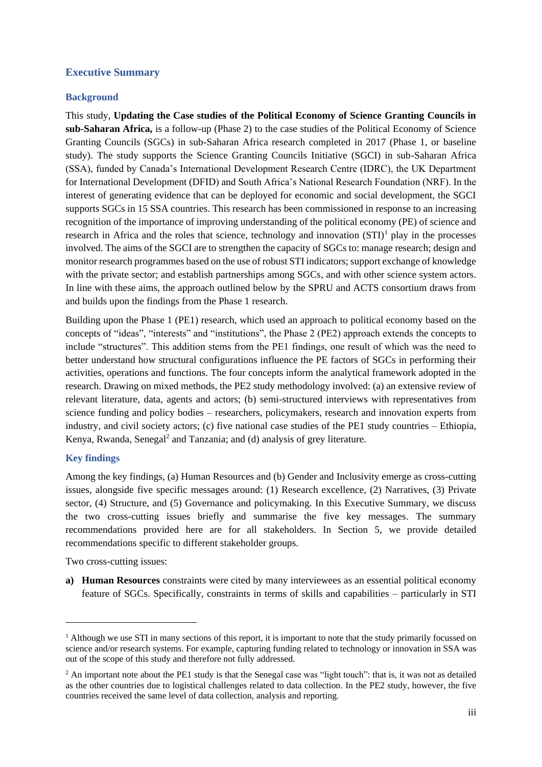## Executive Summary

### Background

This study, **Updating the Case studies of the Political Economy of Science Granting Councils in sub-Saharan Africa,** is a follow-up (Phase 2) to the case studies of the Political Economy of Science Granting Councils (SGCs) in sub-Saharan Africa research completed in 2017 (Phase 1, or baseline study). The study supports the Science Granting Councils Initiative (SGCI) in sub-Saharan Africa (SSA), funded by Canada's International Development Research Centre (IDRC), the UK Department for International Development (DFID) and South Africa's National Research Foundation (NRF). In the interest of generating evidence that can be deployed for economic and social development, the SGCI supports SGCs in 15 SSA countries. This research has been commissioned in response to an increasing recognition of the importance of improving understanding of the political economy (PE) of science and research in Africa and the roles that science, technology and innovation (STI)[1] play in the processes involved. The aims of the SGCI are to strengthen the capacity of SGCs to: manage research; design and monitor research programmes based on the use of robust STI indicators; support exchange of knowledge with the private sector; and establish partnerships among SGCs, and with other science system actors. In line with these aims, the approach outlined below by the SPRU and ACTS consortium draws from and builds upon the findings from the Phase 1 research.

Building upon the Phase 1 (PE1) research, which used an approach to political economy based on the concepts of "ideas", "interests" and "institutions", the Phase 2 (PE2) approach extends the concepts to include "structures". This addition stems from the PE1 findings, one result of which was the need to better understand how structural configurations influence the PE factors of SGCs in performing their activities, operations and functions. The four concepts inform the analytical framework adopted in the research. Drawing on mixed methods, the PE2 study methodology involved: (a) an extensive review of relevant literature, data, agents and actors; (b) semi-structured interviews with representatives from science funding and policy bodies – researchers, policymakers, research and innovation experts from industry, and civil society actors; (c) five national case studies of the PE1 study countries – Ethiopia, Kenya, Rwanda, Senegal[2] and Tanzania; and (d) analysis of grey literature.

### Key findings

Among the key findings, (a) Human Resources and (b) Gender and Inclusivity emerge as cross-cutting issues, alongside five specific messages around: (1) Research excellence, (2) Narratives, (3) Private sector, (4) Structure, and (5) Governance and policymaking. In this Executive Summary, we discuss the two cross-cutting issues briefly and summarise the five key messages. The summary recommendations provided here are for all stakeholders. In Section 5, we provide detailed recommendations specific to different stakeholder groups.

Two cross-cutting issues:

a) **Human Resources** constraints were cited by many interviewees as an essential political economy feature of SGCs. Specifically, constraints in terms of skills and capabilities – particularly in STI

---

[1] Although we use STI in many sections of this report, it is important to note that the study primarily focussed on science and/or research systems. For example, capturing funding related to technology or innovation in SSA was out of the scope of this study and therefore not fully addressed.

[2] An important note about the PE1 study is that the Senegal case was "light touch": that is, it was not as detailed as the other countries due to logistical challenges related to data collection. In the PE2 study, however, the five countries received the same level of data collection, analysis and reporting.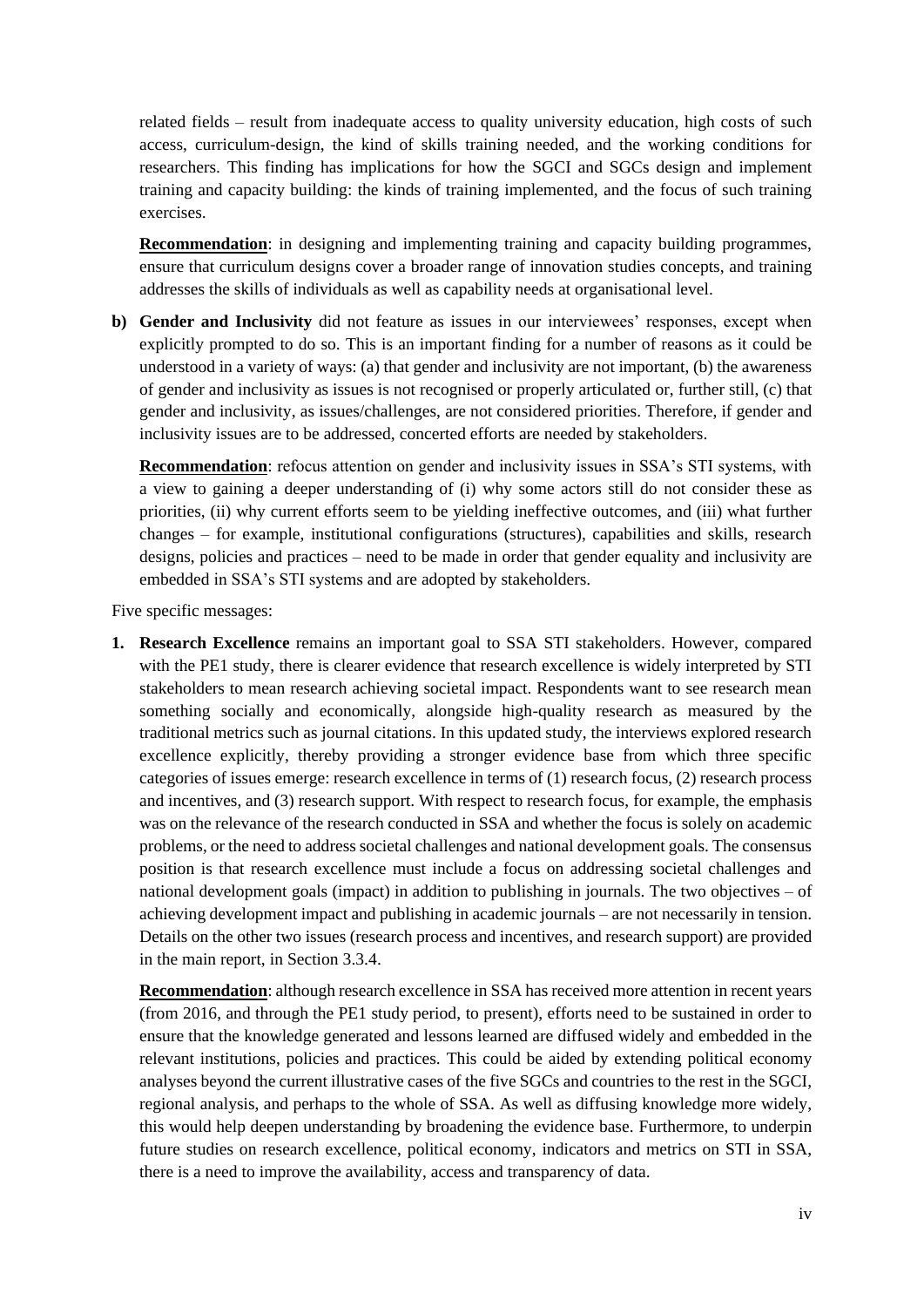related fields – result from inadequate access to quality university education, high costs of such access, curriculum-design, the kind of skills training needed, and the working conditions for researchers. This finding has implications for how the SGCI and SGCs design and implement training and capacity building: the kinds of training implemented, and the focus of such training exercises.

**Recommendation**: in designing and implementing training and capacity building programmes, ensure that curriculum designs cover a broader range of innovation studies concepts, and training addresses the skills of individuals as well as capability needs at organisational level.

**b) Gender and Inclusivity** did not feature as issues in our interviewees' responses, except when explicitly prompted to do so. This is an important finding for a number of reasons as it could be understood in a variety of ways: (a) that gender and inclusivity are not important, (b) the awareness of gender and inclusivity as issues is not recognised or properly articulated or, further still, (c) that gender and inclusivity, as issues/challenges, are not considered priorities. Therefore, if gender and inclusivity issues are to be addressed, concerted efforts are needed by stakeholders.

**Recommendation**: refocus attention on gender and inclusivity issues in SSA's STI systems, with a view to gaining a deeper understanding of (i) why some actors still do not consider these as priorities, (ii) why current efforts seem to be yielding ineffective outcomes, and (iii) what further changes – for example, institutional configurations (structures), capabilities and skills, research designs, policies and practices – need to be made in order that gender equality and inclusivity are embedded in SSA's STI systems and are adopted by stakeholders.

Five specific messages:

1. **Research Excellence** remains an important goal to SSA STI stakeholders. However, compared with the PE1 study, there is clearer evidence that research excellence is widely interpreted by STI stakeholders to mean research achieving societal impact. Respondents want to see research mean something socially and economically, alongside high-quality research as measured by the traditional metrics such as journal citations. In this updated study, the interviews explored research excellence explicitly, thereby providing a stronger evidence base from which three specific categories of issues emerge: research excellence in terms of (1) research focus, (2) research process and incentives, and (3) research support. With respect to research focus, for example, the emphasis was on the relevance of the research conducted in SSA and whether the focus is solely on academic problems, or the need to address societal challenges and national development goals. The consensus position is that research excellence must include a focus on addressing societal challenges and national development goals (impact) in addition to publishing in journals. The two objectives – of achieving development impact and publishing in academic journals – are not necessarily in tension. Details on the other two issues (research process and incentives, and research support) are provided in the main report, in Section 3.3.4.

   **Recommendation**: although research excellence in SSA has received more attention in recent years (from 2016, and through the PE1 study period, to present), efforts need to be sustained in order to ensure that the knowledge generated and lessons learned are diffused widely and embedded in the relevant institutions, policies and practices. This could be aided by extending political economy analyses beyond the current illustrative cases of the five SGCs and countries to the rest in the SGCI, regional analysis, and perhaps to the whole of SSA. As well as diffusing knowledge more widely, this would help deepen understanding by broadening the evidence base. Furthermore, to underpin future studies on research excellence, political economy, indicators and metrics on STI in SSA, there is a need to improve the availability, access and transparency of data.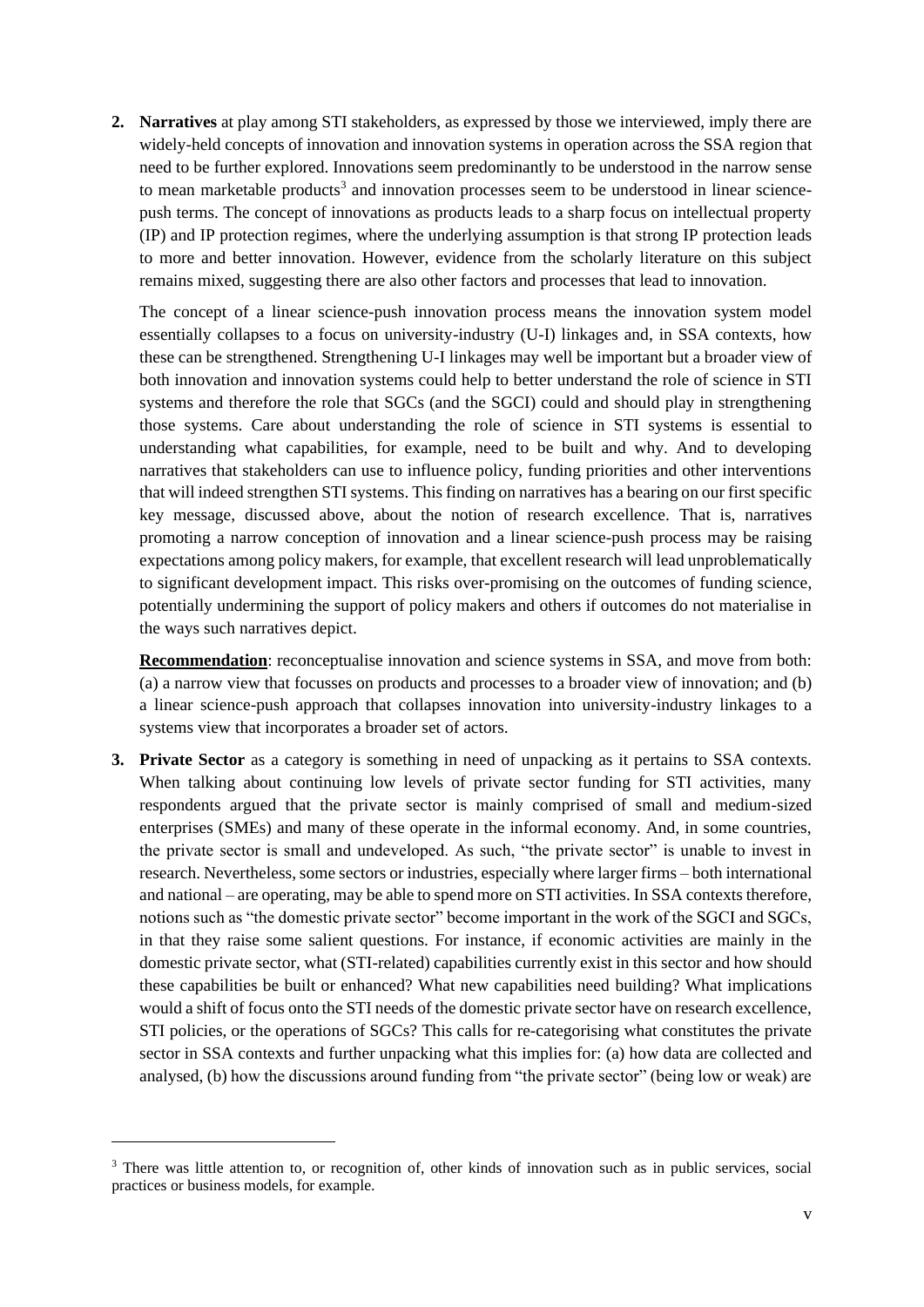2. **Narratives** at play among STI stakeholders, as expressed by those we interviewed, imply there are widely-held concepts of innovation and innovation systems in operation across the SSA region that need to be further explored. Innovations seem predominantly to be understood in the narrow sense to mean marketable products[3] and innovation processes seem to be understood in linear science-push terms. The concept of innovations as products leads to a sharp focus on intellectual property (IP) and IP protection regimes, where the underlying assumption is that strong IP protection leads to more and better innovation. However, evidence from the scholarly literature on this subject remains mixed, suggesting there are also other factors and processes that lead to innovation.

   The concept of a linear science-push innovation process means the innovation system model essentially collapses to a focus on university-industry (U-I) linkages and, in SSA contexts, how these can be strengthened. Strengthening U-I linkages may well be important but a broader view of both innovation and innovation systems could help to better understand the role of science in STI systems and therefore the role that SGCs (and the SGCI) could and should play in strengthening those systems. Care about understanding the role of science in STI systems is essential to understanding what capabilities, for example, need to be built and why. And to developing narratives that stakeholders can use to influence policy, funding priorities and other interventions that will indeed strengthen STI systems. This finding on narratives has a bearing on our first specific key message, discussed above, about the notion of research excellence. That is, narratives promoting a narrow conception of innovation and a linear science-push process may be raising expectations among policy makers, for example, that excellent research will lead unproblematically to significant development impact. This risks over-promising on the outcomes of funding science, potentially undermining the support of policy makers and others if outcomes do not materialise in the ways such narratives depict.

   **Recommendation**: reconceptualise innovation and science systems in SSA, and move from both: (a) a narrow view that focusses on products and processes to a broader view of innovation; and (b) a linear science-push approach that collapses innovation into university-industry linkages to a systems view that incorporates a broader set of actors.

3. **Private Sector** as a category is something in need of unpacking as it pertains to SSA contexts. When talking about continuing low levels of private sector funding for STI activities, many respondents argued that the private sector is mainly comprised of small and medium-sized enterprises (SMEs) and many of these operate in the informal economy. And, in some countries, the private sector is small and undeveloped. As such, "the private sector" is unable to invest in research. Nevertheless, some sectors or industries, especially where larger firms – both international and national – are operating, may be able to spend more on STI activities. In SSA contexts therefore, notions such as "the domestic private sector" become important in the work of the SGCI and SGCs, in that they raise some salient questions. For instance, if economic activities are mainly in the domestic private sector, what (STI-related) capabilities currently exist in this sector and how should these capabilities be built or enhanced? What new capabilities need building? What implications would a shift of focus onto the STI needs of the domestic private sector have on research excellence, STI policies, or the operations of SGCs? This calls for re-categorising what constitutes the private sector in SSA contexts and further unpacking what this implies for: (a) how data are collected and analysed, (b) how the discussions around funding from "the private sector" (being low or weak) are

[3] There was little attention to, or recognition of, other kinds of innovation such as in public services, social practices or business models, for example.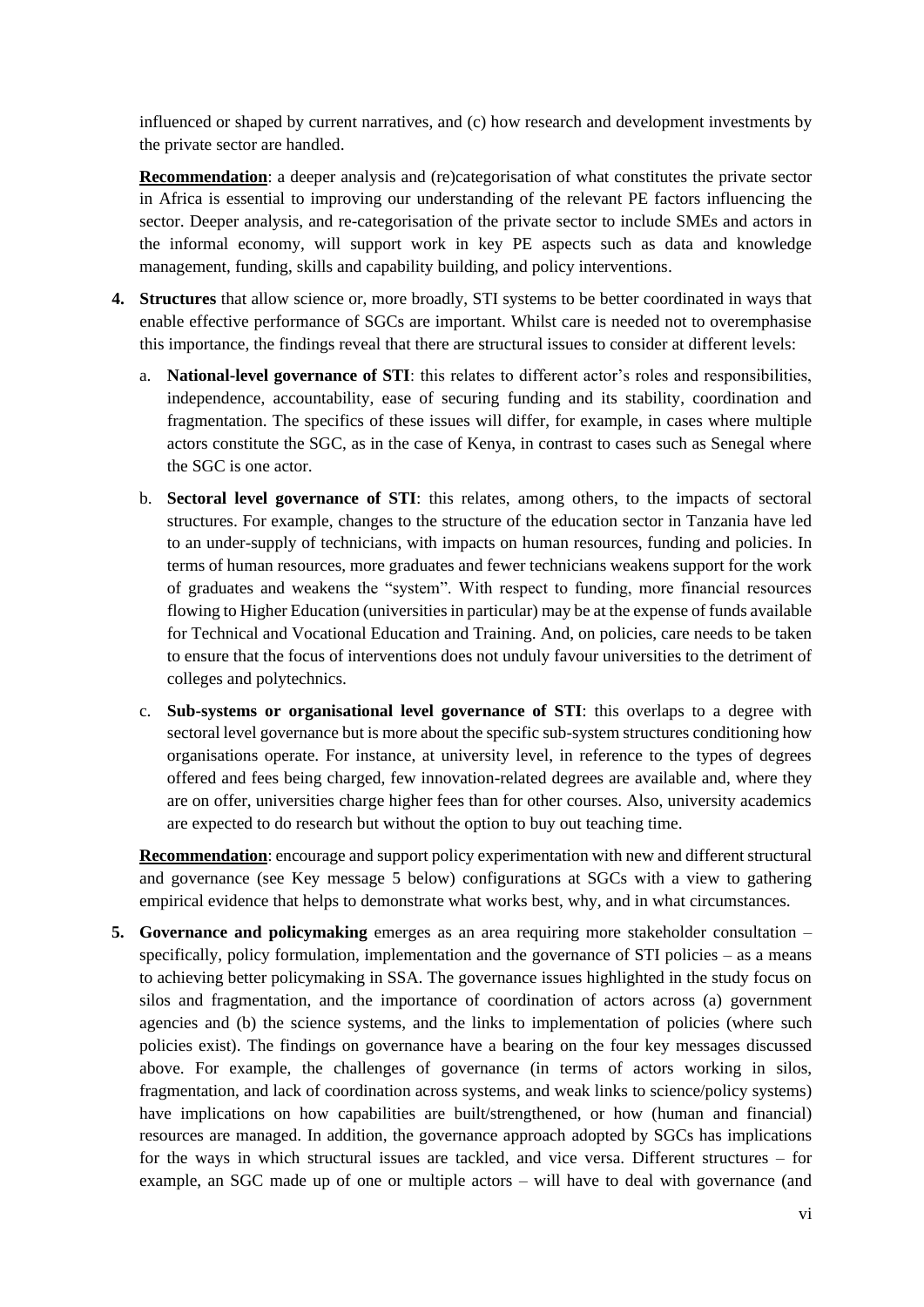influenced or shaped by current narratives, and (c) how research and development investments by the private sector are handled.

**Recommendation**: a deeper analysis and (re)categorisation of what constitutes the private sector in Africa is essential to improving our understanding of the relevant PE factors influencing the sector. Deeper analysis, and re-categorisation of the private sector to include SMEs and actors in the informal economy, will support work in key PE aspects such as data and knowledge management, funding, skills and capability building, and policy interventions.

4. **Structures** that allow science or, more broadly, STI systems to be better coordinated in ways that enable effective performance of SGCs are important. Whilst care is needed not to overemphasise this importance, the findings reveal that there are structural issues to consider at different levels:

    a. **National-level governance of STI**: this relates to different actor's roles and responsibilities, independence, accountability, ease of securing funding and its stability, coordination and fragmentation. The specifics of these issues will differ, for example, in cases where multiple actors constitute the SGC, as in the case of Kenya, in contrast to cases such as Senegal where the SGC is one actor.

    b. **Sectoral level governance of STI**: this relates, among others, to the impacts of sectoral structures. For example, changes to the structure of the education sector in Tanzania have led to an under-supply of technicians, with impacts on human resources, funding and policies. In terms of human resources, more graduates and fewer technicians weakens support for the work of graduates and weakens the "system". With respect to funding, more financial resources flowing to Higher Education (universities in particular) may be at the expense of funds available for Technical and Vocational Education and Training. And, on policies, care needs to be taken to ensure that the focus of interventions does not unduly favour universities to the detriment of colleges and polytechnics.

    c. **Sub-systems or organisational level governance of STI**: this overlaps to a degree with sectoral level governance but is more about the specific sub-system structures conditioning how organisations operate. For instance, at university level, in reference to the types of degrees offered and fees being charged, few innovation-related degrees are available and, where they are on offer, universities charge higher fees than for other courses. Also, university academics are expected to do research but without the option to buy out teaching time.

    **Recommendation**: encourage and support policy experimentation with new and different structural and governance (see Key message 5 below) configurations at SGCs with a view to gathering empirical evidence that helps to demonstrate what works best, why, and in what circumstances.

5. **Governance and policymaking** emerges as an area requiring more stakeholder consultation – specifically, policy formulation, implementation and the governance of STI policies – as a means to achieving better policymaking in SSA. The governance issues highlighted in the study focus on silos and fragmentation, and the importance of coordination of actors across (a) government agencies and (b) the science systems, and the links to implementation of policies (where such policies exist). The findings on governance have a bearing on the four key messages discussed above. For example, the challenges of governance (in terms of actors working in silos, fragmentation, and lack of coordination across systems, and weak links to science/policy systems) have implications on how capabilities are built/strengthened, or how (human and financial) resources are managed. In addition, the governance approach adopted by SGCs has implications for the ways in which structural issues are tackled, and vice versa. Different structures – for example, an SGC made up of one or multiple actors – will have to deal with governance (and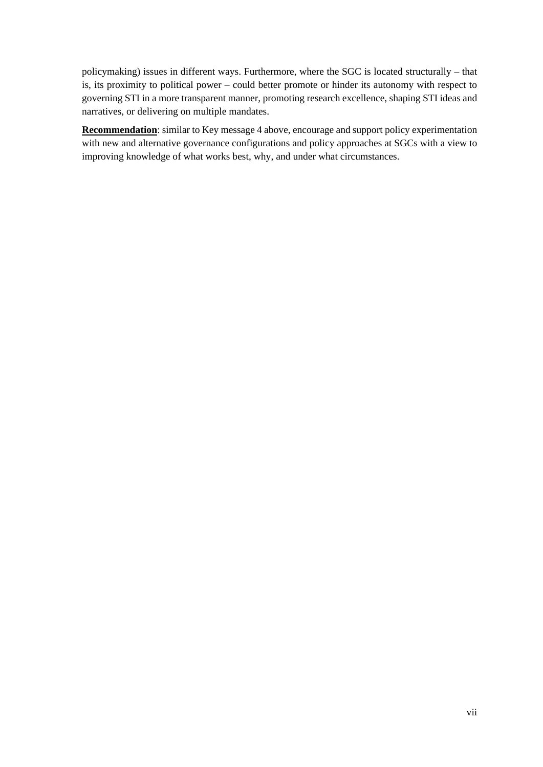policymaking) issues in different ways. Furthermore, where the SGC is located structurally – that is, its proximity to political power – could better promote or hinder its autonomy with respect to governing STI in a more transparent manner, promoting research excellence, shaping STI ideas and narratives, or delivering on multiple mandates.

**Recommendation**: similar to Key message 4 above, encourage and support policy experimentation with new and alternative governance configurations and policy approaches at SGCs with a view to improving knowledge of what works best, why, and under what circumstances.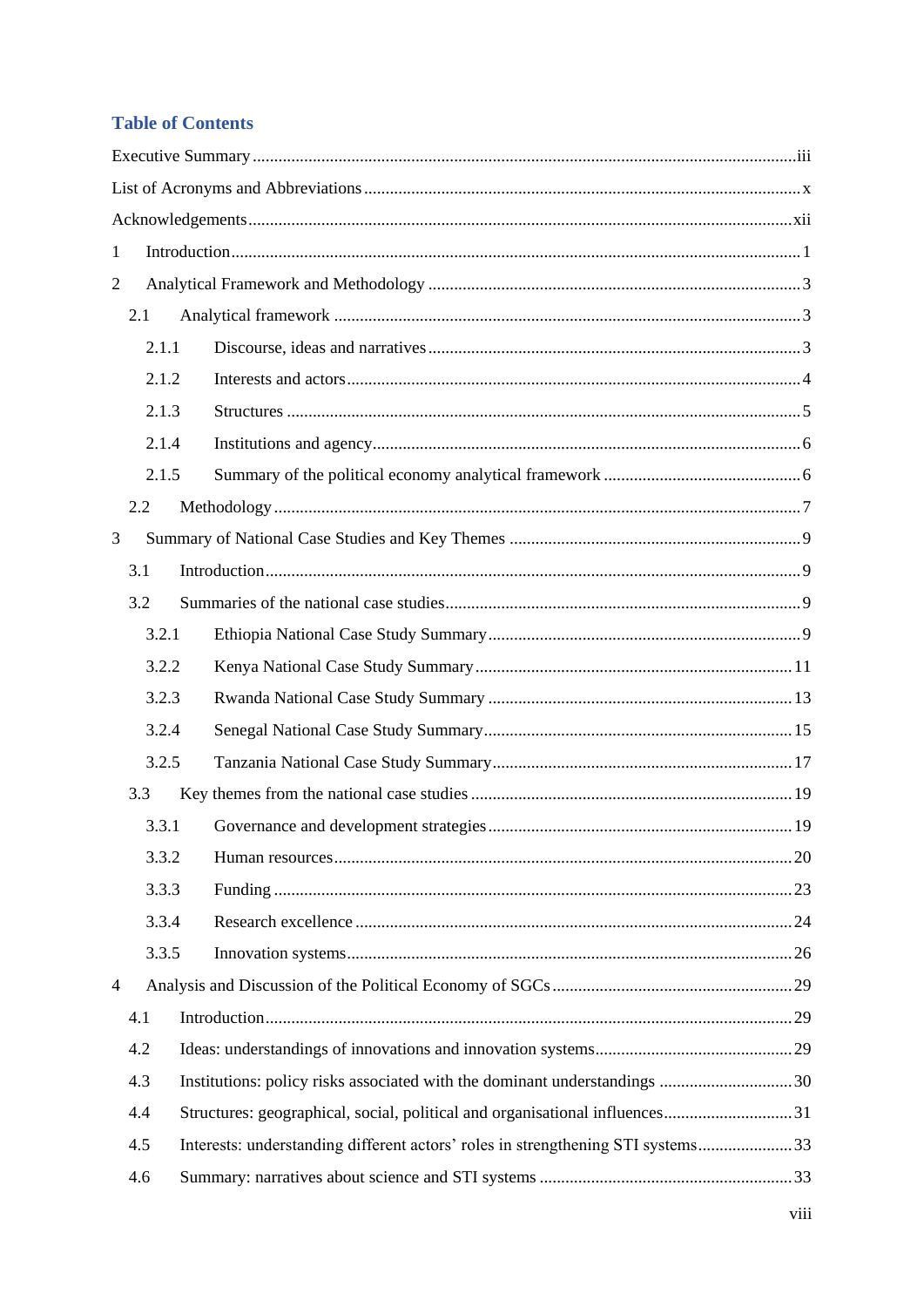## Table of Contents

Executive Summary ..... iii

List of Acronyms and Abbreviations ..... x

Acknowledgements ..... xii

1 Introduction ..... 1

2 Analytical Framework and Methodology ..... 3

- 2.1 Analytical framework ..... 3
  - 2.1.1 Discourse, ideas and narratives ..... 3
  - 2.1.2 Interests and actors ..... 4
  - 2.1.3 Structures ..... 5
  - 2.1.4 Institutions and agency ..... 6
  - 2.1.5 Summary of the political economy analytical framework ..... 6
- 2.2 Methodology ..... 7

3 Summary of National Case Studies and Key Themes ..... 9

- 3.1 Introduction ..... 9
- 3.2 Summaries of the national case studies ..... 9
  - 3.2.1 Ethiopia National Case Study Summary ..... 9
  - 3.2.2 Kenya National Case Study Summary ..... 11
  - 3.2.3 Rwanda National Case Study Summary ..... 13
  - 3.2.4 Senegal National Case Study Summary ..... 15
  - 3.2.5 Tanzania National Case Study Summary ..... 17
- 3.3 Key themes from the national case studies ..... 19
  - 3.3.1 Governance and development strategies ..... 19
  - 3.3.2 Human resources ..... 20
  - 3.3.3 Funding ..... 23
  - 3.3.4 Research excellence ..... 24
  - 3.3.5 Innovation systems ..... 26

4 Analysis and Discussion of the Political Economy of SGCs ..... 29

- 4.1 Introduction ..... 29
- 4.2 Ideas: understandings of innovations and innovation systems ..... 29
- 4.3 Institutions: policy risks associated with the dominant understandings ..... 30
- 4.4 Structures: geographical, social, political and organisational influences ..... 31
- 4.5 Interests: understanding different actors' roles in strengthening STI systems ..... 33
- 4.6 Summary: narratives about science and STI systems ..... 33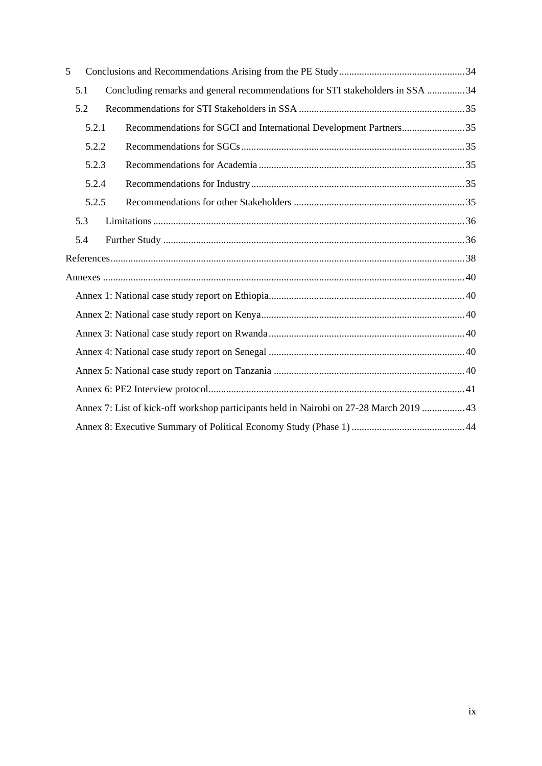5 Conclusions and Recommendations Arising from the PE Study ..... 34

- 5.1 Concluding remarks and general recommendations for STI stakeholders in SSA ..... 34
- 5.2 Recommendations for STI Stakeholders in SSA ..... 35
  - 5.2.1 Recommendations for SGCI and International Development Partners ..... 35
  - 5.2.2 Recommendations for SGCs ..... 35
  - 5.2.3 Recommendations for Academia ..... 35
  - 5.2.4 Recommendations for Industry ..... 35
  - 5.2.5 Recommendations for other Stakeholders ..... 35
- 5.3 Limitations ..... 36
- 5.4 Further Study ..... 36

References ..... 38

Annexes ..... 40

- Annex 1: National case study report on Ethiopia ..... 40
- Annex 2: National case study report on Kenya ..... 40
- Annex 3: National case study report on Rwanda ..... 40
- Annex 4: National case study report on Senegal ..... 40
- Annex 5: National case study report on Tanzania ..... 40
- Annex 6: PE2 Interview protocol ..... 41
- Annex 7: List of kick-off workshop participants held in Nairobi on 27-28 March 2019 ..... 43
- Annex 8: Executive Summary of Political Economy Study (Phase 1) ..... 44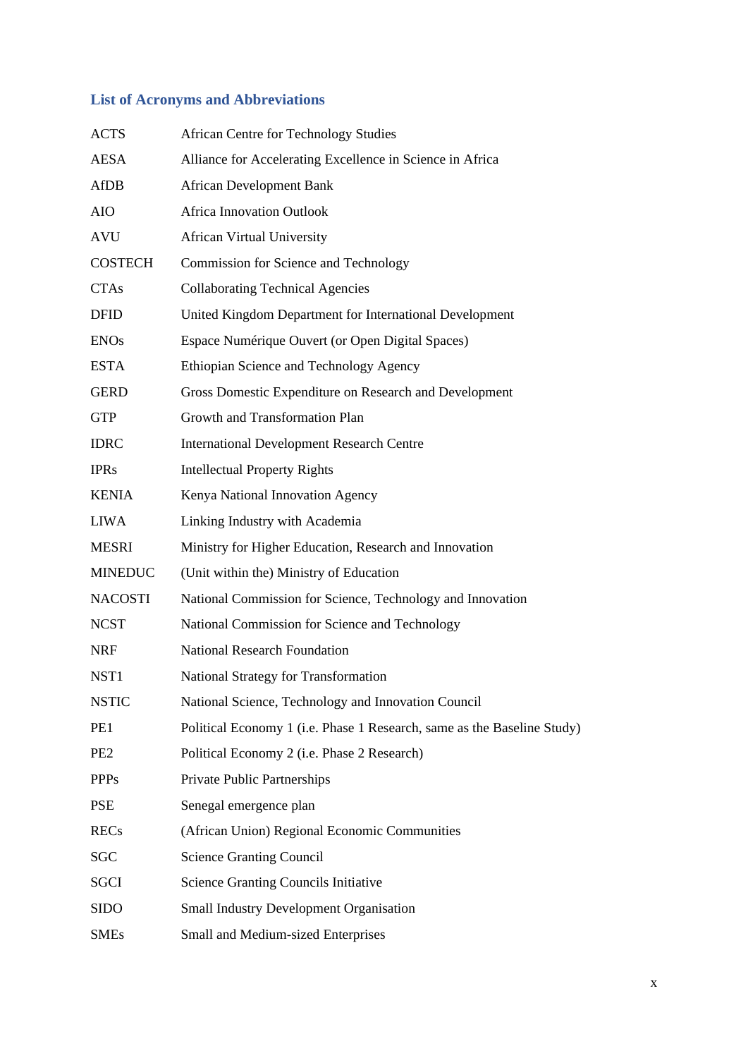## List of Acronyms and Abbreviations

| | |
|---|---|
| ACTS | African Centre for Technology Studies |
| AESA | Alliance for Accelerating Excellence in Science in Africa |
| AfDB | African Development Bank |
| AIO | Africa Innovation Outlook |
| AVU | African Virtual University |
| COSTECH | Commission for Science and Technology |
| CTAs | Collaborating Technical Agencies |
| DFID | United Kingdom Department for International Development |
| ENOs | Espace Numérique Ouvert (or Open Digital Spaces) |
| ESTA | Ethiopian Science and Technology Agency |
| GERD | Gross Domestic Expenditure on Research and Development |
| GTP | Growth and Transformation Plan |
| IDRC | International Development Research Centre |
| IPRs | Intellectual Property Rights |
| KENIA | Kenya National Innovation Agency |
| LIWA | Linking Industry with Academia |
| MESRI | Ministry for Higher Education, Research and Innovation |
| MINEDUC | (Unit within the) Ministry of Education |
| NACOSTI | National Commission for Science, Technology and Innovation |
| NCST | National Commission for Science and Technology |
| NRF | National Research Foundation |
| NST1 | National Strategy for Transformation |
| NSTIC | National Science, Technology and Innovation Council |
| PE1 | Political Economy 1 (i.e. Phase 1 Research, same as the Baseline Study) |
| PE2 | Political Economy 2 (i.e. Phase 2 Research) |
| PPPs | Private Public Partnerships |
| PSE | Senegal emergence plan |
| RECs | (African Union) Regional Economic Communities |
| SGC | Science Granting Council |
| SGCI | Science Granting Councils Initiative |
| SIDO | Small Industry Development Organisation |
| SMEs | Small and Medium-sized Enterprises |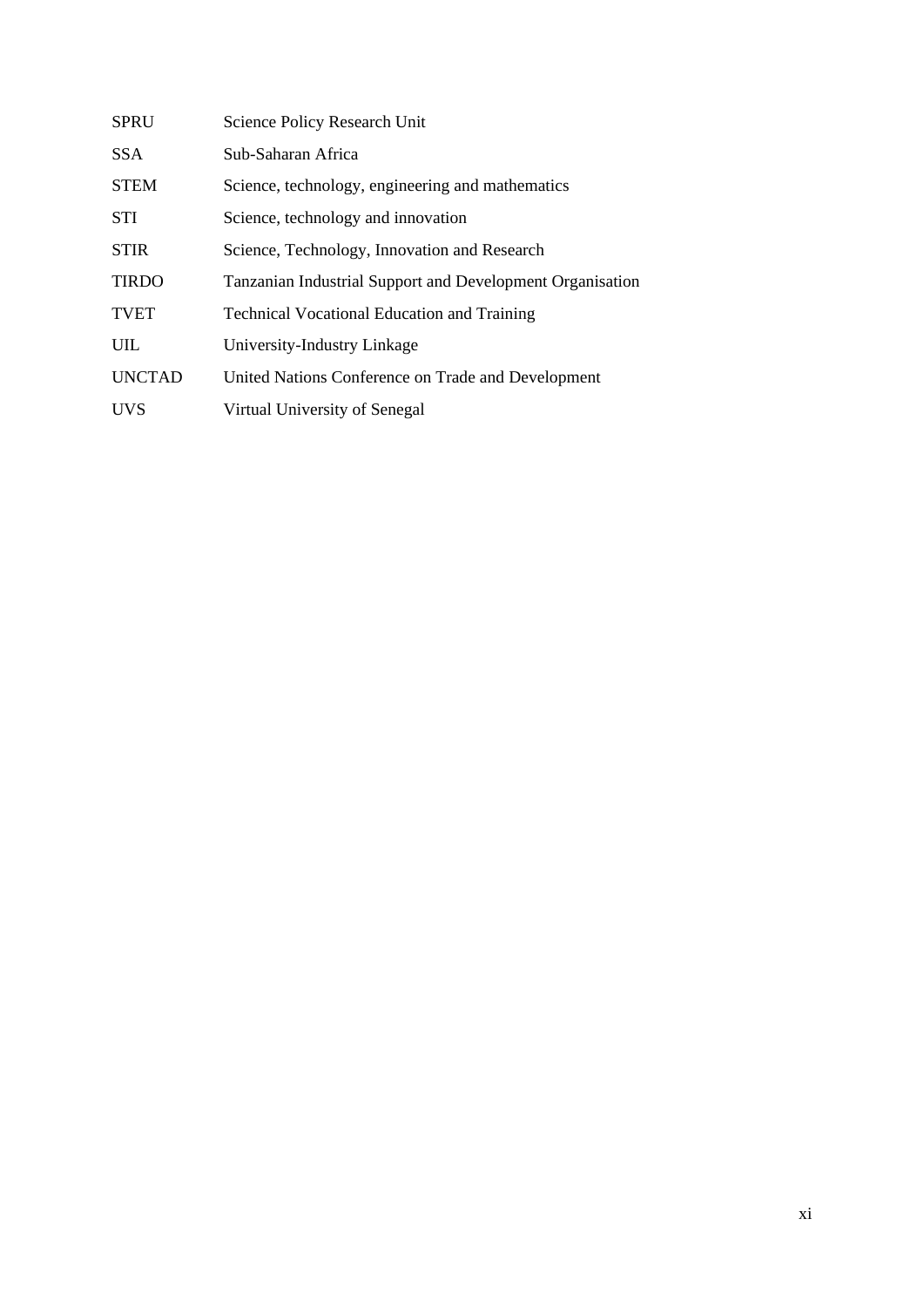| | |
|---|---|
| SPRU | Science Policy Research Unit |
| SSA | Sub-Saharan Africa |
| STEM | Science, technology, engineering and mathematics |
| STI | Science, technology and innovation |
| STIR | Science, Technology, Innovation and Research |
| TIRDO | Tanzanian Industrial Support and Development Organisation |
| TVET | Technical Vocational Education and Training |
| UIL | University-Industry Linkage |
| UNCTAD | United Nations Conference on Trade and Development |
| UVS | Virtual University of Senegal |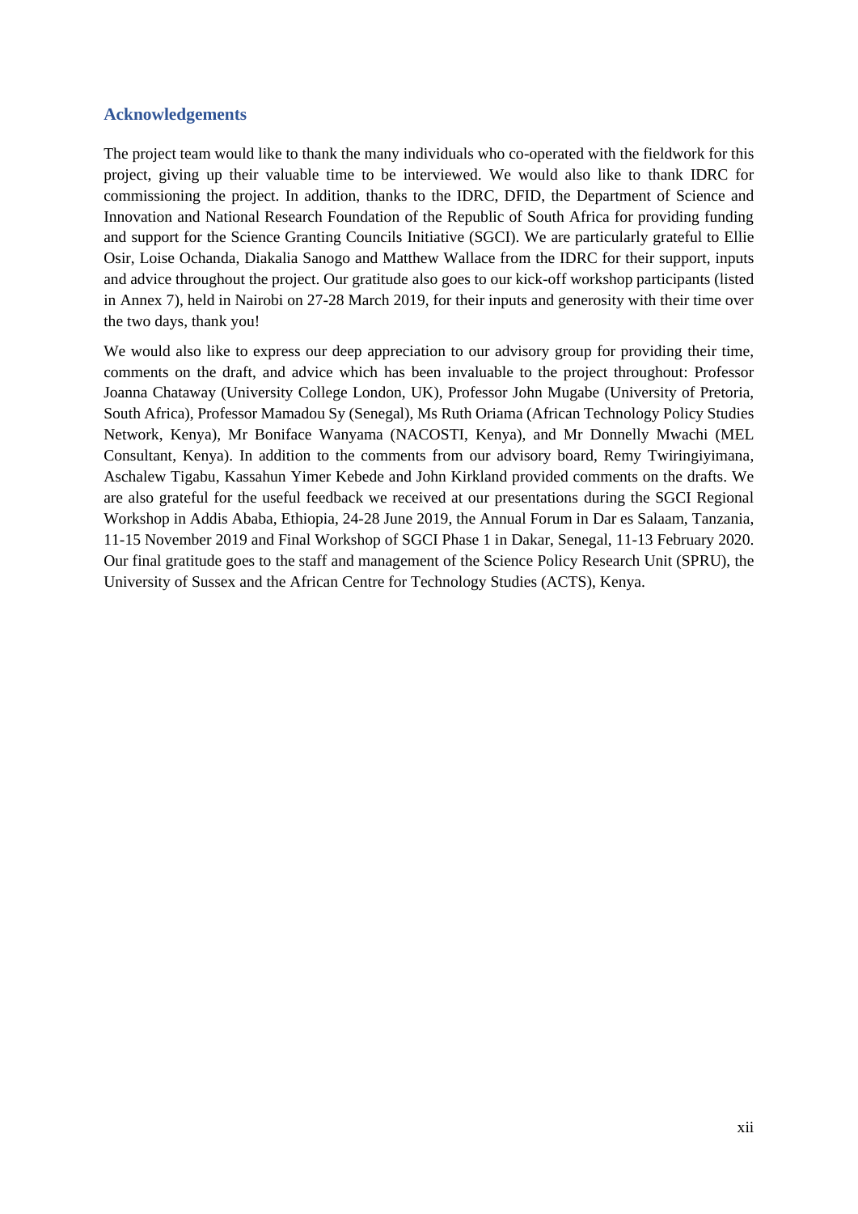## Acknowledgements

The project team would like to thank the many individuals who co-operated with the fieldwork for this project, giving up their valuable time to be interviewed. We would also like to thank IDRC for commissioning the project. In addition, thanks to the IDRC, DFID, the Department of Science and Innovation and National Research Foundation of the Republic of South Africa for providing funding and support for the Science Granting Councils Initiative (SGCI). We are particularly grateful to Ellie Osir, Loise Ochanda, Diakalia Sanogo and Matthew Wallace from the IDRC for their support, inputs and advice throughout the project. Our gratitude also goes to our kick-off workshop participants (listed in Annex 7), held in Nairobi on 27-28 March 2019, for their inputs and generosity with their time over the two days, thank you!

We would also like to express our deep appreciation to our advisory group for providing their time, comments on the draft, and advice which has been invaluable to the project throughout: Professor Joanna Chataway (University College London, UK), Professor John Mugabe (University of Pretoria, South Africa), Professor Mamadou Sy (Senegal), Ms Ruth Oriama (African Technology Policy Studies Network, Kenya), Mr Boniface Wanyama (NACOSTI, Kenya), and Mr Donnelly Mwachi (MEL Consultant, Kenya). In addition to the comments from our advisory board, Remy Twiringiyimana, Aschalew Tigabu, Kassahun Yimer Kebede and John Kirkland provided comments on the drafts. We are also grateful for the useful feedback we received at our presentations during the SGCI Regional Workshop in Addis Ababa, Ethiopia, 24-28 June 2019, the Annual Forum in Dar es Salaam, Tanzania, 11-15 November 2019 and Final Workshop of SGCI Phase 1 in Dakar, Senegal, 11-13 February 2020. Our final gratitude goes to the staff and management of the Science Policy Research Unit (SPRU), the University of Sussex and the African Centre for Technology Studies (ACTS), Kenya.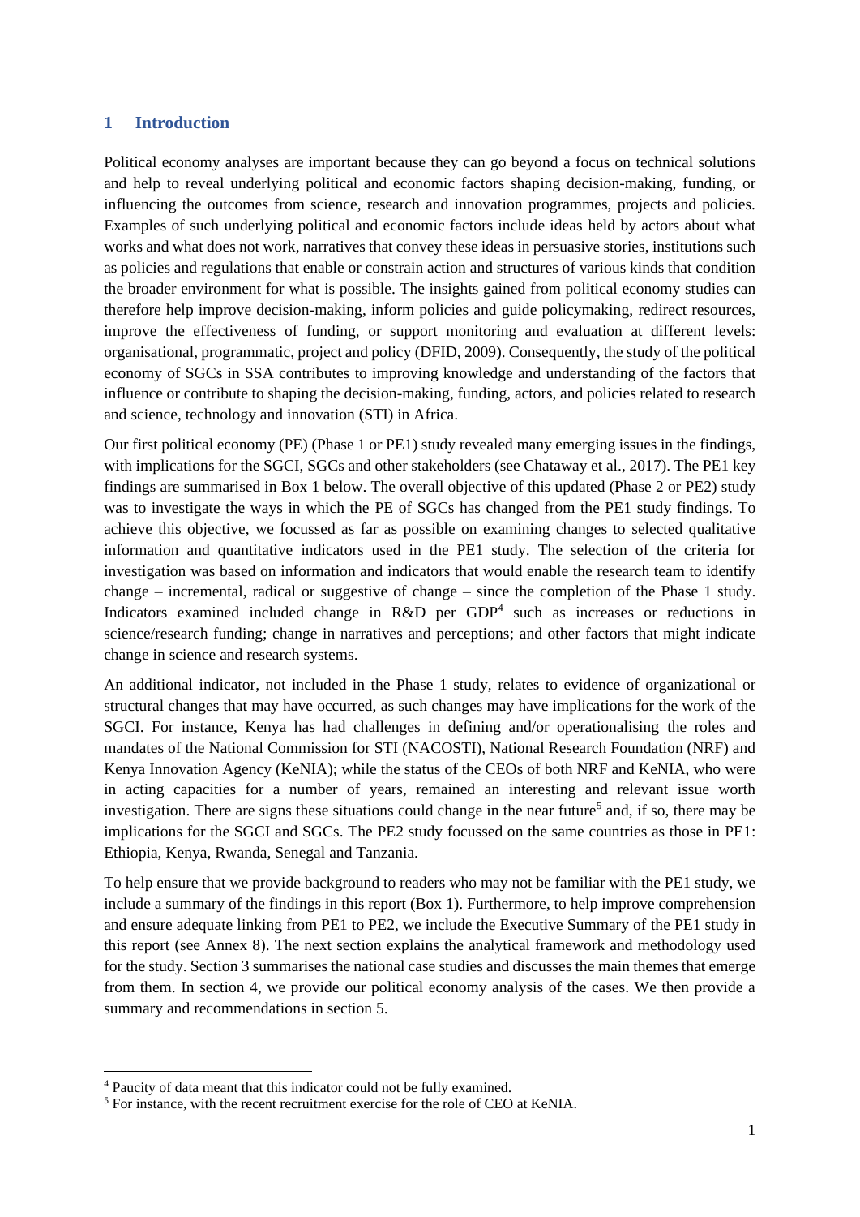# 1 Introduction

Political economy analyses are important because they can go beyond a focus on technical solutions and help to reveal underlying political and economic factors shaping decision-making, funding, or influencing the outcomes from science, research and innovation programmes, projects and policies. Examples of such underlying political and economic factors include ideas held by actors about what works and what does not work, narratives that convey these ideas in persuasive stories, institutions such as policies and regulations that enable or constrain action and structures of various kinds that condition the broader environment for what is possible. The insights gained from political economy studies can therefore help improve decision-making, inform policies and guide policymaking, redirect resources, improve the effectiveness of funding, or support monitoring and evaluation at different levels: organisational, programmatic, project and policy (DFID, 2009). Consequently, the study of the political economy of SGCs in SSA contributes to improving knowledge and understanding of the factors that influence or contribute to shaping the decision-making, funding, actors, and policies related to research and science, technology and innovation (STI) in Africa.

Our first political economy (PE) (Phase 1 or PE1) study revealed many emerging issues in the findings, with implications for the SGCI, SGCs and other stakeholders (see Chataway et al., 2017). The PE1 key findings are summarised in Box 1 below. The overall objective of this updated (Phase 2 or PE2) study was to investigate the ways in which the PE of SGCs has changed from the PE1 study findings. To achieve this objective, we focussed as far as possible on examining changes to selected qualitative information and quantitative indicators used in the PE1 study. The selection of the criteria for investigation was based on information and indicators that would enable the research team to identify change – incremental, radical or suggestive of change – since the completion of the Phase 1 study. Indicators examined included change in R&D per GDP[4] such as increases or reductions in science/research funding; change in narratives and perceptions; and other factors that might indicate change in science and research systems.

An additional indicator, not included in the Phase 1 study, relates to evidence of organizational or structural changes that may have occurred, as such changes may have implications for the work of the SGCI. For instance, Kenya has had challenges in defining and/or operationalising the roles and mandates of the National Commission for STI (NACOSTI), National Research Foundation (NRF) and Kenya Innovation Agency (KeNIA); while the status of the CEOs of both NRF and KeNIA, who were in acting capacities for a number of years, remained an interesting and relevant issue worth investigation. There are signs these situations could change in the near future[5] and, if so, there may be implications for the SGCI and SGCs. The PE2 study focussed on the same countries as those in PE1: Ethiopia, Kenya, Rwanda, Senegal and Tanzania.

To help ensure that we provide background to readers who may not be familiar with the PE1 study, we include a summary of the findings in this report (Box 1). Furthermore, to help improve comprehension and ensure adequate linking from PE1 to PE2, we include the Executive Summary of the PE1 study in this report (see Annex 8). The next section explains the analytical framework and methodology used for the study. Section 3 summarises the national case studies and discusses the main themes that emerge from them. In section 4, we provide our political economy analysis of the cases. We then provide a summary and recommendations in section 5.

---

[4] Paucity of data meant that this indicator could not be fully examined.

[5] For instance, with the recent recruitment exercise for the role of CEO at KeNIA.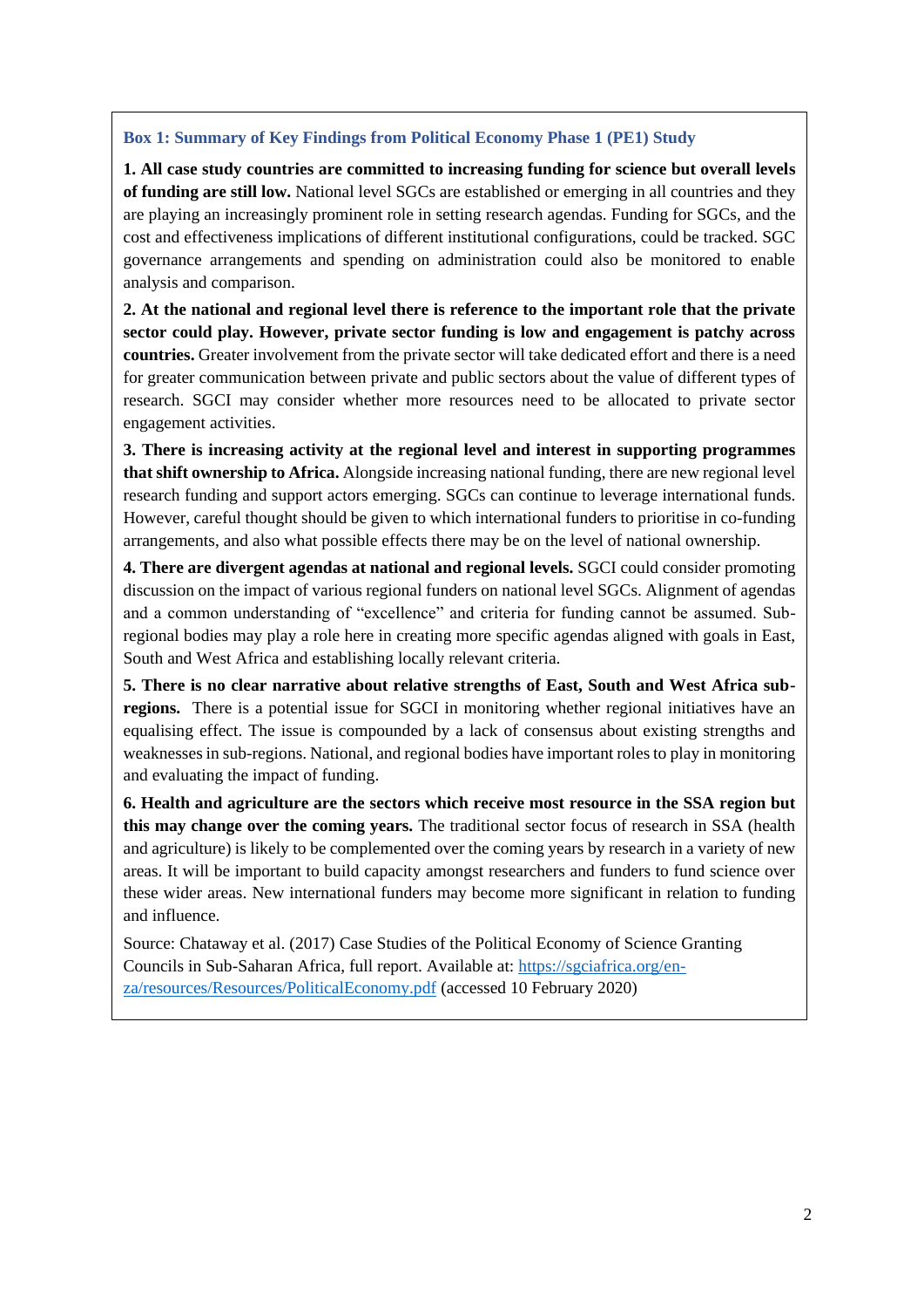**Box 1: Summary of Key Findings from Political Economy Phase 1 (PE1) Study**

**1. All case study countries are committed to increasing funding for science but overall levels of funding are still low.** National level SGCs are established or emerging in all countries and they are playing an increasingly prominent role in setting research agendas. Funding for SGCs, and the cost and effectiveness implications of different institutional configurations, could be tracked. SGC governance arrangements and spending on administration could also be monitored to enable analysis and comparison.

**2. At the national and regional level there is reference to the important role that the private sector could play. However, private sector funding is low and engagement is patchy across countries.** Greater involvement from the private sector will take dedicated effort and there is a need for greater communication between private and public sectors about the value of different types of research. SGCI may consider whether more resources need to be allocated to private sector engagement activities.

**3. There is increasing activity at the regional level and interest in supporting programmes that shift ownership to Africa.** Alongside increasing national funding, there are new regional level research funding and support actors emerging. SGCs can continue to leverage international funds. However, careful thought should be given to which international funders to prioritise in co-funding arrangements, and also what possible effects there may be on the level of national ownership.

**4. There are divergent agendas at national and regional levels.** SGCI could consider promoting discussion on the impact of various regional funders on national level SGCs. Alignment of agendas and a common understanding of "excellence" and criteria for funding cannot be assumed. Sub-regional bodies may play a role here in creating more specific agendas aligned with goals in East, South and West Africa and establishing locally relevant criteria.

**5. There is no clear narrative about relative strengths of East, South and West Africa sub-regions.** There is a potential issue for SGCI in monitoring whether regional initiatives have an equalising effect. The issue is compounded by a lack of consensus about existing strengths and weaknesses in sub-regions. National, and regional bodies have important roles to play in monitoring and evaluating the impact of funding.

**6. Health and agriculture are the sectors which receive most resource in the SSA region but this may change over the coming years.** The traditional sector focus of research in SSA (health and agriculture) is likely to be complemented over the coming years by research in a variety of new areas. It will be important to build capacity amongst researchers and funders to fund science over these wider areas. New international funders may become more significant in relation to funding and influence.

Source: Chataway et al. (2017) Case Studies of the Political Economy of Science Granting Councils in Sub-Saharan Africa, full report. Available at: [https://sgciafrica.org/en-za/resources/Resources/PoliticalEconomy.pdf](https://sgciafrica.org/en-za/resources/Resources/PoliticalEconomy.pdf) (accessed 10 February 2020)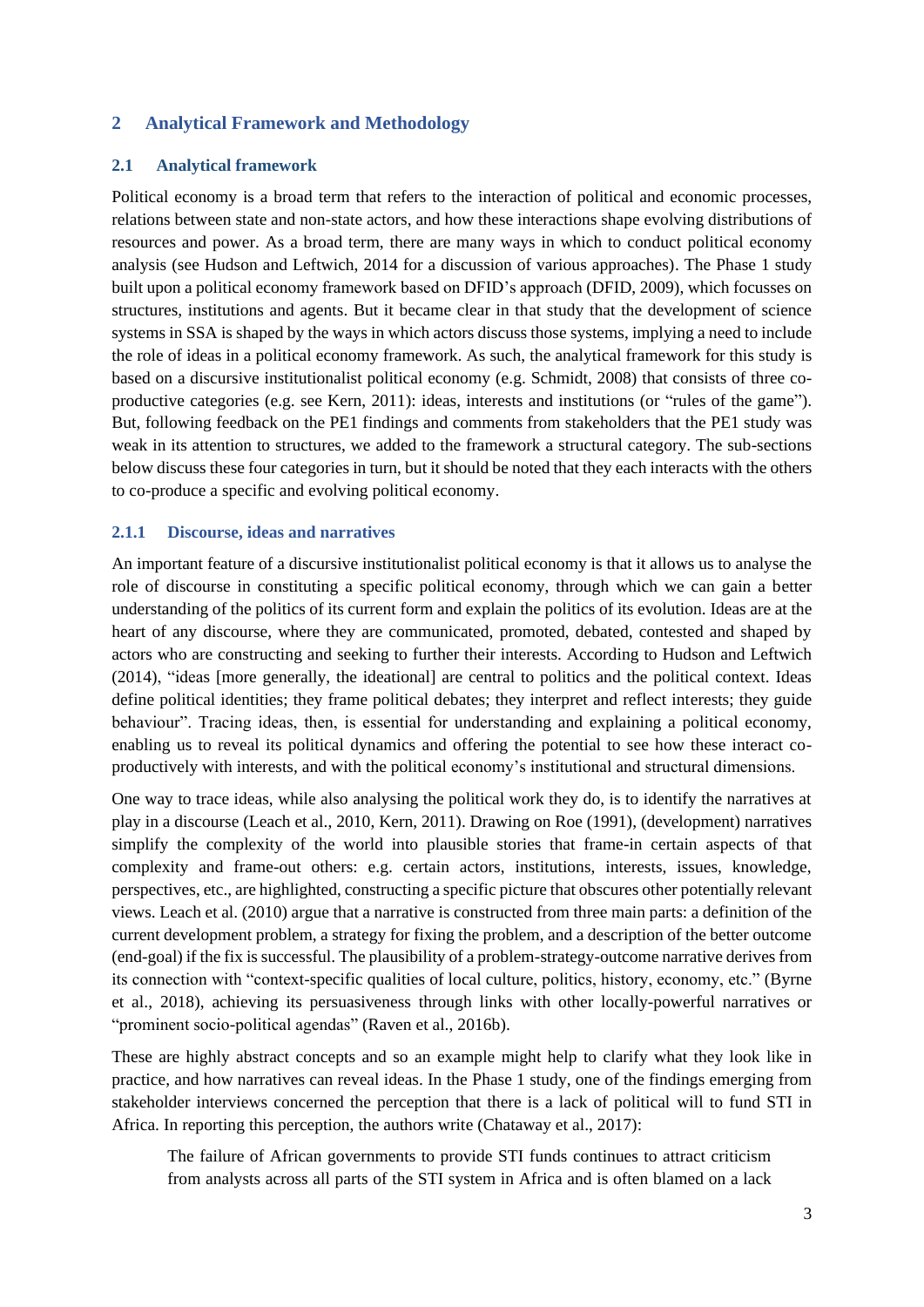## 2 Analytical Framework and Methodology

### 2.1 Analytical framework

Political economy is a broad term that refers to the interaction of political and economic processes, relations between state and non-state actors, and how these interactions shape evolving distributions of resources and power. As a broad term, there are many ways in which to conduct political economy analysis (see Hudson and Leftwich, 2014 for a discussion of various approaches). The Phase 1 study built upon a political economy framework based on DFID's approach (DFID, 2009), which focusses on structures, institutions and agents. But it became clear in that study that the development of science systems in SSA is shaped by the ways in which actors discuss those systems, implying a need to include the role of ideas in a political economy framework. As such, the analytical framework for this study is based on a discursive institutionalist political economy (e.g. Schmidt, 2008) that consists of three co-productive categories (e.g. see Kern, 2011): ideas, interests and institutions (or "rules of the game"). But, following feedback on the PE1 findings and comments from stakeholders that the PE1 study was weak in its attention to structures, we added to the framework a structural category. The sub-sections below discuss these four categories in turn, but it should be noted that they each interacts with the others to co-produce a specific and evolving political economy.

#### 2.1.1 Discourse, ideas and narratives

An important feature of a discursive institutionalist political economy is that it allows us to analyse the role of discourse in constituting a specific political economy, through which we can gain a better understanding of the politics of its current form and explain the politics of its evolution. Ideas are at the heart of any discourse, where they are communicated, promoted, debated, contested and shaped by actors who are constructing and seeking to further their interests. According to Hudson and Leftwich (2014), "ideas [more generally, the ideational] are central to politics and the political context. Ideas define political identities; they frame political debates; they interpret and reflect interests; they guide behaviour". Tracing ideas, then, is essential for understanding and explaining a political economy, enabling us to reveal its political dynamics and offering the potential to see how these interact co-productively with interests, and with the political economy's institutional and structural dimensions.

One way to trace ideas, while also analysing the political work they do, is to identify the narratives at play in a discourse (Leach et al., 2010, Kern, 2011). Drawing on Roe (1991), (development) narratives simplify the complexity of the world into plausible stories that frame-in certain aspects of that complexity and frame-out others: e.g. certain actors, institutions, interests, issues, knowledge, perspectives, etc., are highlighted, constructing a specific picture that obscures other potentially relevant views. Leach et al. (2010) argue that a narrative is constructed from three main parts: a definition of the current development problem, a strategy for fixing the problem, and a description of the better outcome (end-goal) if the fix is successful. The plausibility of a problem-strategy-outcome narrative derives from its connection with "context-specific qualities of local culture, politics, history, economy, etc." (Byrne et al., 2018), achieving its persuasiveness through links with other locally-powerful narratives or "prominent socio-political agendas" (Raven et al., 2016b).

These are highly abstract concepts and so an example might help to clarify what they look like in practice, and how narratives can reveal ideas. In the Phase 1 study, one of the findings emerging from stakeholder interviews concerned the perception that there is a lack of political will to fund STI in Africa. In reporting this perception, the authors write (Chataway et al., 2017):

> The failure of African governments to provide STI funds continues to attract criticism from analysts across all parts of the STI system in Africa and is often blamed on a lack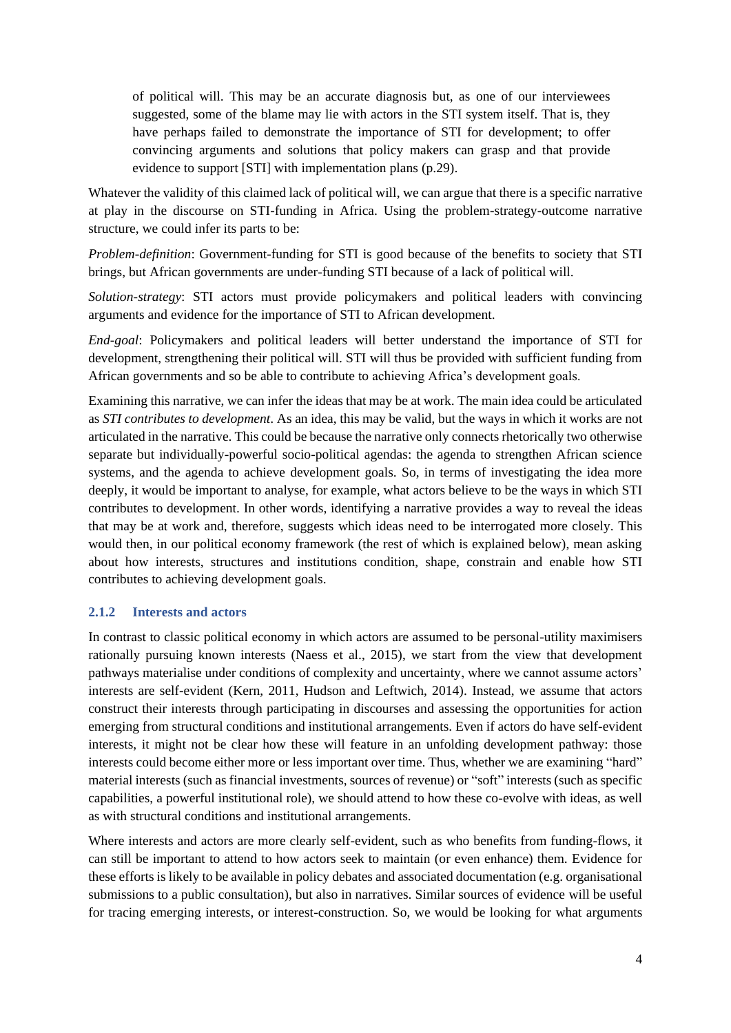> of political will. This may be an accurate diagnosis but, as one of our interviewees suggested, some of the blame may lie with actors in the STI system itself. That is, they have perhaps failed to demonstrate the importance of STI for development; to offer convincing arguments and solutions that policy makers can grasp and that provide evidence to support [STI] with implementation plans (p.29).

Whatever the validity of this claimed lack of political will, we can argue that there is a specific narrative at play in the discourse on STI-funding in Africa. Using the problem-strategy-outcome narrative structure, we could infer its parts to be:

*Problem-definition*: Government-funding for STI is good because of the benefits to society that STI brings, but African governments are under-funding STI because of a lack of political will.

*Solution-strategy*: STI actors must provide policymakers and political leaders with convincing arguments and evidence for the importance of STI to African development.

*End-goal*: Policymakers and political leaders will better understand the importance of STI for development, strengthening their political will. STI will thus be provided with sufficient funding from African governments and so be able to contribute to achieving Africa's development goals.

Examining this narrative, we can infer the ideas that may be at work. The main idea could be articulated as *STI contributes to development*. As an idea, this may be valid, but the ways in which it works are not articulated in the narrative. This could be because the narrative only connects rhetorically two otherwise separate but individually-powerful socio-political agendas: the agenda to strengthen African science systems, and the agenda to achieve development goals. So, in terms of investigating the idea more deeply, it would be important to analyse, for example, what actors believe to be the ways in which STI contributes to development. In other words, identifying a narrative provides a way to reveal the ideas that may be at work and, therefore, suggests which ideas need to be interrogated more closely. This would then, in our political economy framework (the rest of which is explained below), mean asking about how interests, structures and institutions condition, shape, constrain and enable how STI contributes to achieving development goals.

### 2.1.2 Interests and actors

In contrast to classic political economy in which actors are assumed to be personal-utility maximisers rationally pursuing known interests (Naess et al., 2015), we start from the view that development pathways materialise under conditions of complexity and uncertainty, where we cannot assume actors' interests are self-evident (Kern, 2011, Hudson and Leftwich, 2014). Instead, we assume that actors construct their interests through participating in discourses and assessing the opportunities for action emerging from structural conditions and institutional arrangements. Even if actors do have self-evident interests, it might not be clear how these will feature in an unfolding development pathway: those interests could become either more or less important over time. Thus, whether we are examining "hard" material interests (such as financial investments, sources of revenue) or "soft" interests (such as specific capabilities, a powerful institutional role), we should attend to how these co-evolve with ideas, as well as with structural conditions and institutional arrangements.

Where interests and actors are more clearly self-evident, such as who benefits from funding-flows, it can still be important to attend to how actors seek to maintain (or even enhance) them. Evidence for these efforts is likely to be available in policy debates and associated documentation (e.g. organisational submissions to a public consultation), but also in narratives. Similar sources of evidence will be useful for tracing emerging interests, or interest-construction. So, we would be looking for what arguments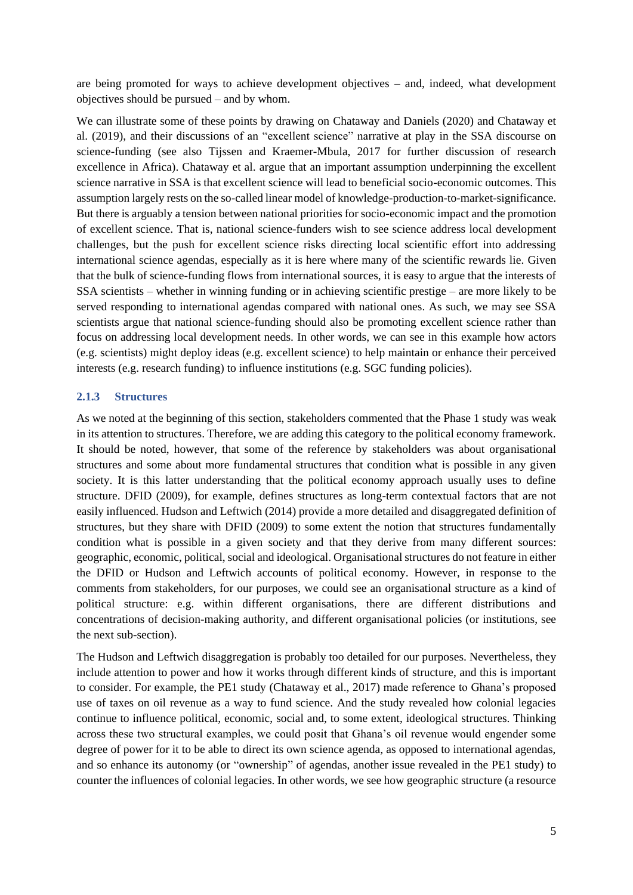are being promoted for ways to achieve development objectives – and, indeed, what development objectives should be pursued – and by whom.

We can illustrate some of these points by drawing on Chataway and Daniels (2020) and Chataway et al. (2019), and their discussions of an "excellent science" narrative at play in the SSA discourse on science-funding (see also Tijssen and Kraemer-Mbula, 2017 for further discussion of research excellence in Africa). Chataway et al. argue that an important assumption underpinning the excellent science narrative in SSA is that excellent science will lead to beneficial socio-economic outcomes. This assumption largely rests on the so-called linear model of knowledge-production-to-market-significance. But there is arguably a tension between national priorities for socio-economic impact and the promotion of excellent science. That is, national science-funders wish to see science address local development challenges, but the push for excellent science risks directing local scientific effort into addressing international science agendas, especially as it is here where many of the scientific rewards lie. Given that the bulk of science-funding flows from international sources, it is easy to argue that the interests of SSA scientists – whether in winning funding or in achieving scientific prestige – are more likely to be served responding to international agendas compared with national ones. As such, we may see SSA scientists argue that national science-funding should also be promoting excellent science rather than focus on addressing local development needs. In other words, we can see in this example how actors (e.g. scientists) might deploy ideas (e.g. excellent science) to help maintain or enhance their perceived interests (e.g. research funding) to influence institutions (e.g. SGC funding policies).

### 2.1.3 Structures

As we noted at the beginning of this section, stakeholders commented that the Phase 1 study was weak in its attention to structures. Therefore, we are adding this category to the political economy framework. It should be noted, however, that some of the reference by stakeholders was about organisational structures and some about more fundamental structures that condition what is possible in any given society. It is this latter understanding that the political economy approach usually uses to define structure. DFID (2009), for example, defines structures as long-term contextual factors that are not easily influenced. Hudson and Leftwich (2014) provide a more detailed and disaggregated definition of structures, but they share with DFID (2009) to some extent the notion that structures fundamentally condition what is possible in a given society and that they derive from many different sources: geographic, economic, political, social and ideological. Organisational structures do not feature in either the DFID or Hudson and Leftwich accounts of political economy. However, in response to the comments from stakeholders, for our purposes, we could see an organisational structure as a kind of political structure: e.g. within different organisations, there are different distributions and concentrations of decision-making authority, and different organisational policies (or institutions, see the next sub-section).

The Hudson and Leftwich disaggregation is probably too detailed for our purposes. Nevertheless, they include attention to power and how it works through different kinds of structure, and this is important to consider. For example, the PE1 study (Chataway et al., 2017) made reference to Ghana's proposed use of taxes on oil revenue as a way to fund science. And the study revealed how colonial legacies continue to influence political, economic, social and, to some extent, ideological structures. Thinking across these two structural examples, we could posit that Ghana's oil revenue would engender some degree of power for it to be able to direct its own science agenda, as opposed to international agendas, and so enhance its autonomy (or "ownership" of agendas, another issue revealed in the PE1 study) to counter the influences of colonial legacies. In other words, we see how geographic structure (a resource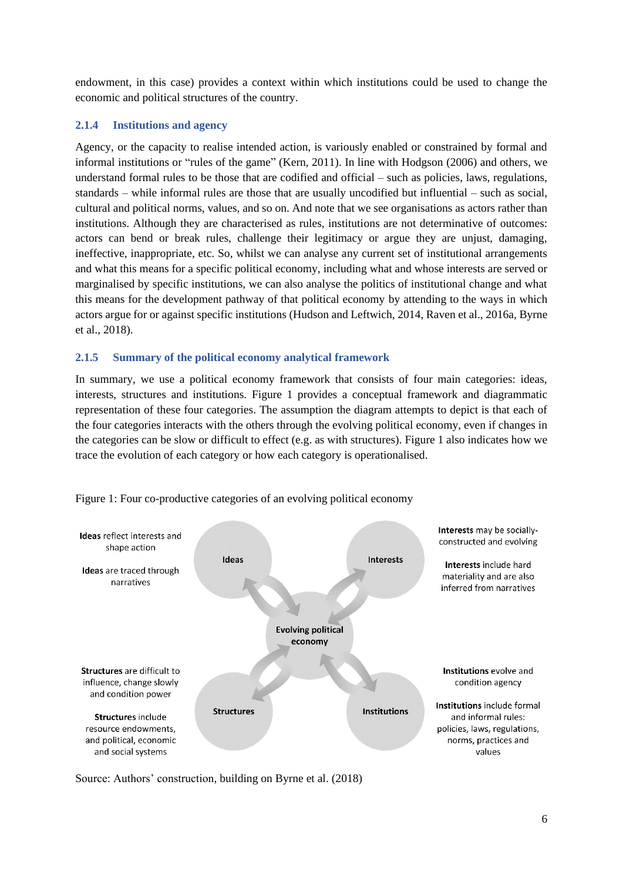endowment, in this case) provides a context within which institutions could be used to change the economic and political structures of the country.

### 2.1.4 Institutions and agency

Agency, or the capacity to realise intended action, is variously enabled or constrained by formal and informal institutions or "rules of the game" (Kern, 2011). In line with Hodgson (2006) and others, we understand formal rules to be those that are codified and official – such as policies, laws, regulations, standards – while informal rules are those that are usually uncodified but influential – such as social, cultural and political norms, values, and so on. And note that we see organisations as actors rather than institutions. Although they are characterised as rules, institutions are not determinative of outcomes: actors can bend or break rules, challenge their legitimacy or argue they are unjust, damaging, ineffective, inappropriate, etc. So, whilst we can analyse any current set of institutional arrangements and what this means for a specific political economy, including what and whose interests are served or marginalised by specific institutions, we can also analyse the politics of institutional change and what this means for the development pathway of that political economy by attending to the ways in which actors argue for or against specific institutions (Hudson and Leftwich, 2014, Raven et al., 2016a, Byrne et al., 2018).

### 2.1.5 Summary of the political economy analytical framework

In summary, we use a political economy framework that consists of four main categories: ideas, interests, structures and institutions. Figure 1 provides a conceptual framework and diagrammatic representation of these four categories. The assumption the diagram attempts to depict is that each of the four categories interacts with the others through the evolving political economy, even if changes in the categories can be slow or difficult to effect (e.g. as with structures). Figure 1 also indicates how we trace the evolution of each category or how each category is operationalised.

Figure 1: Four co-productive categories of an evolving political economy

**Ideas** reflect interests and shape action

**Ideas** are traced through narratives

Ideas

Interests

**Interests** may be socially-constructed and evolving

**Interests** include hard materiality and are also inferred from narratives

Evolving political economy

**Structures** are difficult to influence, change slowly and condition power

**Structures** include resource endowments, and political, economic and social systems

Structures

Institutions

**Institutions** evolve and condition agency

**Institutions** include formal and informal rules: policies, laws, regulations, norms, practices and values

Source: Authors' construction, building on Byrne et al. (2018)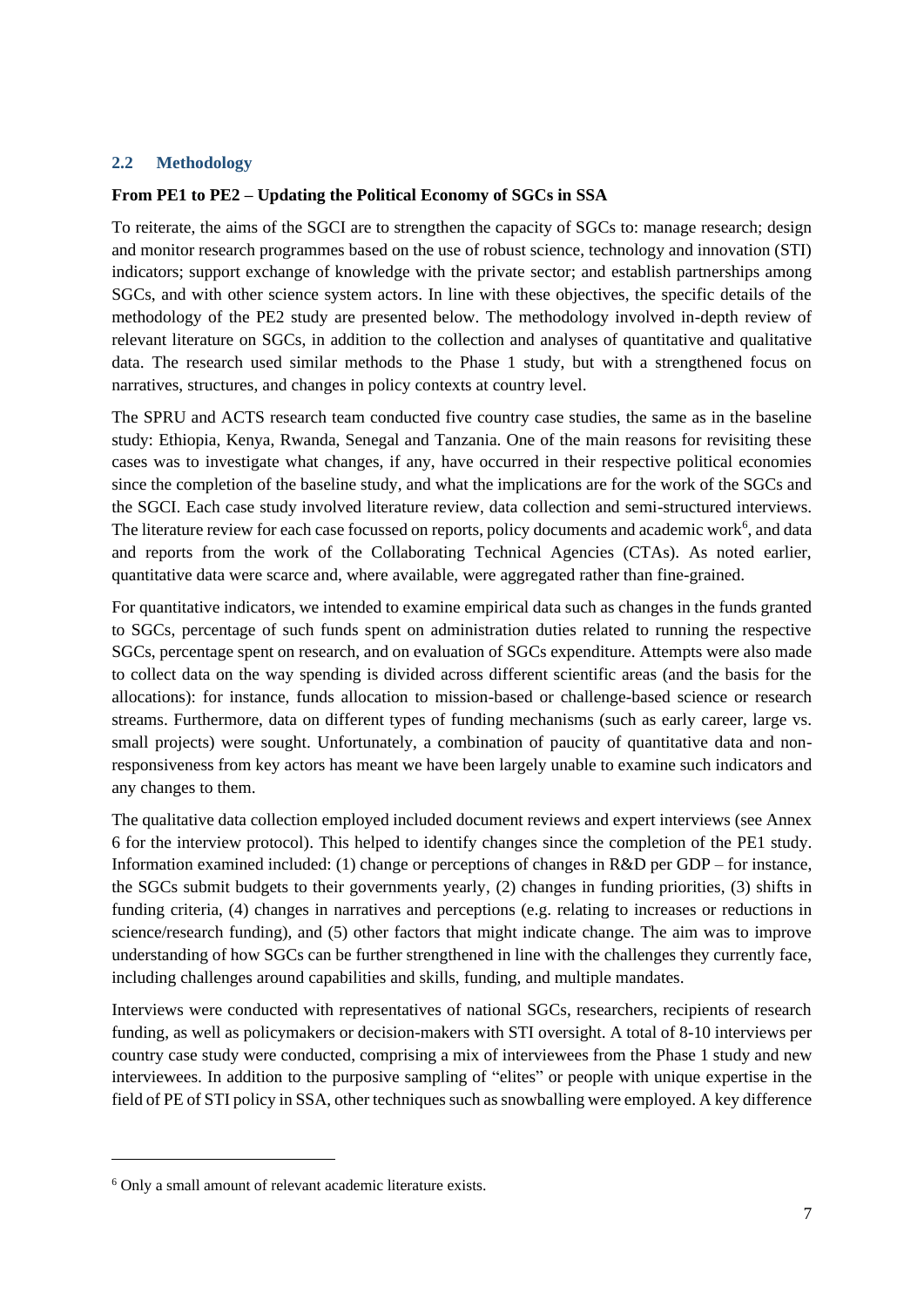## 2.2 Methodology

**From PE1 to PE2 – Updating the Political Economy of SGCs in SSA**

To reiterate, the aims of the SGCI are to strengthen the capacity of SGCs to: manage research; design and monitor research programmes based on the use of robust science, technology and innovation (STI) indicators; support exchange of knowledge with the private sector; and establish partnerships among SGCs, and with other science system actors. In line with these objectives, the specific details of the methodology of the PE2 study are presented below. The methodology involved in-depth review of relevant literature on SGCs, in addition to the collection and analyses of quantitative and qualitative data. The research used similar methods to the Phase 1 study, but with a strengthened focus on narratives, structures, and changes in policy contexts at country level.

The SPRU and ACTS research team conducted five country case studies, the same as in the baseline study: Ethiopia, Kenya, Rwanda, Senegal and Tanzania. One of the main reasons for revisiting these cases was to investigate what changes, if any, have occurred in their respective political economies since the completion of the baseline study, and what the implications are for the work of the SGCs and the SGCI. Each case study involved literature review, data collection and semi-structured interviews. The literature review for each case focussed on reports, policy documents and academic work[6], and data and reports from the work of the Collaborating Technical Agencies (CTAs). As noted earlier, quantitative data were scarce and, where available, were aggregated rather than fine-grained.

For quantitative indicators, we intended to examine empirical data such as changes in the funds granted to SGCs, percentage of such funds spent on administration duties related to running the respective SGCs, percentage spent on research, and on evaluation of SGCs expenditure. Attempts were also made to collect data on the way spending is divided across different scientific areas (and the basis for the allocations): for instance, funds allocation to mission-based or challenge-based science or research streams. Furthermore, data on different types of funding mechanisms (such as early career, large vs. small projects) were sought. Unfortunately, a combination of paucity of quantitative data and non-responsiveness from key actors has meant we have been largely unable to examine such indicators and any changes to them.

The qualitative data collection employed included document reviews and expert interviews (see Annex 6 for the interview protocol). This helped to identify changes since the completion of the PE1 study. Information examined included: (1) change or perceptions of changes in R&D per GDP – for instance, the SGCs submit budgets to their governments yearly, (2) changes in funding priorities, (3) shifts in funding criteria, (4) changes in narratives and perceptions (e.g. relating to increases or reductions in science/research funding), and (5) other factors that might indicate change. The aim was to improve understanding of how SGCs can be further strengthened in line with the challenges they currently face, including challenges around capabilities and skills, funding, and multiple mandates.

Interviews were conducted with representatives of national SGCs, researchers, recipients of research funding, as well as policymakers or decision-makers with STI oversight. A total of 8-10 interviews per country case study were conducted, comprising a mix of interviewees from the Phase 1 study and new interviewees. In addition to the purposive sampling of "elites" or people with unique expertise in the field of PE of STI policy in SSA, other techniques such as snowballing were employed. A key difference

---

[6] Only a small amount of relevant academic literature exists.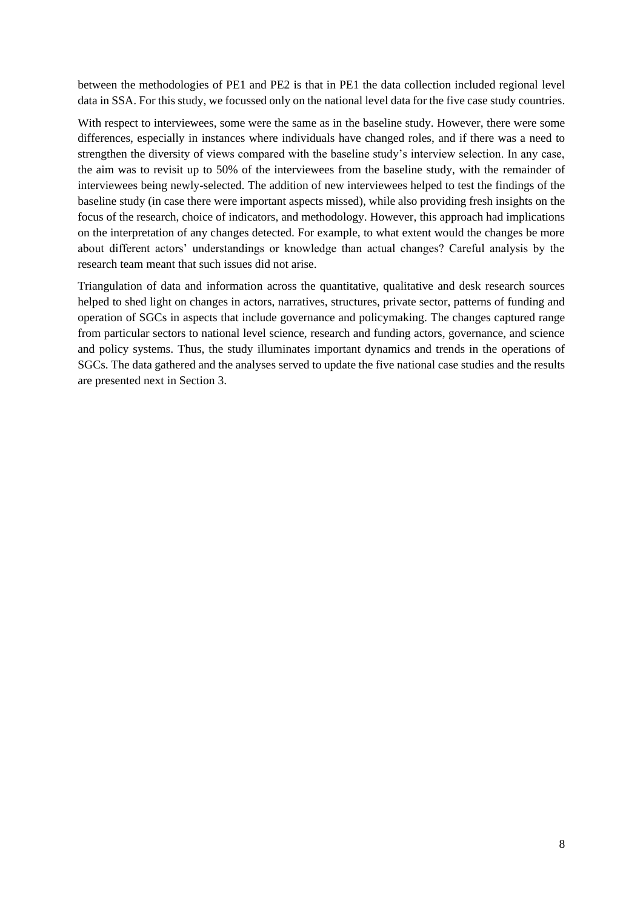between the methodologies of PE1 and PE2 is that in PE1 the data collection included regional level data in SSA. For this study, we focussed only on the national level data for the five case study countries.

With respect to interviewees, some were the same as in the baseline study. However, there were some differences, especially in instances where individuals have changed roles, and if there was a need to strengthen the diversity of views compared with the baseline study's interview selection. In any case, the aim was to revisit up to 50% of the interviewees from the baseline study, with the remainder of interviewees being newly-selected. The addition of new interviewees helped to test the findings of the baseline study (in case there were important aspects missed), while also providing fresh insights on the focus of the research, choice of indicators, and methodology. However, this approach had implications on the interpretation of any changes detected. For example, to what extent would the changes be more about different actors' understandings or knowledge than actual changes? Careful analysis by the research team meant that such issues did not arise.

Triangulation of data and information across the quantitative, qualitative and desk research sources helped to shed light on changes in actors, narratives, structures, private sector, patterns of funding and operation of SGCs in aspects that include governance and policymaking. The changes captured range from particular sectors to national level science, research and funding actors, governance, and science and policy systems. Thus, the study illuminates important dynamics and trends in the operations of SGCs. The data gathered and the analyses served to update the five national case studies and the results are presented next in Section 3.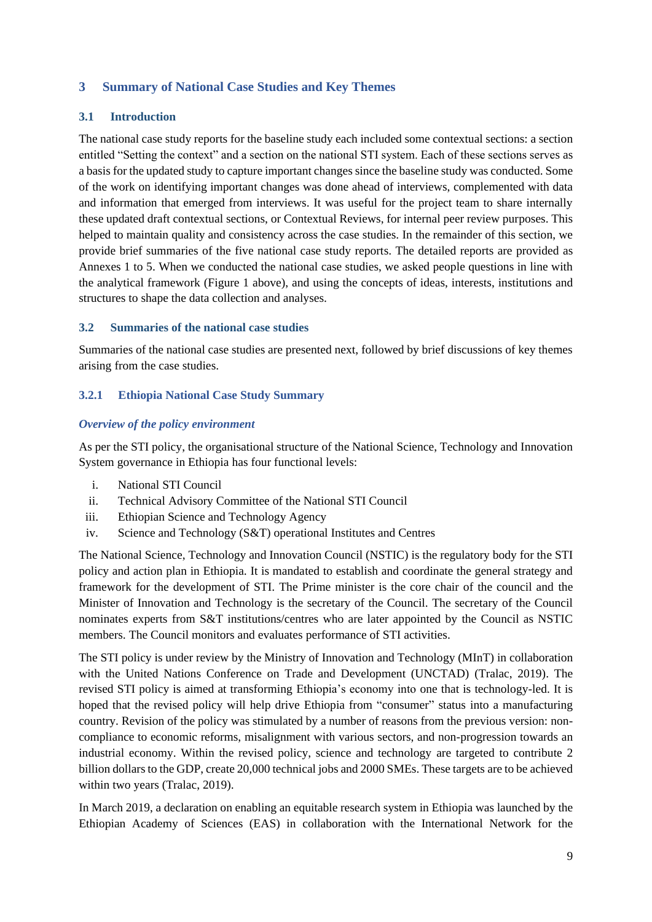# 3 Summary of National Case Studies and Key Themes

## 3.1 Introduction

The national case study reports for the baseline study each included some contextual sections: a section entitled "Setting the context" and a section on the national STI system. Each of these sections serves as a basis for the updated study to capture important changes since the baseline study was conducted. Some of the work on identifying important changes was done ahead of interviews, complemented with data and information that emerged from interviews. It was useful for the project team to share internally these updated draft contextual sections, or Contextual Reviews, for internal peer review purposes. This helped to maintain quality and consistency across the case studies. In the remainder of this section, we provide brief summaries of the five national case study reports. The detailed reports are provided as Annexes 1 to 5. When we conducted the national case studies, we asked people questions in line with the analytical framework (Figure 1 above), and using the concepts of ideas, interests, institutions and structures to shape the data collection and analyses.

## 3.2 Summaries of the national case studies

Summaries of the national case studies are presented next, followed by brief discussions of key themes arising from the case studies.

### 3.2.1 Ethiopia National Case Study Summary

*Overview of the policy environment*

As per the STI policy, the organisational structure of the National Science, Technology and Innovation System governance in Ethiopia has four functional levels:

i. National STI Council
ii. Technical Advisory Committee of the National STI Council
iii. Ethiopian Science and Technology Agency
iv. Science and Technology (S&T) operational Institutes and Centres

The National Science, Technology and Innovation Council (NSTIC) is the regulatory body for the STI policy and action plan in Ethiopia. It is mandated to establish and coordinate the general strategy and framework for the development of STI. The Prime minister is the core chair of the council and the Minister of Innovation and Technology is the secretary of the Council. The secretary of the Council nominates experts from S&T institutions/centres who are later appointed by the Council as NSTIC members. The Council monitors and evaluates performance of STI activities.

The STI policy is under review by the Ministry of Innovation and Technology (MInT) in collaboration with the United Nations Conference on Trade and Development (UNCTAD) (Tralac, 2019). The revised STI policy is aimed at transforming Ethiopia's economy into one that is technology-led. It is hoped that the revised policy will help drive Ethiopia from "consumer" status into a manufacturing country. Revision of the policy was stimulated by a number of reasons from the previous version: non-compliance to economic reforms, misalignment with various sectors, and non-progression towards an industrial economy. Within the revised policy, science and technology are targeted to contribute 2 billion dollars to the GDP, create 20,000 technical jobs and 2000 SMEs. These targets are to be achieved within two years (Tralac, 2019).

In March 2019, a declaration on enabling an equitable research system in Ethiopia was launched by the Ethiopian Academy of Sciences (EAS) in collaboration with the International Network for the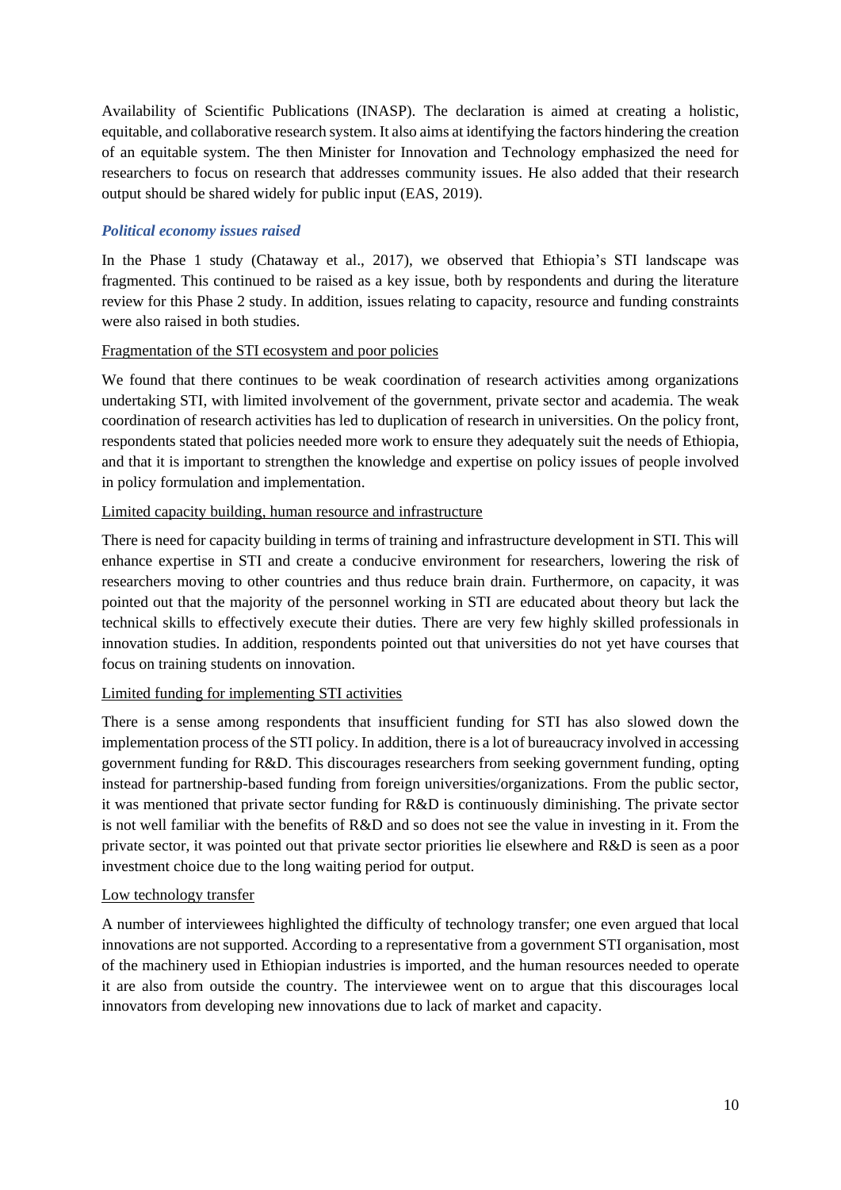Availability of Scientific Publications (INASP). The declaration is aimed at creating a holistic, equitable, and collaborative research system. It also aims at identifying the factors hindering the creation of an equitable system. The then Minister for Innovation and Technology emphasized the need for researchers to focus on research that addresses community issues. He also added that their research output should be shared widely for public input (EAS, 2019).

### *Political economy issues raised*

In the Phase 1 study (Chataway et al., 2017), we observed that Ethiopia's STI landscape was fragmented. This continued to be raised as a key issue, both by respondents and during the literature review for this Phase 2 study. In addition, issues relating to capacity, resource and funding constraints were also raised in both studies.

#### Fragmentation of the STI ecosystem and poor policies

We found that there continues to be weak coordination of research activities among organizations undertaking STI, with limited involvement of the government, private sector and academia. The weak coordination of research activities has led to duplication of research in universities. On the policy front, respondents stated that policies needed more work to ensure they adequately suit the needs of Ethiopia, and that it is important to strengthen the knowledge and expertise on policy issues of people involved in policy formulation and implementation.

#### Limited capacity building, human resource and infrastructure

There is need for capacity building in terms of training and infrastructure development in STI. This will enhance expertise in STI and create a conducive environment for researchers, lowering the risk of researchers moving to other countries and thus reduce brain drain. Furthermore, on capacity, it was pointed out that the majority of the personnel working in STI are educated about theory but lack the technical skills to effectively execute their duties. There are very few highly skilled professionals in innovation studies. In addition, respondents pointed out that universities do not yet have courses that focus on training students on innovation.

#### Limited funding for implementing STI activities

There is a sense among respondents that insufficient funding for STI has also slowed down the implementation process of the STI policy. In addition, there is a lot of bureaucracy involved in accessing government funding for R&D. This discourages researchers from seeking government funding, opting instead for partnership-based funding from foreign universities/organizations. From the public sector, it was mentioned that private sector funding for R&D is continuously diminishing. The private sector is not well familiar with the benefits of R&D and so does not see the value in investing in it. From the private sector, it was pointed out that private sector priorities lie elsewhere and R&D is seen as a poor investment choice due to the long waiting period for output.

#### Low technology transfer

A number of interviewees highlighted the difficulty of technology transfer; one even argued that local innovations are not supported. According to a representative from a government STI organisation, most of the machinery used in Ethiopian industries is imported, and the human resources needed to operate it are also from outside the country. The interviewee went on to argue that this discourages local innovators from developing new innovations due to lack of market and capacity.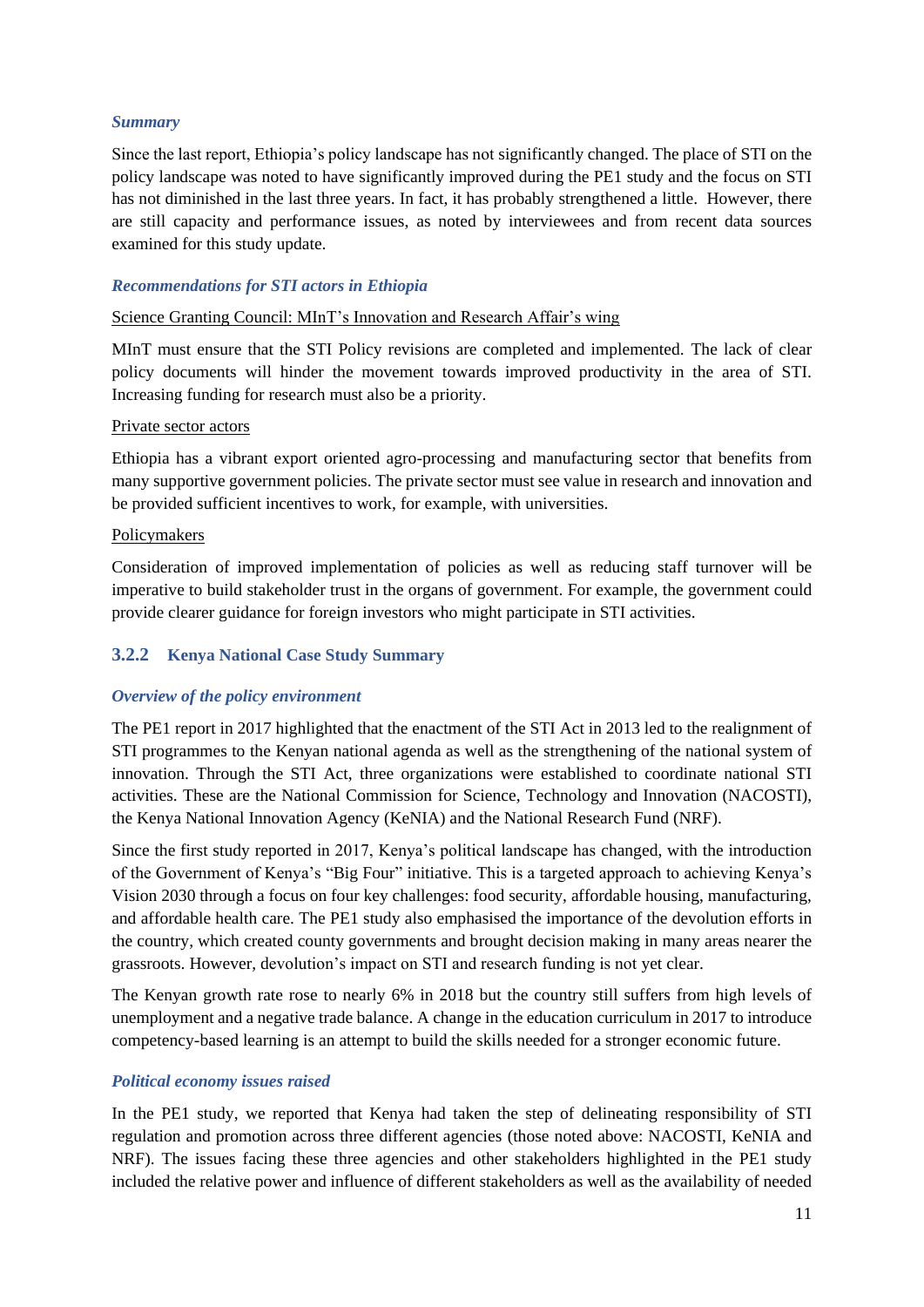#### *Summary*

Since the last report, Ethiopia's policy landscape has not significantly changed. The place of STI on the policy landscape was noted to have significantly improved during the PE1 study and the focus on STI has not diminished in the last three years. In fact, it has probably strengthened a little. However, there are still capacity and performance issues, as noted by interviewees and from recent data sources examined for this study update.

#### *Recommendations for STI actors in Ethiopia*

<u>Science Granting Council: MInT's Innovation and Research Affair's wing</u>

MInT must ensure that the STI Policy revisions are completed and implemented. The lack of clear policy documents will hinder the movement towards improved productivity in the area of STI. Increasing funding for research must also be a priority.

<u>Private sector actors</u>

Ethiopia has a vibrant export oriented agro-processing and manufacturing sector that benefits from many supportive government policies. The private sector must see value in research and innovation and be provided sufficient incentives to work, for example, with universities.

<u>Policymakers</u>

Consideration of improved implementation of policies as well as reducing staff turnover will be imperative to build stakeholder trust in the organs of government. For example, the government could provide clearer guidance for foreign investors who might participate in STI activities.

### 3.2.2 Kenya National Case Study Summary

#### *Overview of the policy environment*

The PE1 report in 2017 highlighted that the enactment of the STI Act in 2013 led to the realignment of STI programmes to the Kenyan national agenda as well as the strengthening of the national system of innovation. Through the STI Act, three organizations were established to coordinate national STI activities. These are the National Commission for Science, Technology and Innovation (NACOSTI), the Kenya National Innovation Agency (KeNIA) and the National Research Fund (NRF).

Since the first study reported in 2017, Kenya's political landscape has changed, with the introduction of the Government of Kenya's "Big Four" initiative. This is a targeted approach to achieving Kenya's Vision 2030 through a focus on four key challenges: food security, affordable housing, manufacturing, and affordable health care. The PE1 study also emphasised the importance of the devolution efforts in the country, which created county governments and brought decision making in many areas nearer the grassroots. However, devolution's impact on STI and research funding is not yet clear.

The Kenyan growth rate rose to nearly 6% in 2018 but the country still suffers from high levels of unemployment and a negative trade balance. A change in the education curriculum in 2017 to introduce competency-based learning is an attempt to build the skills needed for a stronger economic future.

#### *Political economy issues raised*

In the PE1 study, we reported that Kenya had taken the step of delineating responsibility of STI regulation and promotion across three different agencies (those noted above: NACOSTI, KeNIA and NRF). The issues facing these three agencies and other stakeholders highlighted in the PE1 study included the relative power and influence of different stakeholders as well as the availability of needed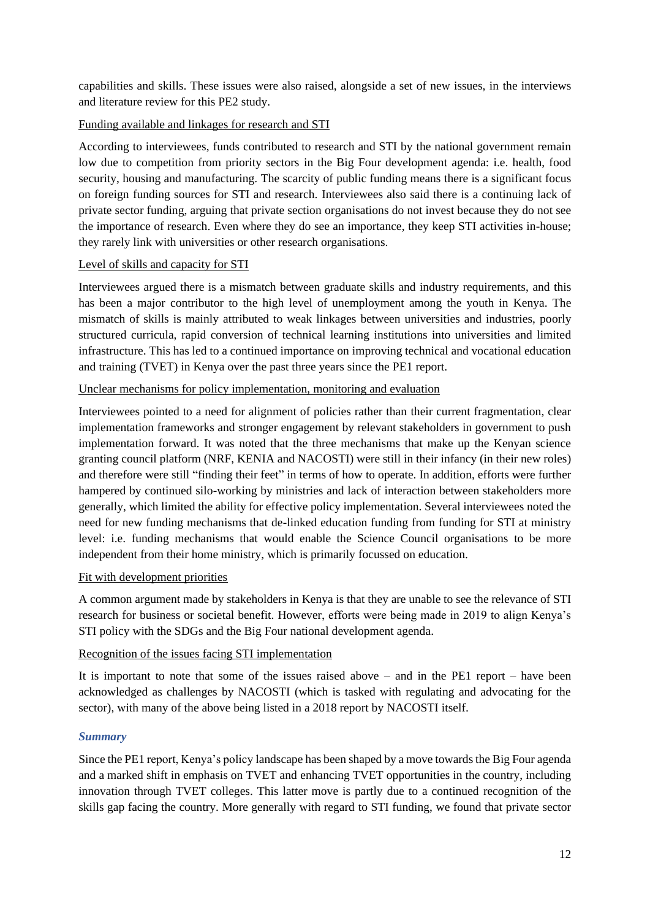capabilities and skills. These issues were also raised, alongside a set of new issues, in the interviews and literature review for this PE2 study.

Funding available and linkages for research and STI

According to interviewees, funds contributed to research and STI by the national government remain low due to competition from priority sectors in the Big Four development agenda: i.e. health, food security, housing and manufacturing. The scarcity of public funding means there is a significant focus on foreign funding sources for STI and research. Interviewees also said there is a continuing lack of private sector funding, arguing that private section organisations do not invest because they do not see the importance of research. Even where they do see an importance, they keep STI activities in-house; they rarely link with universities or other research organisations.

Level of skills and capacity for STI

Interviewees argued there is a mismatch between graduate skills and industry requirements, and this has been a major contributor to the high level of unemployment among the youth in Kenya. The mismatch of skills is mainly attributed to weak linkages between universities and industries, poorly structured curricula, rapid conversion of technical learning institutions into universities and limited infrastructure. This has led to a continued importance on improving technical and vocational education and training (TVET) in Kenya over the past three years since the PE1 report.

Unclear mechanisms for policy implementation, monitoring and evaluation

Interviewees pointed to a need for alignment of policies rather than their current fragmentation, clear implementation frameworks and stronger engagement by relevant stakeholders in government to push implementation forward. It was noted that the three mechanisms that make up the Kenyan science granting council platform (NRF, KENIA and NACOSTI) were still in their infancy (in their new roles) and therefore were still "finding their feet" in terms of how to operate. In addition, efforts were further hampered by continued silo-working by ministries and lack of interaction between stakeholders more generally, which limited the ability for effective policy implementation. Several interviewees noted the need for new funding mechanisms that de-linked education funding from funding for STI at ministry level: i.e. funding mechanisms that would enable the Science Council organisations to be more independent from their home ministry, which is primarily focussed on education.

Fit with development priorities

A common argument made by stakeholders in Kenya is that they are unable to see the relevance of STI research for business or societal benefit. However, efforts were being made in 2019 to align Kenya's STI policy with the SDGs and the Big Four national development agenda.

Recognition of the issues facing STI implementation

It is important to note that some of the issues raised above – and in the PE1 report – have been acknowledged as challenges by NACOSTI (which is tasked with regulating and advocating for the sector), with many of the above being listed in a 2018 report by NACOSTI itself.

### *Summary*

Since the PE1 report, Kenya's policy landscape has been shaped by a move towards the Big Four agenda and a marked shift in emphasis on TVET and enhancing TVET opportunities in the country, including innovation through TVET colleges. This latter move is partly due to a continued recognition of the skills gap facing the country. More generally with regard to STI funding, we found that private sector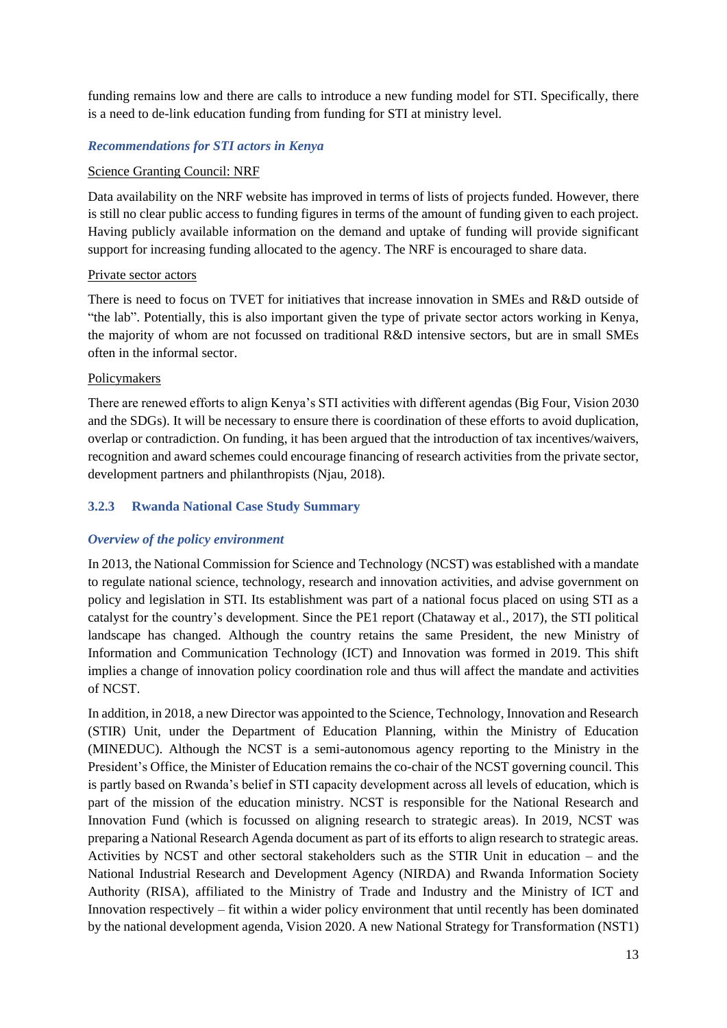funding remains low and there are calls to introduce a new funding model for STI. Specifically, there is a need to de-link education funding from funding for STI at ministry level.

### *Recommendations for STI actors in Kenya*

<u>Science Granting Council: NRF</u>

Data availability on the NRF website has improved in terms of lists of projects funded. However, there is still no clear public access to funding figures in terms of the amount of funding given to each project. Having publicly available information on the demand and uptake of funding will provide significant support for increasing funding allocated to the agency. The NRF is encouraged to share data.

<u>Private sector actors</u>

There is need to focus on TVET for initiatives that increase innovation in SMEs and R&D outside of "the lab". Potentially, this is also important given the type of private sector actors working in Kenya, the majority of whom are not focussed on traditional R&D intensive sectors, but are in small SMEs often in the informal sector.

<u>Policymakers</u>

There are renewed efforts to align Kenya's STI activities with different agendas (Big Four, Vision 2030 and the SDGs). It will be necessary to ensure there is coordination of these efforts to avoid duplication, overlap or contradiction. On funding, it has been argued that the introduction of tax incentives/waivers, recognition and award schemes could encourage financing of research activities from the private sector, development partners and philanthropists (Njau, 2018).

## 3.2.3 Rwanda National Case Study Summary

### *Overview of the policy environment*

In 2013, the National Commission for Science and Technology (NCST) was established with a mandate to regulate national science, technology, research and innovation activities, and advise government on policy and legislation in STI. Its establishment was part of a national focus placed on using STI as a catalyst for the country's development. Since the PE1 report (Chataway et al., 2017), the STI political landscape has changed. Although the country retains the same President, the new Ministry of Information and Communication Technology (ICT) and Innovation was formed in 2019. This shift implies a change of innovation policy coordination role and thus will affect the mandate and activities of NCST.

In addition, in 2018, a new Director was appointed to the Science, Technology, Innovation and Research (STIR) Unit, under the Department of Education Planning, within the Ministry of Education (MINEDUC). Although the NCST is a semi-autonomous agency reporting to the Ministry in the President's Office, the Minister of Education remains the co-chair of the NCST governing council. This is partly based on Rwanda's belief in STI capacity development across all levels of education, which is part of the mission of the education ministry. NCST is responsible for the National Research and Innovation Fund (which is focussed on aligning research to strategic areas). In 2019, NCST was preparing a National Research Agenda document as part of its efforts to align research to strategic areas. Activities by NCST and other sectoral stakeholders such as the STIR Unit in education – and the National Industrial Research and Development Agency (NIRDA) and Rwanda Information Society Authority (RISA), affiliated to the Ministry of Trade and Industry and the Ministry of ICT and Innovation respectively – fit within a wider policy environment that until recently has been dominated by the national development agenda, Vision 2020. A new National Strategy for Transformation (NST1)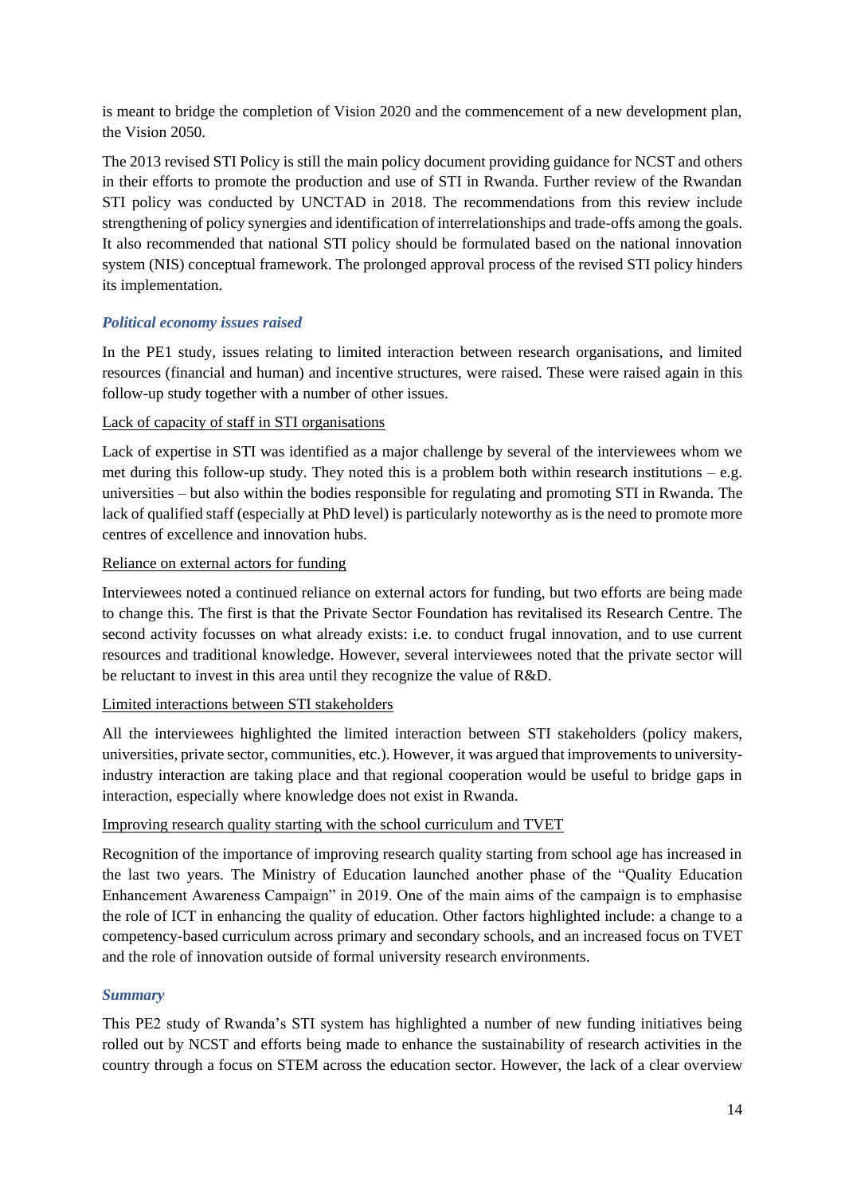is meant to bridge the completion of Vision 2020 and the commencement of a new development plan, the Vision 2050.

The 2013 revised STI Policy is still the main policy document providing guidance for NCST and others in their efforts to promote the production and use of STI in Rwanda. Further review of the Rwandan STI policy was conducted by UNCTAD in 2018. The recommendations from this review include strengthening of policy synergies and identification of interrelationships and trade-offs among the goals. It also recommended that national STI policy should be formulated based on the national innovation system (NIS) conceptual framework. The prolonged approval process of the revised STI policy hinders its implementation.

### *Political economy issues raised*

In the PE1 study, issues relating to limited interaction between research organisations, and limited resources (financial and human) and incentive structures, were raised. These were raised again in this follow-up study together with a number of other issues.

<u>Lack of capacity of staff in STI organisations</u>

Lack of expertise in STI was identified as a major challenge by several of the interviewees whom we met during this follow-up study. They noted this is a problem both within research institutions – e.g. universities – but also within the bodies responsible for regulating and promoting STI in Rwanda. The lack of qualified staff (especially at PhD level) is particularly noteworthy as is the need to promote more centres of excellence and innovation hubs.

<u>Reliance on external actors for funding</u>

Interviewees noted a continued reliance on external actors for funding, but two efforts are being made to change this. The first is that the Private Sector Foundation has revitalised its Research Centre. The second activity focusses on what already exists: i.e. to conduct frugal innovation, and to use current resources and traditional knowledge. However, several interviewees noted that the private sector will be reluctant to invest in this area until they recognize the value of R&D.

<u>Limited interactions between STI stakeholders</u>

All the interviewees highlighted the limited interaction between STI stakeholders (policy makers, universities, private sector, communities, etc.). However, it was argued that improvements to university-industry interaction are taking place and that regional cooperation would be useful to bridge gaps in interaction, especially where knowledge does not exist in Rwanda.

<u>Improving research quality starting with the school curriculum and TVET</u>

Recognition of the importance of improving research quality starting from school age has increased in the last two years. The Ministry of Education launched another phase of the "Quality Education Enhancement Awareness Campaign" in 2019. One of the main aims of the campaign is to emphasise the role of ICT in enhancing the quality of education. Other factors highlighted include: a change to a competency-based curriculum across primary and secondary schools, and an increased focus on TVET and the role of innovation outside of formal university research environments.

### *Summary*

This PE2 study of Rwanda's STI system has highlighted a number of new funding initiatives being rolled out by NCST and efforts being made to enhance the sustainability of research activities in the country through a focus on STEM across the education sector. However, the lack of a clear overview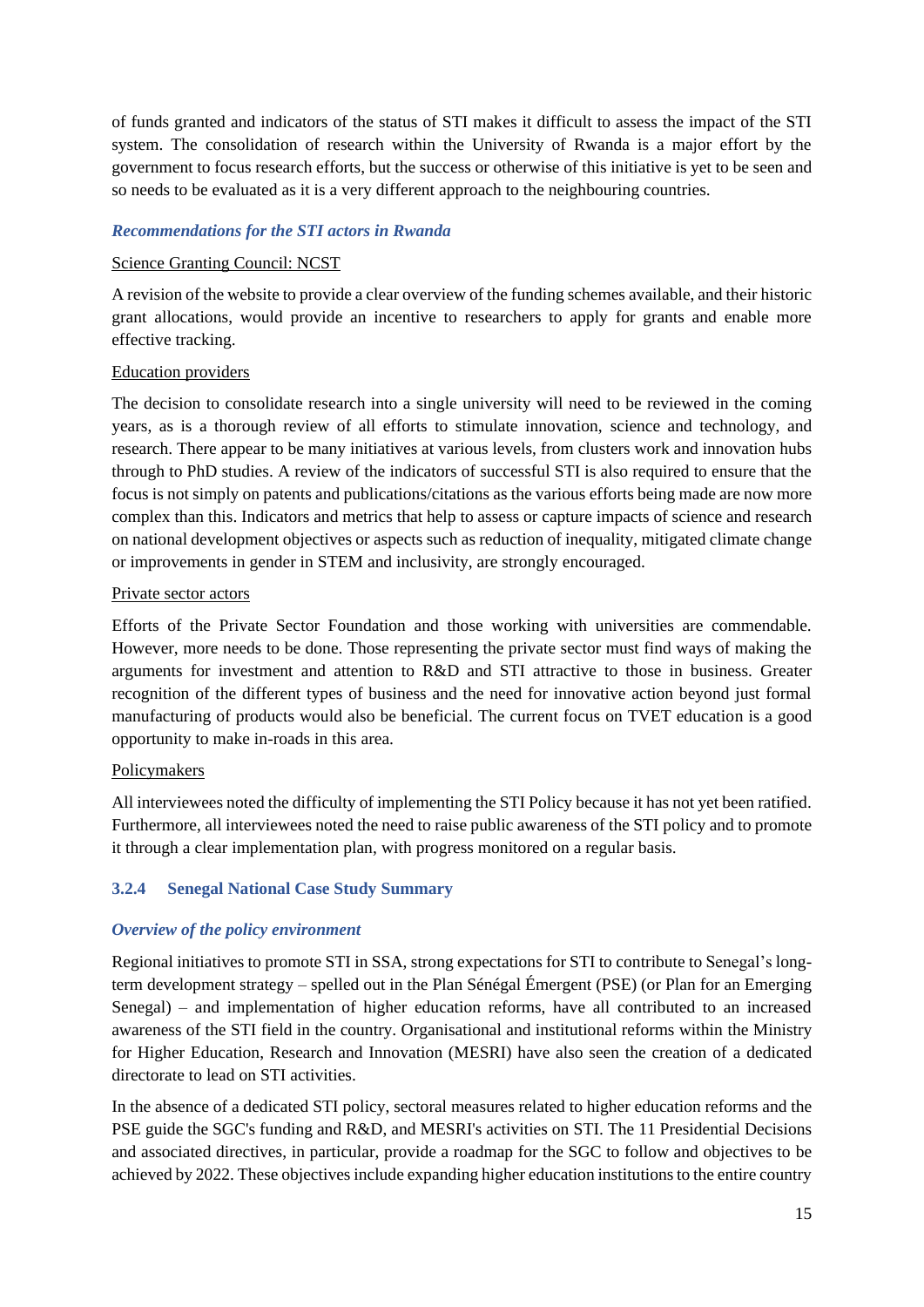of funds granted and indicators of the status of STI makes it difficult to assess the impact of the STI system. The consolidation of research within the University of Rwanda is a major effort by the government to focus research efforts, but the success or otherwise of this initiative is yet to be seen and so needs to be evaluated as it is a very different approach to the neighbouring countries.

#### *Recommendations for the STI actors in Rwanda*

<u>Science Granting Council: NCST</u>

A revision of the website to provide a clear overview of the funding schemes available, and their historic grant allocations, would provide an incentive to researchers to apply for grants and enable more effective tracking.

<u>Education providers</u>

The decision to consolidate research into a single university will need to be reviewed in the coming years, as is a thorough review of all efforts to stimulate innovation, science and technology, and research. There appear to be many initiatives at various levels, from clusters work and innovation hubs through to PhD studies. A review of the indicators of successful STI is also required to ensure that the focus is not simply on patents and publications/citations as the various efforts being made are now more complex than this. Indicators and metrics that help to assess or capture impacts of science and research on national development objectives or aspects such as reduction of inequality, mitigated climate change or improvements in gender in STEM and inclusivity, are strongly encouraged.

<u>Private sector actors</u>

Efforts of the Private Sector Foundation and those working with universities are commendable. However, more needs to be done. Those representing the private sector must find ways of making the arguments for investment and attention to R&D and STI attractive to those in business. Greater recognition of the different types of business and the need for innovative action beyond just formal manufacturing of products would also be beneficial. The current focus on TVET education is a good opportunity to make in-roads in this area.

<u>Policymakers</u>

All interviewees noted the difficulty of implementing the STI Policy because it has not yet been ratified. Furthermore, all interviewees noted the need to raise public awareness of the STI policy and to promote it through a clear implementation plan, with progress monitored on a regular basis.

### 3.2.4 Senegal National Case Study Summary

#### *Overview of the policy environment*

Regional initiatives to promote STI in SSA, strong expectations for STI to contribute to Senegal's long-term development strategy – spelled out in the Plan Sénégal Émergent (PSE) (or Plan for an Emerging Senegal) – and implementation of higher education reforms, have all contributed to an increased awareness of the STI field in the country. Organisational and institutional reforms within the Ministry for Higher Education, Research and Innovation (MESRI) have also seen the creation of a dedicated directorate to lead on STI activities.

In the absence of a dedicated STI policy, sectoral measures related to higher education reforms and the PSE guide the SGC's funding and R&D, and MESRI's activities on STI. The 11 Presidential Decisions and associated directives, in particular, provide a roadmap for the SGC to follow and objectives to be achieved by 2022. These objectives include expanding higher education institutions to the entire country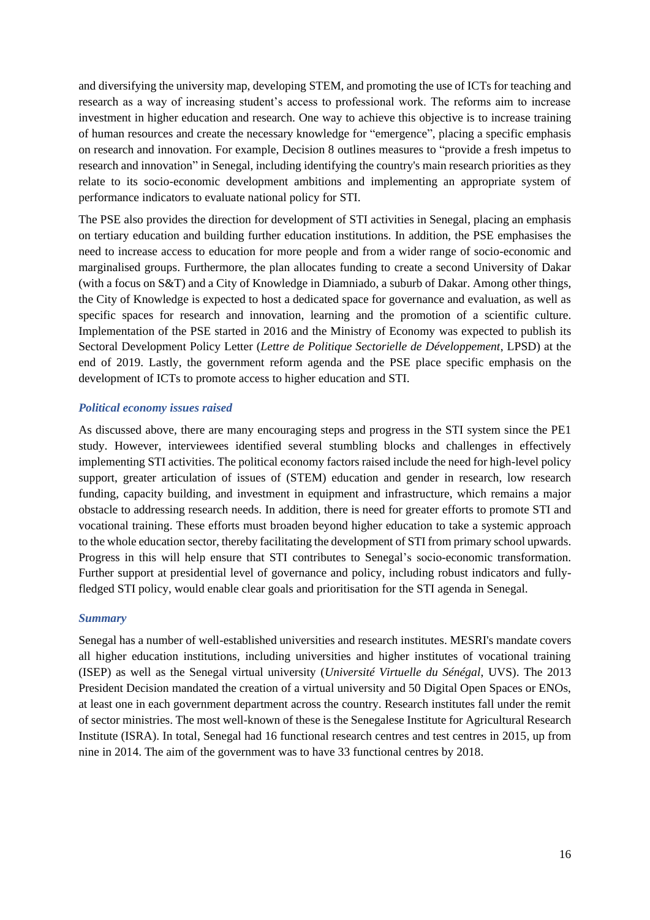and diversifying the university map, developing STEM, and promoting the use of ICTs for teaching and research as a way of increasing student's access to professional work. The reforms aim to increase investment in higher education and research. One way to achieve this objective is to increase training of human resources and create the necessary knowledge for "emergence", placing a specific emphasis on research and innovation. For example, Decision 8 outlines measures to "provide a fresh impetus to research and innovation" in Senegal, including identifying the country's main research priorities as they relate to its socio-economic development ambitions and implementing an appropriate system of performance indicators to evaluate national policy for STI.

The PSE also provides the direction for development of STI activities in Senegal, placing an emphasis on tertiary education and building further education institutions. In addition, the PSE emphasises the need to increase access to education for more people and from a wider range of socio-economic and marginalised groups. Furthermore, the plan allocates funding to create a second University of Dakar (with a focus on S&T) and a City of Knowledge in Diamniado, a suburb of Dakar. Among other things, the City of Knowledge is expected to host a dedicated space for governance and evaluation, as well as specific spaces for research and innovation, learning and the promotion of a scientific culture. Implementation of the PSE started in 2016 and the Ministry of Economy was expected to publish its Sectoral Development Policy Letter (*Lettre de Politique Sectorielle de Développement*, LPSD) at the end of 2019. Lastly, the government reform agenda and the PSE place specific emphasis on the development of ICTs to promote access to higher education and STI.

### *Political economy issues raised*

As discussed above, there are many encouraging steps and progress in the STI system since the PE1 study. However, interviewees identified several stumbling blocks and challenges in effectively implementing STI activities. The political economy factors raised include the need for high-level policy support, greater articulation of issues of (STEM) education and gender in research, low research funding, capacity building, and investment in equipment and infrastructure, which remains a major obstacle to addressing research needs. In addition, there is need for greater efforts to promote STI and vocational training. These efforts must broaden beyond higher education to take a systemic approach to the whole education sector, thereby facilitating the development of STI from primary school upwards. Progress in this will help ensure that STI contributes to Senegal's socio-economic transformation. Further support at presidential level of governance and policy, including robust indicators and fully-fledged STI policy, would enable clear goals and prioritisation for the STI agenda in Senegal.

### *Summary*

Senegal has a number of well-established universities and research institutes. MESRI's mandate covers all higher education institutions, including universities and higher institutes of vocational training (ISEP) as well as the Senegal virtual university (*Université Virtuelle du Sénégal*, UVS). The 2013 President Decision mandated the creation of a virtual university and 50 Digital Open Spaces or ENOs, at least one in each government department across the country. Research institutes fall under the remit of sector ministries. The most well-known of these is the Senegalese Institute for Agricultural Research Institute (ISRA). In total, Senegal had 16 functional research centres and test centres in 2015, up from nine in 2014. The aim of the government was to have 33 functional centres by 2018.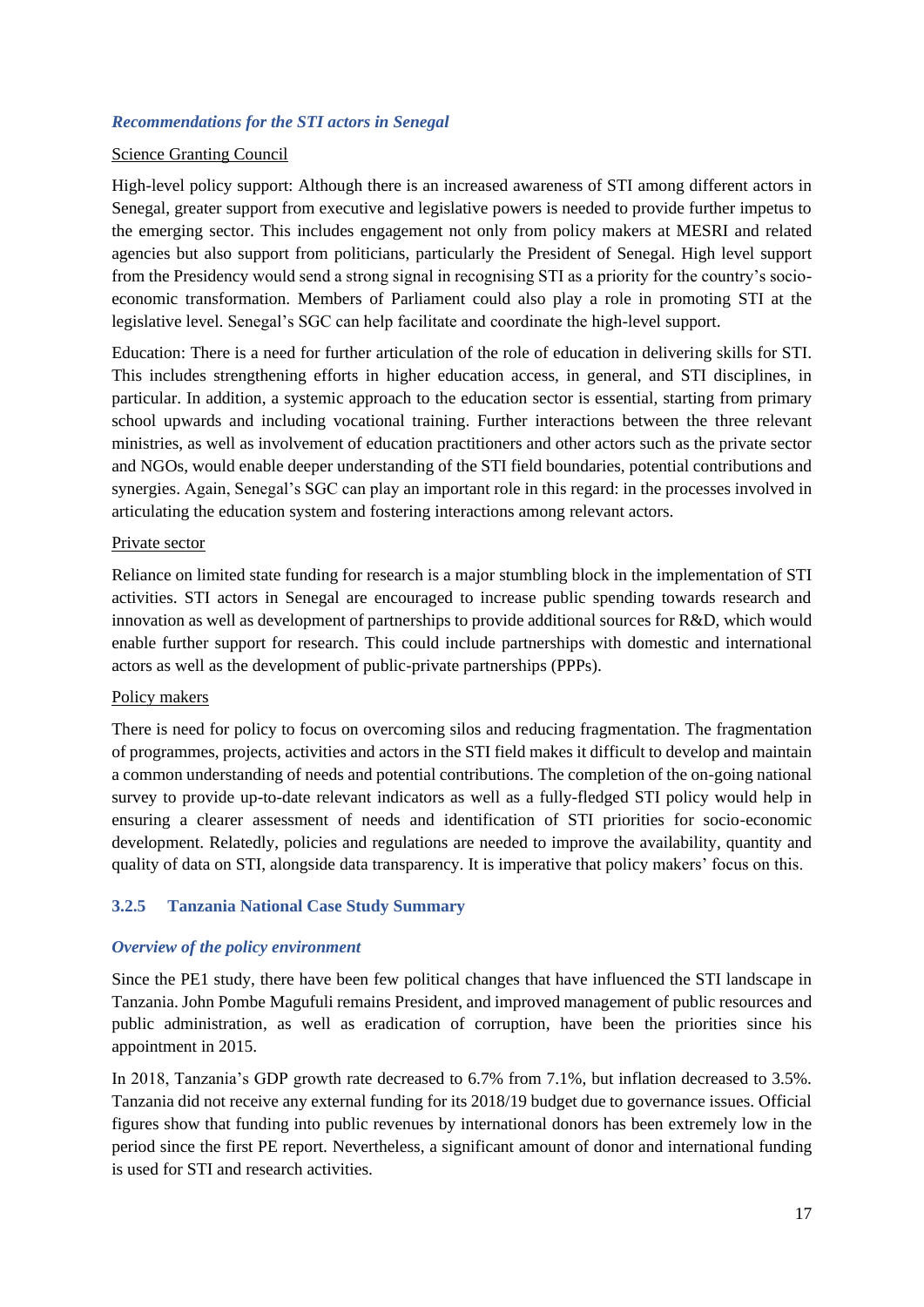### *Recommendations for the STI actors in Senegal*

Science Granting Council

High-level policy support: Although there is an increased awareness of STI among different actors in Senegal, greater support from executive and legislative powers is needed to provide further impetus to the emerging sector. This includes engagement not only from policy makers at MESRI and related agencies but also support from politicians, particularly the President of Senegal. High level support from the Presidency would send a strong signal in recognising STI as a priority for the country's socio-economic transformation. Members of Parliament could also play a role in promoting STI at the legislative level. Senegal's SGC can help facilitate and coordinate the high-level support.

Education: There is a need for further articulation of the role of education in delivering skills for STI. This includes strengthening efforts in higher education access, in general, and STI disciplines, in particular. In addition, a systemic approach to the education sector is essential, starting from primary school upwards and including vocational training. Further interactions between the three relevant ministries, as well as involvement of education practitioners and other actors such as the private sector and NGOs, would enable deeper understanding of the STI field boundaries, potential contributions and synergies. Again, Senegal's SGC can play an important role in this regard: in the processes involved in articulating the education system and fostering interactions among relevant actors.

Private sector

Reliance on limited state funding for research is a major stumbling block in the implementation of STI activities. STI actors in Senegal are encouraged to increase public spending towards research and innovation as well as development of partnerships to provide additional sources for R&D, which would enable further support for research. This could include partnerships with domestic and international actors as well as the development of public-private partnerships (PPPs).

Policy makers

There is need for policy to focus on overcoming silos and reducing fragmentation. The fragmentation of programmes, projects, activities and actors in the STI field makes it difficult to develop and maintain a common understanding of needs and potential contributions. The completion of the on-going national survey to provide up-to-date relevant indicators as well as a fully-fledged STI policy would help in ensuring a clearer assessment of needs and identification of STI priorities for socio-economic development. Relatedly, policies and regulations are needed to improve the availability, quantity and quality of data on STI, alongside data transparency. It is imperative that policy makers' focus on this.

### 3.2.5 Tanzania National Case Study Summary

#### *Overview of the policy environment*

Since the PE1 study, there have been few political changes that have influenced the STI landscape in Tanzania. John Pombe Magufuli remains President, and improved management of public resources and public administration, as well as eradication of corruption, have been the priorities since his appointment in 2015.

In 2018, Tanzania's GDP growth rate decreased to 6.7% from 7.1%, but inflation decreased to 3.5%. Tanzania did not receive any external funding for its 2018/19 budget due to governance issues. Official figures show that funding into public revenues by international donors has been extremely low in the period since the first PE report. Nevertheless, a significant amount of donor and international funding is used for STI and research activities.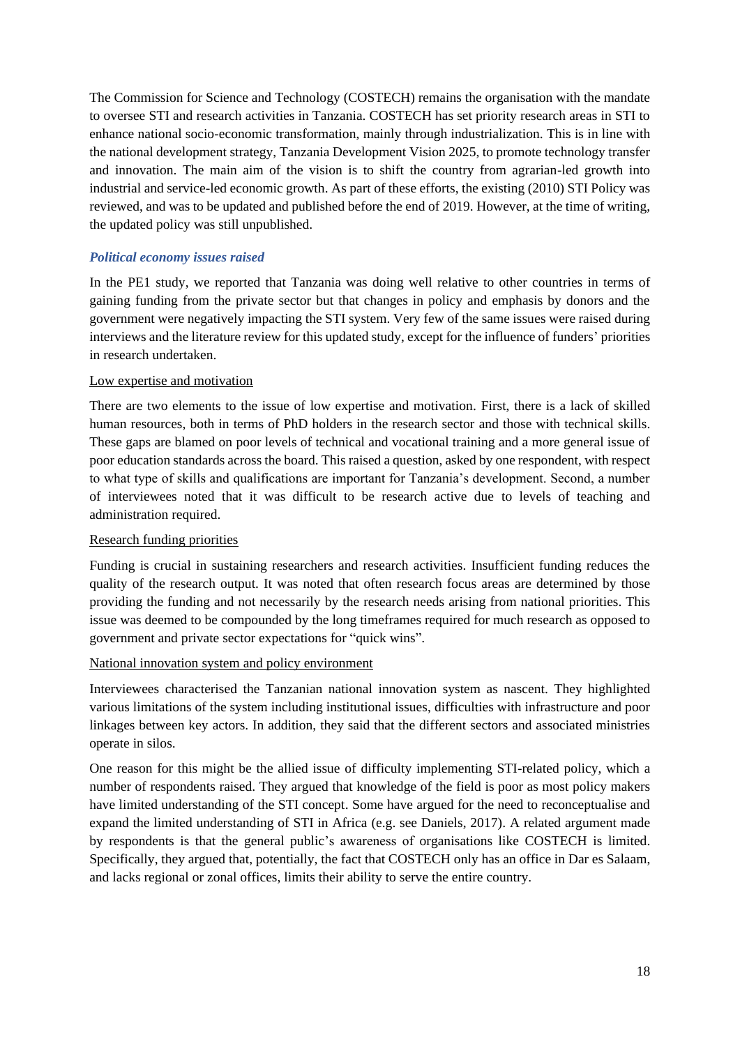The Commission for Science and Technology (COSTECH) remains the organisation with the mandate to oversee STI and research activities in Tanzania. COSTECH has set priority research areas in STI to enhance national socio-economic transformation, mainly through industrialization. This is in line with the national development strategy, Tanzania Development Vision 2025, to promote technology transfer and innovation. The main aim of the vision is to shift the country from agrarian-led growth into industrial and service-led economic growth. As part of these efforts, the existing (2010) STI Policy was reviewed, and was to be updated and published before the end of 2019. However, at the time of writing, the updated policy was still unpublished.

### *Political economy issues raised*

In the PE1 study, we reported that Tanzania was doing well relative to other countries in terms of gaining funding from the private sector but that changes in policy and emphasis by donors and the government were negatively impacting the STI system. Very few of the same issues were raised during interviews and the literature review for this updated study, except for the influence of funders' priorities in research undertaken.

#### Low expertise and motivation

There are two elements to the issue of low expertise and motivation. First, there is a lack of skilled human resources, both in terms of PhD holders in the research sector and those with technical skills. These gaps are blamed on poor levels of technical and vocational training and a more general issue of poor education standards across the board. This raised a question, asked by one respondent, with respect to what type of skills and qualifications are important for Tanzania's development. Second, a number of interviewees noted that it was difficult to be research active due to levels of teaching and administration required.

#### Research funding priorities

Funding is crucial in sustaining researchers and research activities. Insufficient funding reduces the quality of the research output. It was noted that often research focus areas are determined by those providing the funding and not necessarily by the research needs arising from national priorities. This issue was deemed to be compounded by the long timeframes required for much research as opposed to government and private sector expectations for "quick wins".

#### National innovation system and policy environment

Interviewees characterised the Tanzanian national innovation system as nascent. They highlighted various limitations of the system including institutional issues, difficulties with infrastructure and poor linkages between key actors. In addition, they said that the different sectors and associated ministries operate in silos.

One reason for this might be the allied issue of difficulty implementing STI-related policy, which a number of respondents raised. They argued that knowledge of the field is poor as most policy makers have limited understanding of the STI concept. Some have argued for the need to reconceptualise and expand the limited understanding of STI in Africa (e.g. see Daniels, 2017). A related argument made by respondents is that the general public's awareness of organisations like COSTECH is limited. Specifically, they argued that, potentially, the fact that COSTECH only has an office in Dar es Salaam, and lacks regional or zonal offices, limits their ability to serve the entire country.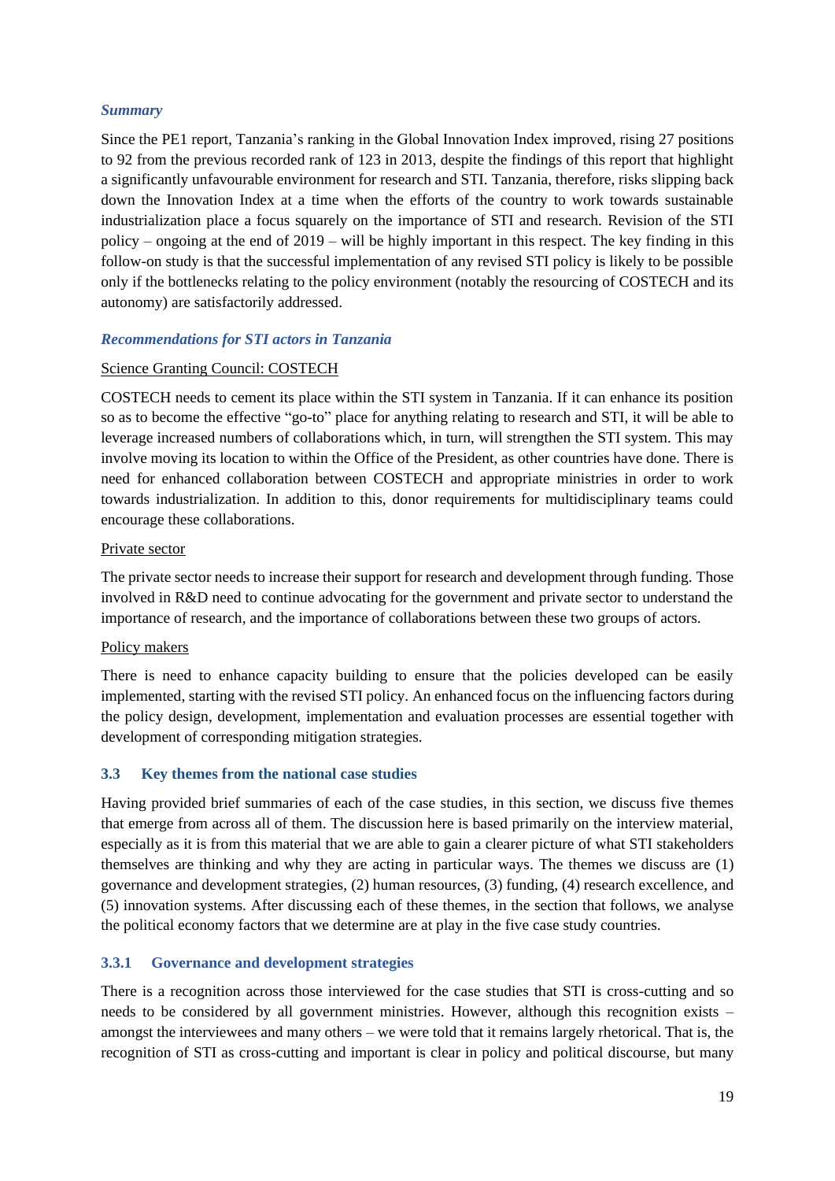*Summary*

Since the PE1 report, Tanzania's ranking in the Global Innovation Index improved, rising 27 positions to 92 from the previous recorded rank of 123 in 2013, despite the findings of this report that highlight a significantly unfavourable environment for research and STI. Tanzania, therefore, risks slipping back down the Innovation Index at a time when the efforts of the country to work towards sustainable industrialization place a focus squarely on the importance of STI and research. Revision of the STI policy – ongoing at the end of 2019 – will be highly important in this respect. The key finding in this follow-on study is that the successful implementation of any revised STI policy is likely to be possible only if the bottlenecks relating to the policy environment (notably the resourcing of COSTECH and its autonomy) are satisfactorily addressed.

***Recommendations for STI actors in Tanzania***

Science Granting Council: COSTECH

COSTECH needs to cement its place within the STI system in Tanzania. If it can enhance its position so as to become the effective "go-to" place for anything relating to research and STI, it will be able to leverage increased numbers of collaborations which, in turn, will strengthen the STI system. This may involve moving its location to within the Office of the President, as other countries have done. There is need for enhanced collaboration between COSTECH and appropriate ministries in order to work towards industrialization. In addition to this, donor requirements for multidisciplinary teams could encourage these collaborations.

Private sector

The private sector needs to increase their support for research and development through funding. Those involved in R&D need to continue advocating for the government and private sector to understand the importance of research, and the importance of collaborations between these two groups of actors.

Policy makers

There is need to enhance capacity building to ensure that the policies developed can be easily implemented, starting with the revised STI policy. An enhanced focus on the influencing factors during the policy design, development, implementation and evaluation processes are essential together with development of corresponding mitigation strategies.

### 3.3 Key themes from the national case studies

Having provided brief summaries of each of the case studies, in this section, we discuss five themes that emerge from across all of them. The discussion here is based primarily on the interview material, especially as it is from this material that we are able to gain a clearer picture of what STI stakeholders themselves are thinking and why they are acting in particular ways. The themes we discuss are (1) governance and development strategies, (2) human resources, (3) funding, (4) research excellence, and (5) innovation systems. After discussing each of these themes, in the section that follows, we analyse the political economy factors that we determine are at play in the five case study countries.

#### 3.3.1 Governance and development strategies

There is a recognition across those interviewed for the case studies that STI is cross-cutting and so needs to be considered by all government ministries. However, although this recognition exists – amongst the interviewees and many others – we were told that it remains largely rhetorical. That is, the recognition of STI as cross-cutting and important is clear in policy and political discourse, but many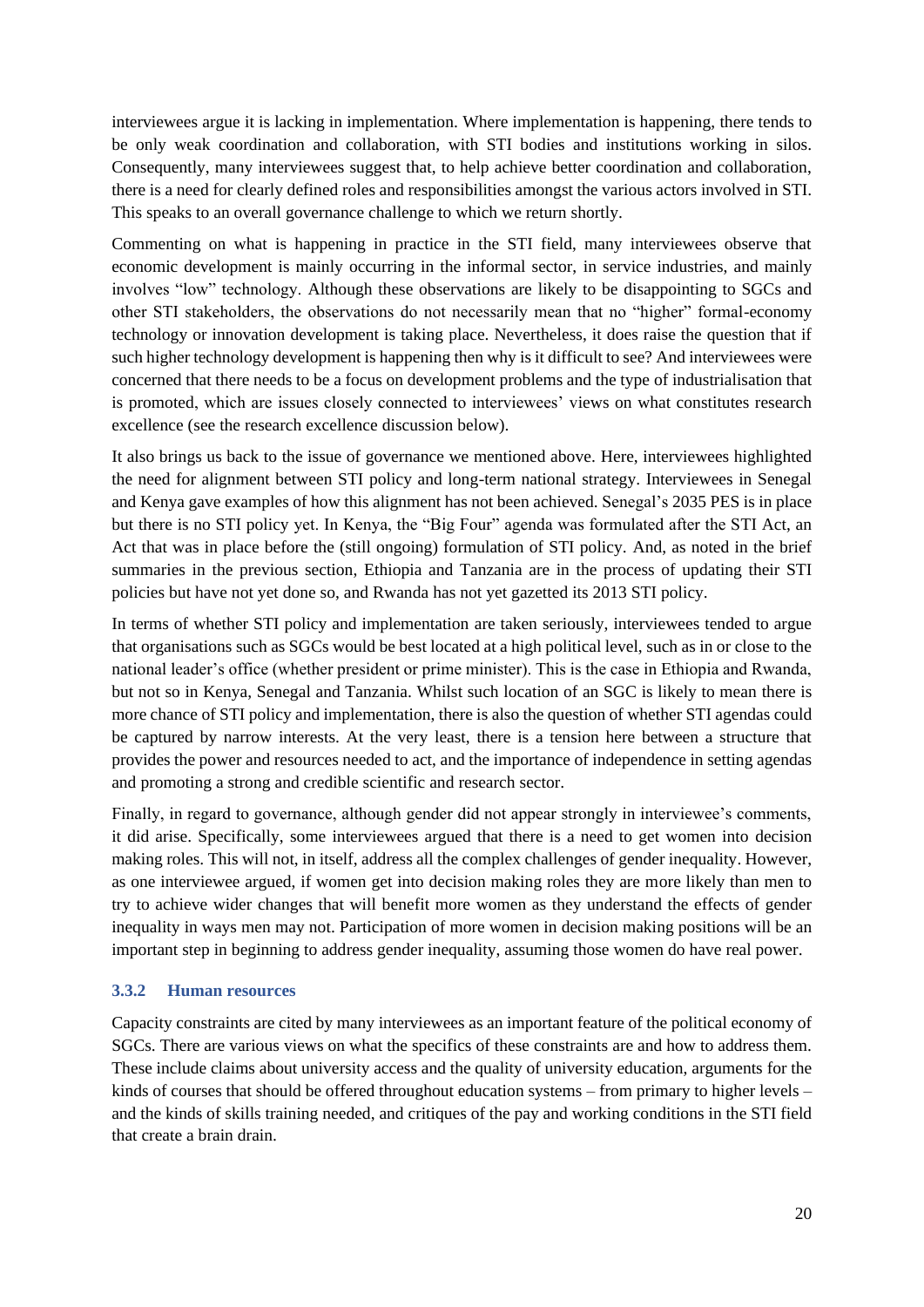interviewees argue it is lacking in implementation. Where implementation is happening, there tends to be only weak coordination and collaboration, with STI bodies and institutions working in silos. Consequently, many interviewees suggest that, to help achieve better coordination and collaboration, there is a need for clearly defined roles and responsibilities amongst the various actors involved in STI. This speaks to an overall governance challenge to which we return shortly.

Commenting on what is happening in practice in the STI field, many interviewees observe that economic development is mainly occurring in the informal sector, in service industries, and mainly involves "low" technology. Although these observations are likely to be disappointing to SGCs and other STI stakeholders, the observations do not necessarily mean that no "higher" formal-economy technology or innovation development is taking place. Nevertheless, it does raise the question that if such higher technology development is happening then why is it difficult to see? And interviewees were concerned that there needs to be a focus on development problems and the type of industrialisation that is promoted, which are issues closely connected to interviewees' views on what constitutes research excellence (see the research excellence discussion below).

It also brings us back to the issue of governance we mentioned above. Here, interviewees highlighted the need for alignment between STI policy and long-term national strategy. Interviewees in Senegal and Kenya gave examples of how this alignment has not been achieved. Senegal's 2035 PES is in place but there is no STI policy yet. In Kenya, the "Big Four" agenda was formulated after the STI Act, an Act that was in place before the (still ongoing) formulation of STI policy. And, as noted in the brief summaries in the previous section, Ethiopia and Tanzania are in the process of updating their STI policies but have not yet done so, and Rwanda has not yet gazetted its 2013 STI policy.

In terms of whether STI policy and implementation are taken seriously, interviewees tended to argue that organisations such as SGCs would be best located at a high political level, such as in or close to the national leader's office (whether president or prime minister). This is the case in Ethiopia and Rwanda, but not so in Kenya, Senegal and Tanzania. Whilst such location of an SGC is likely to mean there is more chance of STI policy and implementation, there is also the question of whether STI agendas could be captured by narrow interests. At the very least, there is a tension here between a structure that provides the power and resources needed to act, and the importance of independence in setting agendas and promoting a strong and credible scientific and research sector.

Finally, in regard to governance, although gender did not appear strongly in interviewee's comments, it did arise. Specifically, some interviewees argued that there is a need to get women into decision making roles. This will not, in itself, address all the complex challenges of gender inequality. However, as one interviewee argued, if women get into decision making roles they are more likely than men to try to achieve wider changes that will benefit more women as they understand the effects of gender inequality in ways men may not. Participation of more women in decision making positions will be an important step in beginning to address gender inequality, assuming those women do have real power.

### 3.3.2 Human resources

Capacity constraints are cited by many interviewees as an important feature of the political economy of SGCs. There are various views on what the specifics of these constraints are and how to address them. These include claims about university access and the quality of university education, arguments for the kinds of courses that should be offered throughout education systems – from primary to higher levels – and the kinds of skills training needed, and critiques of the pay and working conditions in the STI field that create a brain drain.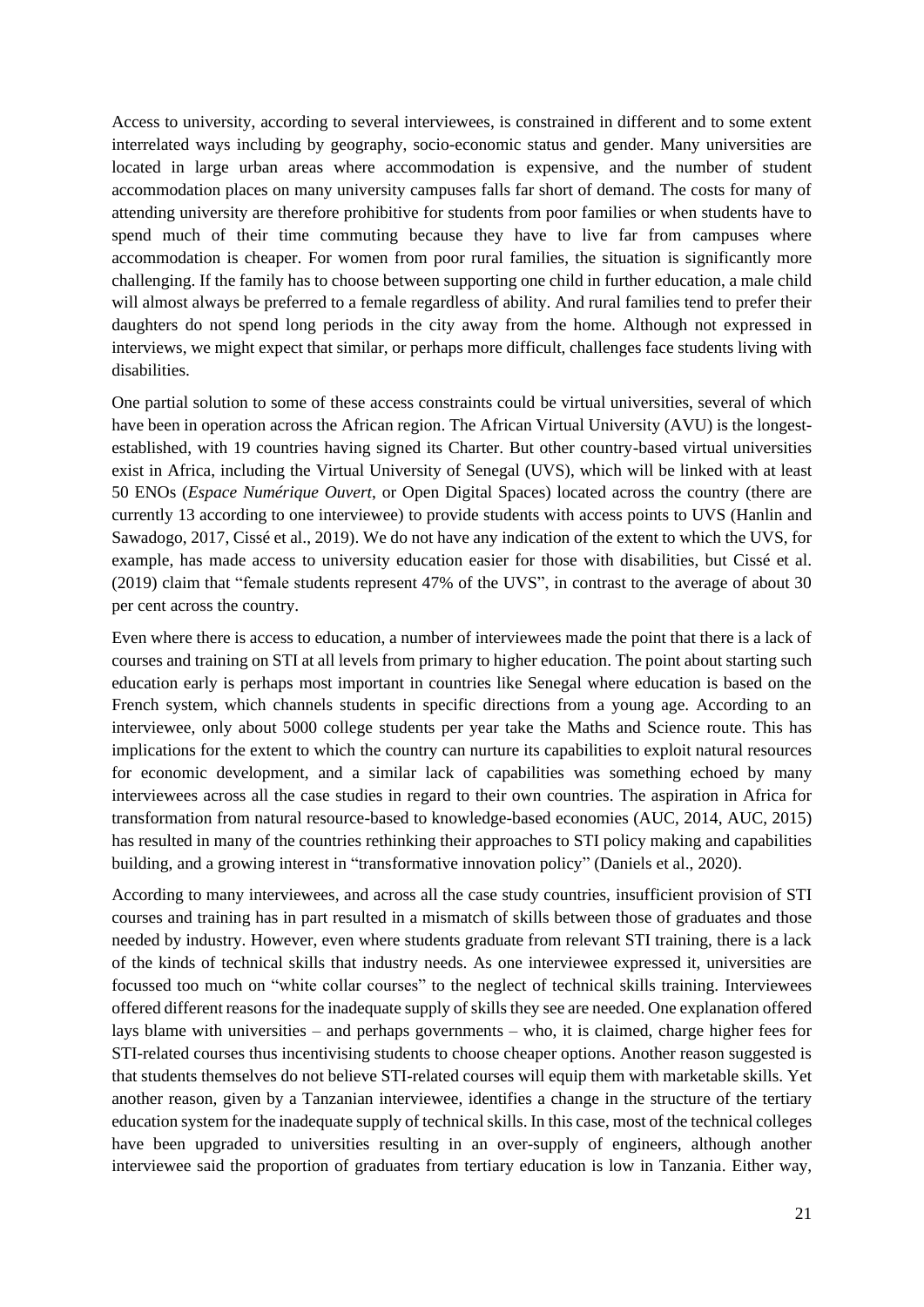Access to university, according to several interviewees, is constrained in different and to some extent interrelated ways including by geography, socio-economic status and gender. Many universities are located in large urban areas where accommodation is expensive, and the number of student accommodation places on many university campuses falls far short of demand. The costs for many of attending university are therefore prohibitive for students from poor families or when students have to spend much of their time commuting because they have to live far from campuses where accommodation is cheaper. For women from poor rural families, the situation is significantly more challenging. If the family has to choose between supporting one child in further education, a male child will almost always be preferred to a female regardless of ability. And rural families tend to prefer their daughters do not spend long periods in the city away from the home. Although not expressed in interviews, we might expect that similar, or perhaps more difficult, challenges face students living with disabilities.

One partial solution to some of these access constraints could be virtual universities, several of which have been in operation across the African region. The African Virtual University (AVU) is the longest-established, with 19 countries having signed its Charter. But other country-based virtual universities exist in Africa, including the Virtual University of Senegal (UVS), which will be linked with at least 50 ENOs (*Espace Numérique Ouvert*, or Open Digital Spaces) located across the country (there are currently 13 according to one interviewee) to provide students with access points to UVS (Hanlin and Sawadogo, 2017, Cissé et al., 2019). We do not have any indication of the extent to which the UVS, for example, has made access to university education easier for those with disabilities, but Cissé et al. (2019) claim that "female students represent 47% of the UVS", in contrast to the average of about 30 per cent across the country.

Even where there is access to education, a number of interviewees made the point that there is a lack of courses and training on STI at all levels from primary to higher education. The point about starting such education early is perhaps most important in countries like Senegal where education is based on the French system, which channels students in specific directions from a young age. According to an interviewee, only about 5000 college students per year take the Maths and Science route. This has implications for the extent to which the country can nurture its capabilities to exploit natural resources for economic development, and a similar lack of capabilities was something echoed by many interviewees across all the case studies in regard to their own countries. The aspiration in Africa for transformation from natural resource-based to knowledge-based economies (AUC, 2014, AUC, 2015) has resulted in many of the countries rethinking their approaches to STI policy making and capabilities building, and a growing interest in "transformative innovation policy" (Daniels et al., 2020).

According to many interviewees, and across all the case study countries, insufficient provision of STI courses and training has in part resulted in a mismatch of skills between those of graduates and those needed by industry. However, even where students graduate from relevant STI training, there is a lack of the kinds of technical skills that industry needs. As one interviewee expressed it, universities are focussed too much on "white collar courses" to the neglect of technical skills training. Interviewees offered different reasons for the inadequate supply of skills they see are needed. One explanation offered lays blame with universities – and perhaps governments – who, it is claimed, charge higher fees for STI-related courses thus incentivising students to choose cheaper options. Another reason suggested is that students themselves do not believe STI-related courses will equip them with marketable skills. Yet another reason, given by a Tanzanian interviewee, identifies a change in the structure of the tertiary education system for the inadequate supply of technical skills. In this case, most of the technical colleges have been upgraded to universities resulting in an over-supply of engineers, although another interviewee said the proportion of graduates from tertiary education is low in Tanzania. Either way,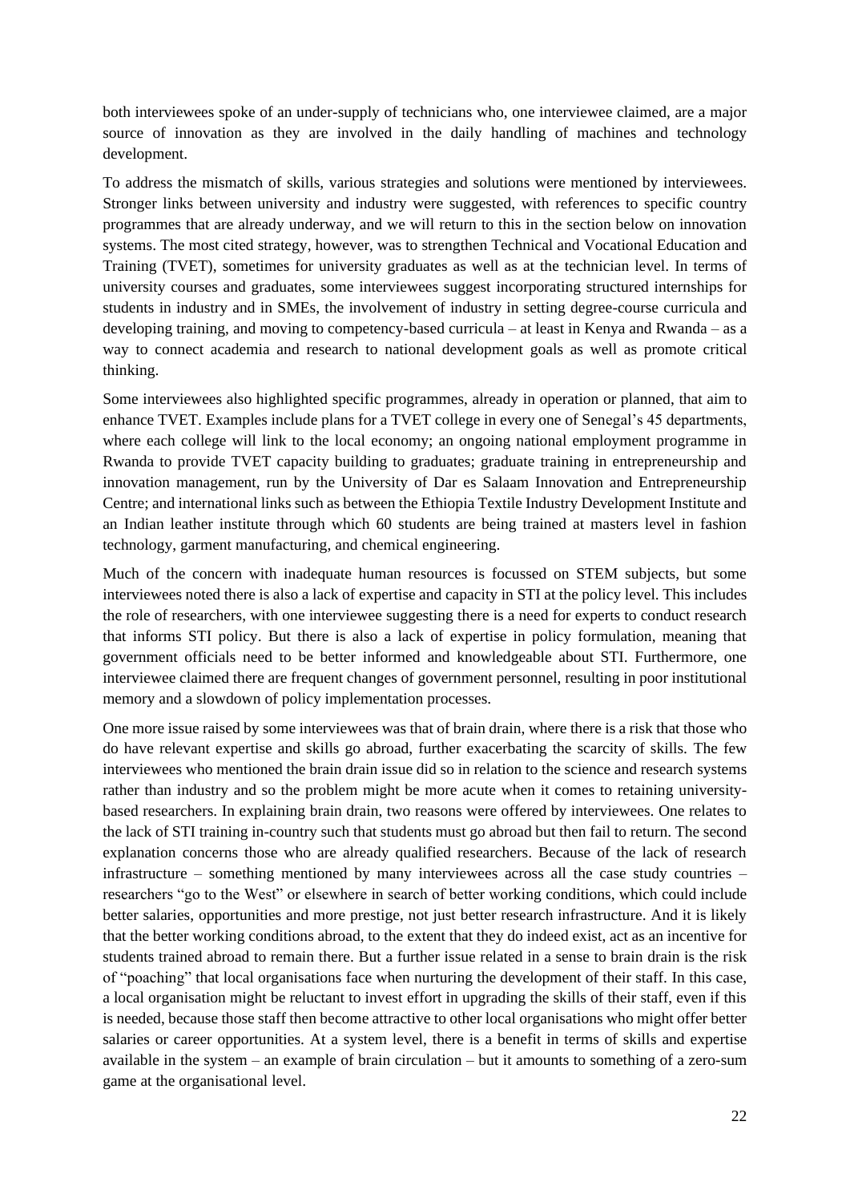both interviewees spoke of an under-supply of technicians who, one interviewee claimed, are a major source of innovation as they are involved in the daily handling of machines and technology development.

To address the mismatch of skills, various strategies and solutions were mentioned by interviewees. Stronger links between university and industry were suggested, with references to specific country programmes that are already underway, and we will return to this in the section below on innovation systems. The most cited strategy, however, was to strengthen Technical and Vocational Education and Training (TVET), sometimes for university graduates as well as at the technician level. In terms of university courses and graduates, some interviewees suggest incorporating structured internships for students in industry and in SMEs, the involvement of industry in setting degree-course curricula and developing training, and moving to competency-based curricula – at least in Kenya and Rwanda – as a way to connect academia and research to national development goals as well as promote critical thinking.

Some interviewees also highlighted specific programmes, already in operation or planned, that aim to enhance TVET. Examples include plans for a TVET college in every one of Senegal's 45 departments, where each college will link to the local economy; an ongoing national employment programme in Rwanda to provide TVET capacity building to graduates; graduate training in entrepreneurship and innovation management, run by the University of Dar es Salaam Innovation and Entrepreneurship Centre; and international links such as between the Ethiopia Textile Industry Development Institute and an Indian leather institute through which 60 students are being trained at masters level in fashion technology, garment manufacturing, and chemical engineering.

Much of the concern with inadequate human resources is focussed on STEM subjects, but some interviewees noted there is also a lack of expertise and capacity in STI at the policy level. This includes the role of researchers, with one interviewee suggesting there is a need for experts to conduct research that informs STI policy. But there is also a lack of expertise in policy formulation, meaning that government officials need to be better informed and knowledgeable about STI. Furthermore, one interviewee claimed there are frequent changes of government personnel, resulting in poor institutional memory and a slowdown of policy implementation processes.

One more issue raised by some interviewees was that of brain drain, where there is a risk that those who do have relevant expertise and skills go abroad, further exacerbating the scarcity of skills. The few interviewees who mentioned the brain drain issue did so in relation to the science and research systems rather than industry and so the problem might be more acute when it comes to retaining university-based researchers. In explaining brain drain, two reasons were offered by interviewees. One relates to the lack of STI training in-country such that students must go abroad but then fail to return. The second explanation concerns those who are already qualified researchers. Because of the lack of research infrastructure – something mentioned by many interviewees across all the case study countries – researchers "go to the West" or elsewhere in search of better working conditions, which could include better salaries, opportunities and more prestige, not just better research infrastructure. And it is likely that the better working conditions abroad, to the extent that they do indeed exist, act as an incentive for students trained abroad to remain there. But a further issue related in a sense to brain drain is the risk of "poaching" that local organisations face when nurturing the development of their staff. In this case, a local organisation might be reluctant to invest effort in upgrading the skills of their staff, even if this is needed, because those staff then become attractive to other local organisations who might offer better salaries or career opportunities. At a system level, there is a benefit in terms of skills and expertise available in the system – an example of brain circulation – but it amounts to something of a zero-sum game at the organisational level.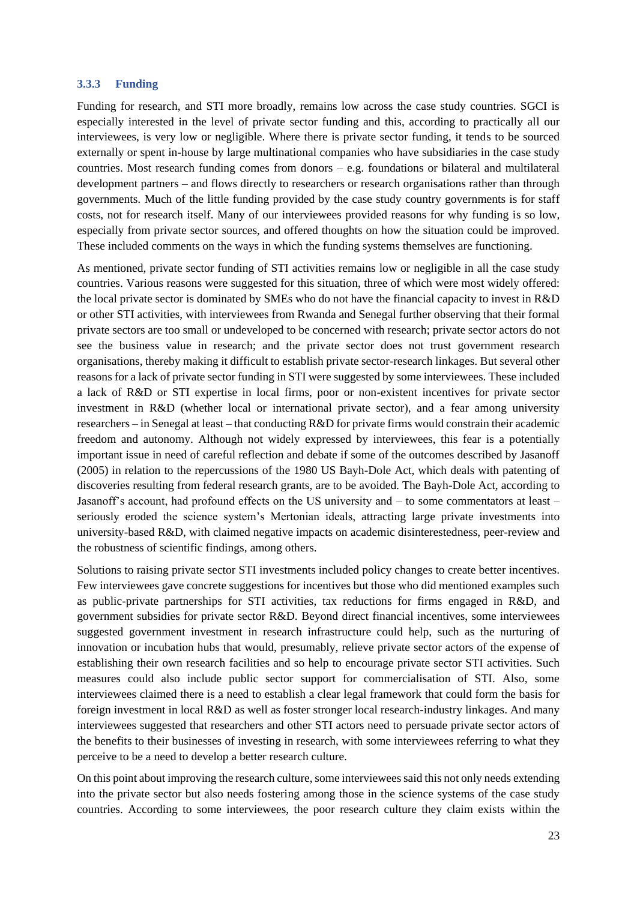### 3.3.3 Funding

Funding for research, and STI more broadly, remains low across the case study countries. SGCI is especially interested in the level of private sector funding and this, according to practically all our interviewees, is very low or negligible. Where there is private sector funding, it tends to be sourced externally or spent in-house by large multinational companies who have subsidiaries in the case study countries. Most research funding comes from donors – e.g. foundations or bilateral and multilateral development partners – and flows directly to researchers or research organisations rather than through governments. Much of the little funding provided by the case study country governments is for staff costs, not for research itself. Many of our interviewees provided reasons for why funding is so low, especially from private sector sources, and offered thoughts on how the situation could be improved. These included comments on the ways in which the funding systems themselves are functioning.

As mentioned, private sector funding of STI activities remains low or negligible in all the case study countries. Various reasons were suggested for this situation, three of which were most widely offered: the local private sector is dominated by SMEs who do not have the financial capacity to invest in R&D or other STI activities, with interviewees from Rwanda and Senegal further observing that their formal private sectors are too small or undeveloped to be concerned with research; private sector actors do not see the business value in research; and the private sector does not trust government research organisations, thereby making it difficult to establish private sector-research linkages. But several other reasons for a lack of private sector funding in STI were suggested by some interviewees. These included a lack of R&D or STI expertise in local firms, poor or non-existent incentives for private sector investment in R&D (whether local or international private sector), and a fear among university researchers – in Senegal at least – that conducting R&D for private firms would constrain their academic freedom and autonomy. Although not widely expressed by interviewees, this fear is a potentially important issue in need of careful reflection and debate if some of the outcomes described by Jasanoff (2005) in relation to the repercussions of the 1980 US Bayh-Dole Act, which deals with patenting of discoveries resulting from federal research grants, are to be avoided. The Bayh-Dole Act, according to Jasanoff's account, had profound effects on the US university and – to some commentators at least – seriously eroded the science system's Mertonian ideals, attracting large private investments into university-based R&D, with claimed negative impacts on academic disinterestedness, peer-review and the robustness of scientific findings, among others.

Solutions to raising private sector STI investments included policy changes to create better incentives. Few interviewees gave concrete suggestions for incentives but those who did mentioned examples such as public-private partnerships for STI activities, tax reductions for firms engaged in R&D, and government subsidies for private sector R&D. Beyond direct financial incentives, some interviewees suggested government investment in research infrastructure could help, such as the nurturing of innovation or incubation hubs that would, presumably, relieve private sector actors of the expense of establishing their own research facilities and so help to encourage private sector STI activities. Such measures could also include public sector support for commercialisation of STI. Also, some interviewees claimed there is a need to establish a clear legal framework that could form the basis for foreign investment in local R&D as well as foster stronger local research-industry linkages. And many interviewees suggested that researchers and other STI actors need to persuade private sector actors of the benefits to their businesses of investing in research, with some interviewees referring to what they perceive to be a need to develop a better research culture.

On this point about improving the research culture, some interviewees said this not only needs extending into the private sector but also needs fostering among those in the science systems of the case study countries. According to some interviewees, the poor research culture they claim exists within the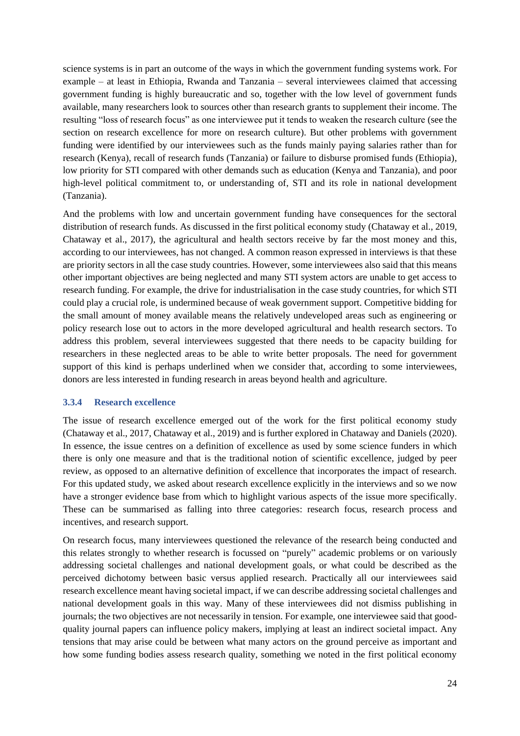science systems is in part an outcome of the ways in which the government funding systems work. For example – at least in Ethiopia, Rwanda and Tanzania – several interviewees claimed that accessing government funding is highly bureaucratic and so, together with the low level of government funds available, many researchers look to sources other than research grants to supplement their income. The resulting "loss of research focus" as one interviewee put it tends to weaken the research culture (see the section on research excellence for more on research culture). But other problems with government funding were identified by our interviewees such as the funds mainly paying salaries rather than for research (Kenya), recall of research funds (Tanzania) or failure to disburse promised funds (Ethiopia), low priority for STI compared with other demands such as education (Kenya and Tanzania), and poor high-level political commitment to, or understanding of, STI and its role in national development (Tanzania).

And the problems with low and uncertain government funding have consequences for the sectoral distribution of research funds. As discussed in the first political economy study (Chataway et al., 2019, Chataway et al., 2017), the agricultural and health sectors receive by far the most money and this, according to our interviewees, has not changed. A common reason expressed in interviews is that these are priority sectors in all the case study countries. However, some interviewees also said that this means other important objectives are being neglected and many STI system actors are unable to get access to research funding. For example, the drive for industrialisation in the case study countries, for which STI could play a crucial role, is undermined because of weak government support. Competitive bidding for the small amount of money available means the relatively undeveloped areas such as engineering or policy research lose out to actors in the more developed agricultural and health research sectors. To address this problem, several interviewees suggested that there needs to be capacity building for researchers in these neglected areas to be able to write better proposals. The need for government support of this kind is perhaps underlined when we consider that, according to some interviewees, donors are less interested in funding research in areas beyond health and agriculture.

### 3.3.4 Research excellence

The issue of research excellence emerged out of the work for the first political economy study (Chataway et al., 2017, Chataway et al., 2019) and is further explored in Chataway and Daniels (2020). In essence, the issue centres on a definition of excellence as used by some science funders in which there is only one measure and that is the traditional notion of scientific excellence, judged by peer review, as opposed to an alternative definition of excellence that incorporates the impact of research. For this updated study, we asked about research excellence explicitly in the interviews and so we now have a stronger evidence base from which to highlight various aspects of the issue more specifically. These can be summarised as falling into three categories: research focus, research process and incentives, and research support.

On research focus, many interviewees questioned the relevance of the research being conducted and this relates strongly to whether research is focussed on "purely" academic problems or on variously addressing societal challenges and national development goals, or what could be described as the perceived dichotomy between basic versus applied research. Practically all our interviewees said research excellence meant having societal impact, if we can describe addressing societal challenges and national development goals in this way. Many of these interviewees did not dismiss publishing in journals; the two objectives are not necessarily in tension. For example, one interviewee said that good-quality journal papers can influence policy makers, implying at least an indirect societal impact. Any tensions that may arise could be between what many actors on the ground perceive as important and how some funding bodies assess research quality, something we noted in the first political economy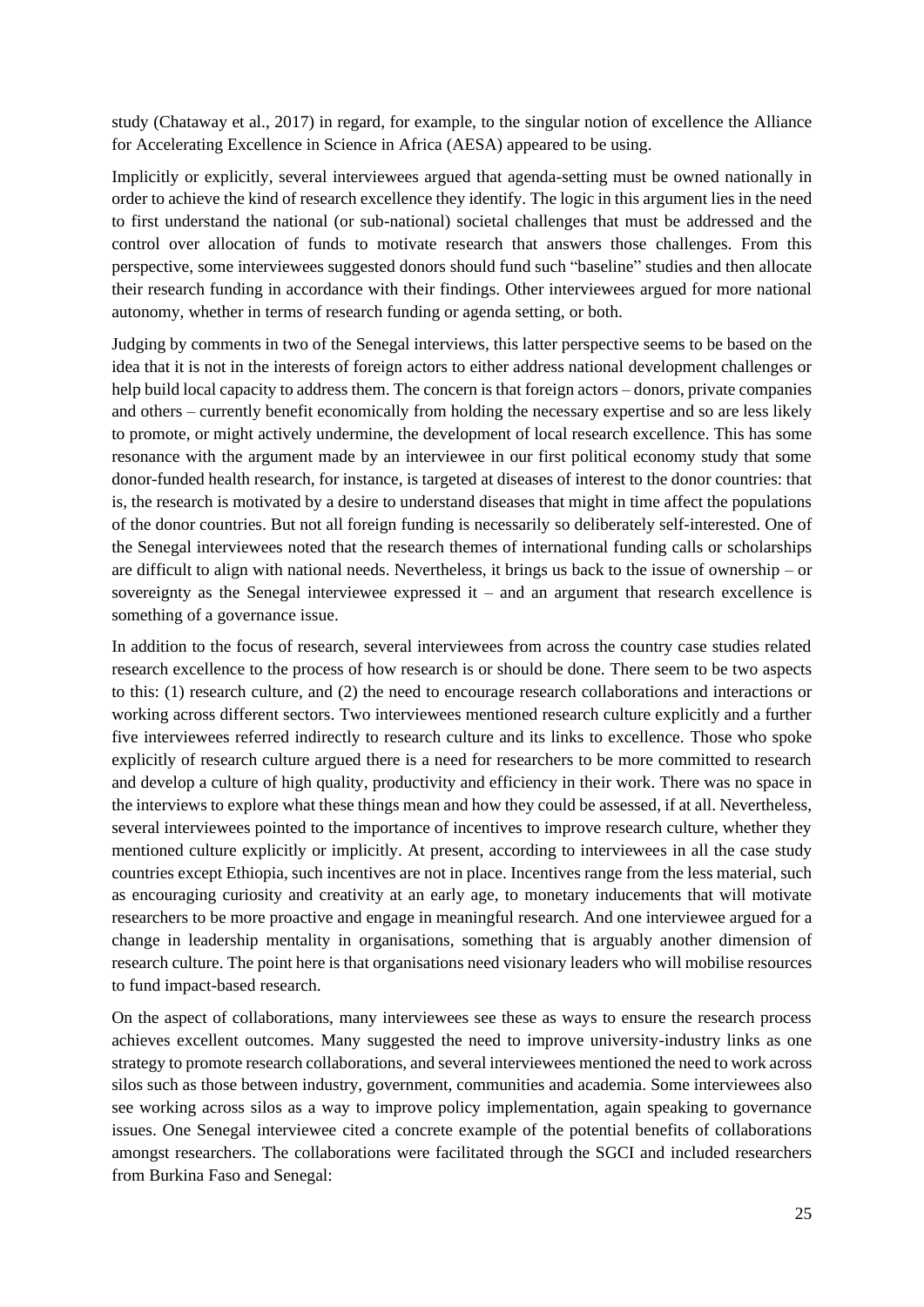study (Chataway et al., 2017) in regard, for example, to the singular notion of excellence the Alliance for Accelerating Excellence in Science in Africa (AESA) appeared to be using.

Implicitly or explicitly, several interviewees argued that agenda-setting must be owned nationally in order to achieve the kind of research excellence they identify. The logic in this argument lies in the need to first understand the national (or sub-national) societal challenges that must be addressed and the control over allocation of funds to motivate research that answers those challenges. From this perspective, some interviewees suggested donors should fund such "baseline" studies and then allocate their research funding in accordance with their findings. Other interviewees argued for more national autonomy, whether in terms of research funding or agenda setting, or both.

Judging by comments in two of the Senegal interviews, this latter perspective seems to be based on the idea that it is not in the interests of foreign actors to either address national development challenges or help build local capacity to address them. The concern is that foreign actors – donors, private companies and others – currently benefit economically from holding the necessary expertise and so are less likely to promote, or might actively undermine, the development of local research excellence. This has some resonance with the argument made by an interviewee in our first political economy study that some donor-funded health research, for instance, is targeted at diseases of interest to the donor countries: that is, the research is motivated by a desire to understand diseases that might in time affect the populations of the donor countries. But not all foreign funding is necessarily so deliberately self-interested. One of the Senegal interviewees noted that the research themes of international funding calls or scholarships are difficult to align with national needs. Nevertheless, it brings us back to the issue of ownership – or sovereignty as the Senegal interviewee expressed it – and an argument that research excellence is something of a governance issue.

In addition to the focus of research, several interviewees from across the country case studies related research excellence to the process of how research is or should be done. There seem to be two aspects to this: (1) research culture, and (2) the need to encourage research collaborations and interactions or working across different sectors. Two interviewees mentioned research culture explicitly and a further five interviewees referred indirectly to research culture and its links to excellence. Those who spoke explicitly of research culture argued there is a need for researchers to be more committed to research and develop a culture of high quality, productivity and efficiency in their work. There was no space in the interviews to explore what these things mean and how they could be assessed, if at all. Nevertheless, several interviewees pointed to the importance of incentives to improve research culture, whether they mentioned culture explicitly or implicitly. At present, according to interviewees in all the case study countries except Ethiopia, such incentives are not in place. Incentives range from the less material, such as encouraging curiosity and creativity at an early age, to monetary inducements that will motivate researchers to be more proactive and engage in meaningful research. And one interviewee argued for a change in leadership mentality in organisations, something that is arguably another dimension of research culture. The point here is that organisations need visionary leaders who will mobilise resources to fund impact-based research.

On the aspect of collaborations, many interviewees see these as ways to ensure the research process achieves excellent outcomes. Many suggested the need to improve university-industry links as one strategy to promote research collaborations, and several interviewees mentioned the need to work across silos such as those between industry, government, communities and academia. Some interviewees also see working across silos as a way to improve policy implementation, again speaking to governance issues. One Senegal interviewee cited a concrete example of the potential benefits of collaborations amongst researchers. The collaborations were facilitated through the SGCI and included researchers from Burkina Faso and Senegal: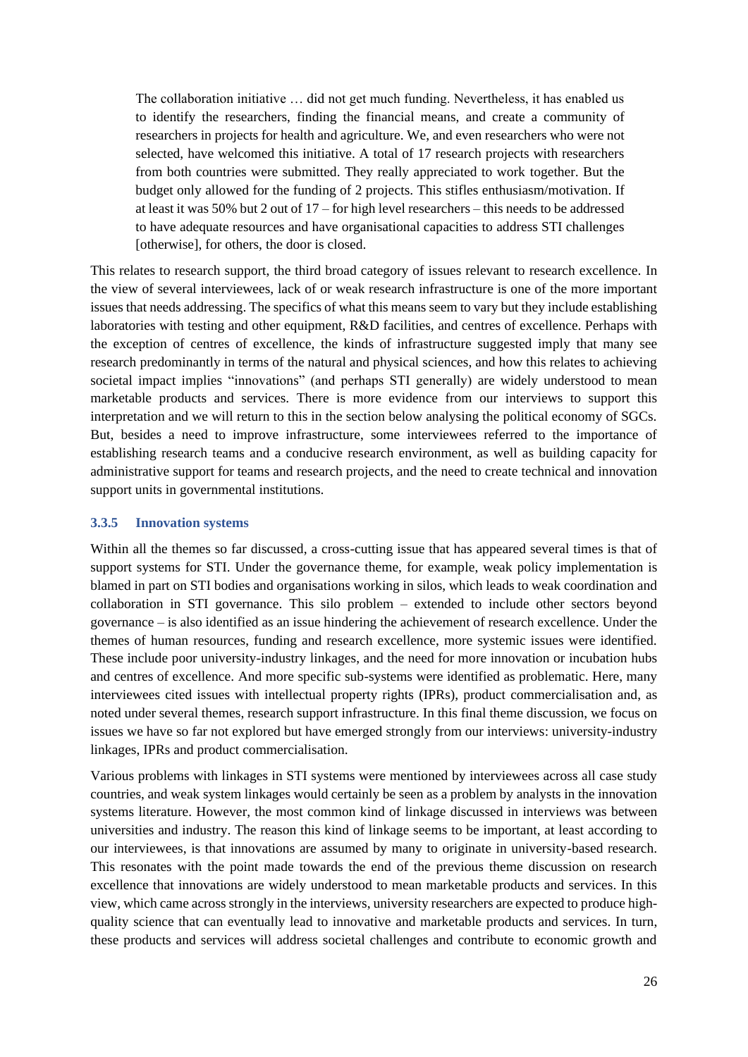> The collaboration initiative … did not get much funding. Nevertheless, it has enabled us to identify the researchers, finding the financial means, and create a community of researchers in projects for health and agriculture. We, and even researchers who were not selected, have welcomed this initiative. A total of 17 research projects with researchers from both countries were submitted. They really appreciated to work together. But the budget only allowed for the funding of 2 projects. This stifles enthusiasm/motivation. If at least it was 50% but 2 out of 17 – for high level researchers – this needs to be addressed to have adequate resources and have organisational capacities to address STI challenges [otherwise], for others, the door is closed.

This relates to research support, the third broad category of issues relevant to research excellence. In the view of several interviewees, lack of or weak research infrastructure is one of the more important issues that needs addressing. The specifics of what this means seem to vary but they include establishing laboratories with testing and other equipment, R&D facilities, and centres of excellence. Perhaps with the exception of centres of excellence, the kinds of infrastructure suggested imply that many see research predominantly in terms of the natural and physical sciences, and how this relates to achieving societal impact implies "innovations" (and perhaps STI generally) are widely understood to mean marketable products and services. There is more evidence from our interviews to support this interpretation and we will return to this in the section below analysing the political economy of SGCs. But, besides a need to improve infrastructure, some interviewees referred to the importance of establishing research teams and a conducive research environment, as well as building capacity for administrative support for teams and research projects, and the need to create technical and innovation support units in governmental institutions.

### 3.3.5 Innovation systems

Within all the themes so far discussed, a cross-cutting issue that has appeared several times is that of support systems for STI. Under the governance theme, for example, weak policy implementation is blamed in part on STI bodies and organisations working in silos, which leads to weak coordination and collaboration in STI governance. This silo problem – extended to include other sectors beyond governance – is also identified as an issue hindering the achievement of research excellence. Under the themes of human resources, funding and research excellence, more systemic issues were identified. These include poor university-industry linkages, and the need for more innovation or incubation hubs and centres of excellence. And more specific sub-systems were identified as problematic. Here, many interviewees cited issues with intellectual property rights (IPRs), product commercialisation and, as noted under several themes, research support infrastructure. In this final theme discussion, we focus on issues we have so far not explored but have emerged strongly from our interviews: university-industry linkages, IPRs and product commercialisation.

Various problems with linkages in STI systems were mentioned by interviewees across all case study countries, and weak system linkages would certainly be seen as a problem by analysts in the innovation systems literature. However, the most common kind of linkage discussed in interviews was between universities and industry. The reason this kind of linkage seems to be important, at least according to our interviewees, is that innovations are assumed by many to originate in university-based research. This resonates with the point made towards the end of the previous theme discussion on research excellence that innovations are widely understood to mean marketable products and services. In this view, which came across strongly in the interviews, university researchers are expected to produce high-quality science that can eventually lead to innovative and marketable products and services. In turn, these products and services will address societal challenges and contribute to economic growth and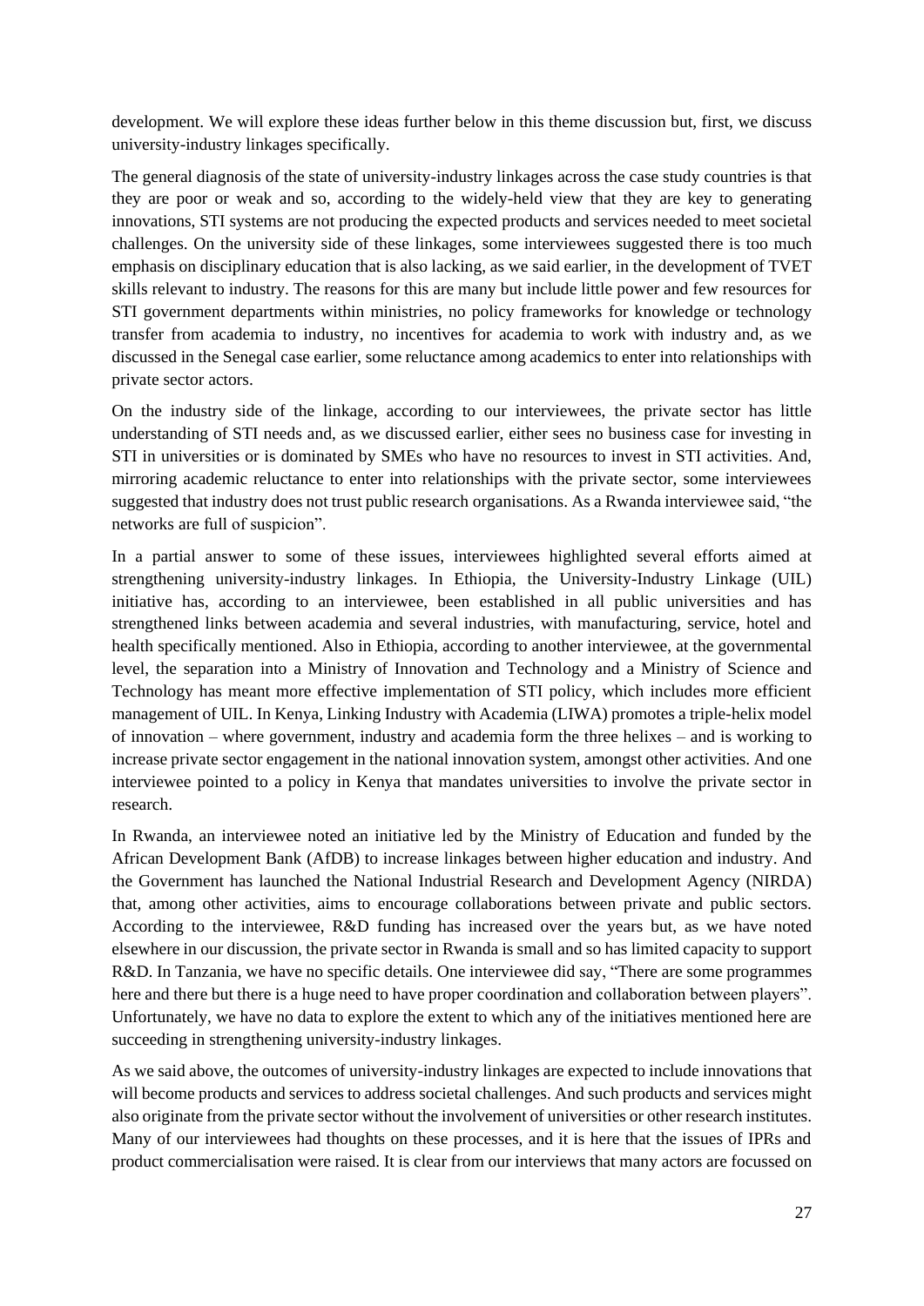development. We will explore these ideas further below in this theme discussion but, first, we discuss university-industry linkages specifically.

The general diagnosis of the state of university-industry linkages across the case study countries is that they are poor or weak and so, according to the widely-held view that they are key to generating innovations, STI systems are not producing the expected products and services needed to meet societal challenges. On the university side of these linkages, some interviewees suggested there is too much emphasis on disciplinary education that is also lacking, as we said earlier, in the development of TVET skills relevant to industry. The reasons for this are many but include little power and few resources for STI government departments within ministries, no policy frameworks for knowledge or technology transfer from academia to industry, no incentives for academia to work with industry and, as we discussed in the Senegal case earlier, some reluctance among academics to enter into relationships with private sector actors.

On the industry side of the linkage, according to our interviewees, the private sector has little understanding of STI needs and, as we discussed earlier, either sees no business case for investing in STI in universities or is dominated by SMEs who have no resources to invest in STI activities. And, mirroring academic reluctance to enter into relationships with the private sector, some interviewees suggested that industry does not trust public research organisations. As a Rwanda interviewee said, "the networks are full of suspicion".

In a partial answer to some of these issues, interviewees highlighted several efforts aimed at strengthening university-industry linkages. In Ethiopia, the University-Industry Linkage (UIL) initiative has, according to an interviewee, been established in all public universities and has strengthened links between academia and several industries, with manufacturing, service, hotel and health specifically mentioned. Also in Ethiopia, according to another interviewee, at the governmental level, the separation into a Ministry of Innovation and Technology and a Ministry of Science and Technology has meant more effective implementation of STI policy, which includes more efficient management of UIL. In Kenya, Linking Industry with Academia (LIWA) promotes a triple-helix model of innovation – where government, industry and academia form the three helixes – and is working to increase private sector engagement in the national innovation system, amongst other activities. And one interviewee pointed to a policy in Kenya that mandates universities to involve the private sector in research.

In Rwanda, an interviewee noted an initiative led by the Ministry of Education and funded by the African Development Bank (AfDB) to increase linkages between higher education and industry. And the Government has launched the National Industrial Research and Development Agency (NIRDA) that, among other activities, aims to encourage collaborations between private and public sectors. According to the interviewee, R&D funding has increased over the years but, as we have noted elsewhere in our discussion, the private sector in Rwanda is small and so has limited capacity to support R&D. In Tanzania, we have no specific details. One interviewee did say, "There are some programmes here and there but there is a huge need to have proper coordination and collaboration between players". Unfortunately, we have no data to explore the extent to which any of the initiatives mentioned here are succeeding in strengthening university-industry linkages.

As we said above, the outcomes of university-industry linkages are expected to include innovations that will become products and services to address societal challenges. And such products and services might also originate from the private sector without the involvement of universities or other research institutes. Many of our interviewees had thoughts on these processes, and it is here that the issues of IPRs and product commercialisation were raised. It is clear from our interviews that many actors are focussed on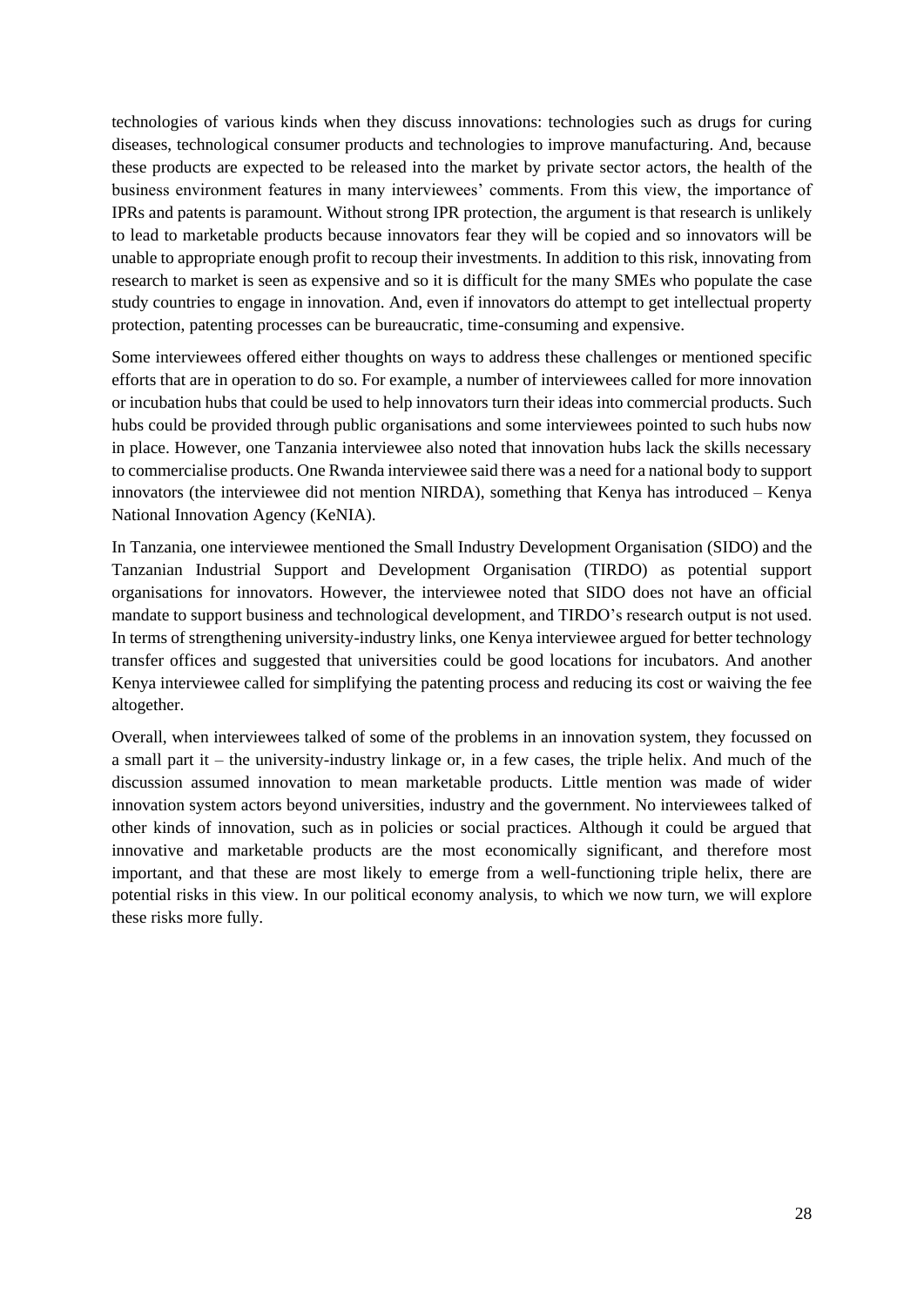technologies of various kinds when they discuss innovations: technologies such as drugs for curing diseases, technological consumer products and technologies to improve manufacturing. And, because these products are expected to be released into the market by private sector actors, the health of the business environment features in many interviewees' comments. From this view, the importance of IPRs and patents is paramount. Without strong IPR protection, the argument is that research is unlikely to lead to marketable products because innovators fear they will be copied and so innovators will be unable to appropriate enough profit to recoup their investments. In addition to this risk, innovating from research to market is seen as expensive and so it is difficult for the many SMEs who populate the case study countries to engage in innovation. And, even if innovators do attempt to get intellectual property protection, patenting processes can be bureaucratic, time-consuming and expensive.

Some interviewees offered either thoughts on ways to address these challenges or mentioned specific efforts that are in operation to do so. For example, a number of interviewees called for more innovation or incubation hubs that could be used to help innovators turn their ideas into commercial products. Such hubs could be provided through public organisations and some interviewees pointed to such hubs now in place. However, one Tanzania interviewee also noted that innovation hubs lack the skills necessary to commercialise products. One Rwanda interviewee said there was a need for a national body to support innovators (the interviewee did not mention NIRDA), something that Kenya has introduced – Kenya National Innovation Agency (KeNIA).

In Tanzania, one interviewee mentioned the Small Industry Development Organisation (SIDO) and the Tanzanian Industrial Support and Development Organisation (TIRDO) as potential support organisations for innovators. However, the interviewee noted that SIDO does not have an official mandate to support business and technological development, and TIRDO's research output is not used. In terms of strengthening university-industry links, one Kenya interviewee argued for better technology transfer offices and suggested that universities could be good locations for incubators. And another Kenya interviewee called for simplifying the patenting process and reducing its cost or waiving the fee altogether.

Overall, when interviewees talked of some of the problems in an innovation system, they focussed on a small part it – the university-industry linkage or, in a few cases, the triple helix. And much of the discussion assumed innovation to mean marketable products. Little mention was made of wider innovation system actors beyond universities, industry and the government. No interviewees talked of other kinds of innovation, such as in policies or social practices. Although it could be argued that innovative and marketable products are the most economically significant, and therefore most important, and that these are most likely to emerge from a well-functioning triple helix, there are potential risks in this view. In our political economy analysis, to which we now turn, we will explore these risks more fully.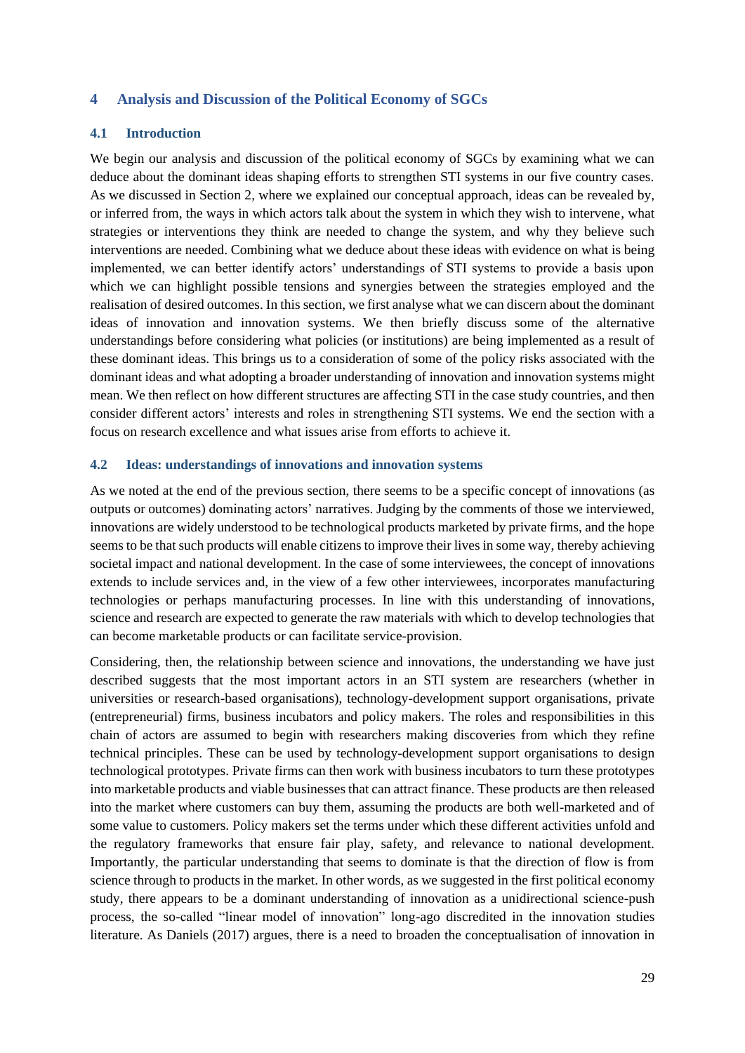## 4 Analysis and Discussion of the Political Economy of SGCs

### 4.1 Introduction

We begin our analysis and discussion of the political economy of SGCs by examining what we can deduce about the dominant ideas shaping efforts to strengthen STI systems in our five country cases. As we discussed in Section 2, where we explained our conceptual approach, ideas can be revealed by, or inferred from, the ways in which actors talk about the system in which they wish to intervene, what strategies or interventions they think are needed to change the system, and why they believe such interventions are needed. Combining what we deduce about these ideas with evidence on what is being implemented, we can better identify actors' understandings of STI systems to provide a basis upon which we can highlight possible tensions and synergies between the strategies employed and the realisation of desired outcomes. In this section, we first analyse what we can discern about the dominant ideas of innovation and innovation systems. We then briefly discuss some of the alternative understandings before considering what policies (or institutions) are being implemented as a result of these dominant ideas. This brings us to a consideration of some of the policy risks associated with the dominant ideas and what adopting a broader understanding of innovation and innovation systems might mean. We then reflect on how different structures are affecting STI in the case study countries, and then consider different actors' interests and roles in strengthening STI systems. We end the section with a focus on research excellence and what issues arise from efforts to achieve it.

### 4.2 Ideas: understandings of innovations and innovation systems

As we noted at the end of the previous section, there seems to be a specific concept of innovations (as outputs or outcomes) dominating actors' narratives. Judging by the comments of those we interviewed, innovations are widely understood to be technological products marketed by private firms, and the hope seems to be that such products will enable citizens to improve their lives in some way, thereby achieving societal impact and national development. In the case of some interviewees, the concept of innovations extends to include services and, in the view of a few other interviewees, incorporates manufacturing technologies or perhaps manufacturing processes. In line with this understanding of innovations, science and research are expected to generate the raw materials with which to develop technologies that can become marketable products or can facilitate service-provision.

Considering, then, the relationship between science and innovations, the understanding we have just described suggests that the most important actors in an STI system are researchers (whether in universities or research-based organisations), technology-development support organisations, private (entrepreneurial) firms, business incubators and policy makers. The roles and responsibilities in this chain of actors are assumed to begin with researchers making discoveries from which they refine technical principles. These can be used by technology-development support organisations to design technological prototypes. Private firms can then work with business incubators to turn these prototypes into marketable products and viable businesses that can attract finance. These products are then released into the market where customers can buy them, assuming the products are both well-marketed and of some value to customers. Policy makers set the terms under which these different activities unfold and the regulatory frameworks that ensure fair play, safety, and relevance to national development. Importantly, the particular understanding that seems to dominate is that the direction of flow is from science through to products in the market. In other words, as we suggested in the first political economy study, there appears to be a dominant understanding of innovation as a unidirectional science-push process, the so-called "linear model of innovation" long-ago discredited in the innovation studies literature. As Daniels (2017) argues, there is a need to broaden the conceptualisation of innovation in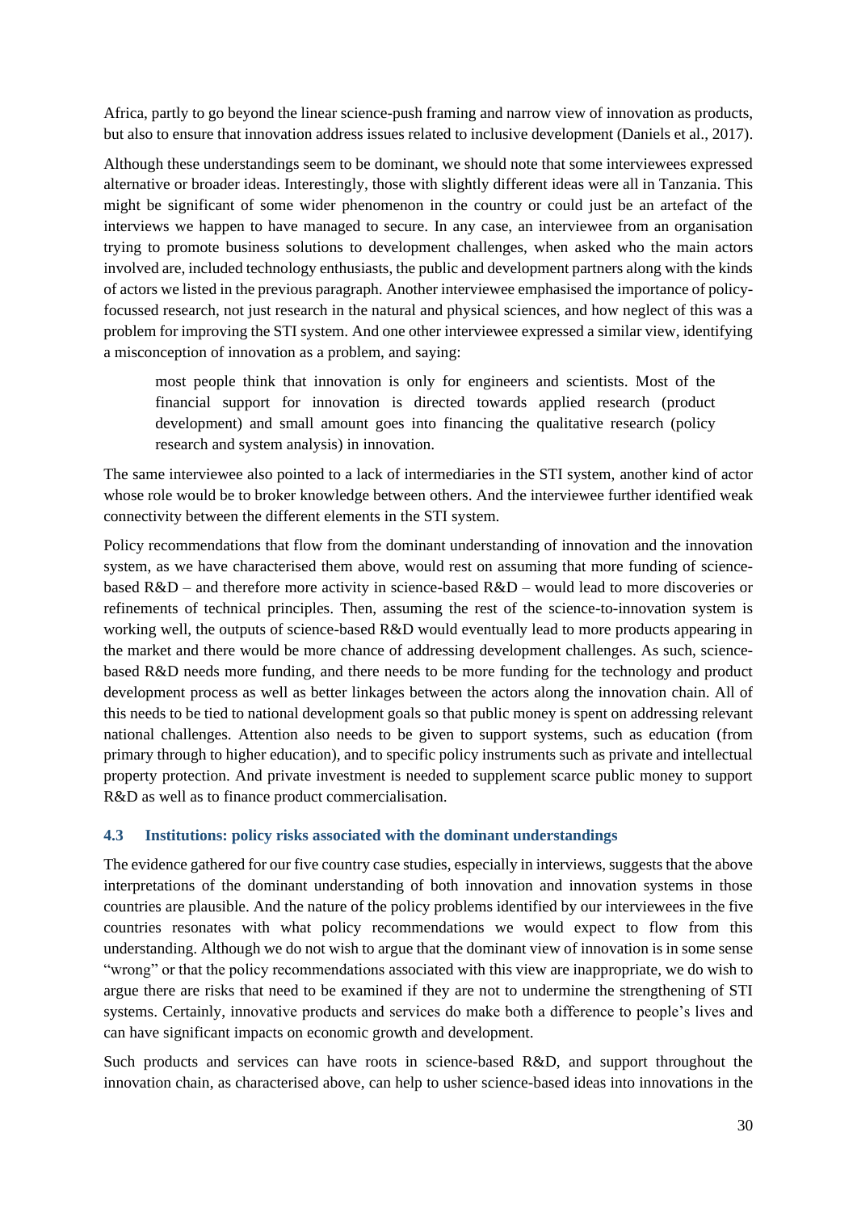Africa, partly to go beyond the linear science-push framing and narrow view of innovation as products, but also to ensure that innovation address issues related to inclusive development (Daniels et al., 2017).

Although these understandings seem to be dominant, we should note that some interviewees expressed alternative or broader ideas. Interestingly, those with slightly different ideas were all in Tanzania. This might be significant of some wider phenomenon in the country or could just be an artefact of the interviews we happen to have managed to secure. In any case, an interviewee from an organisation trying to promote business solutions to development challenges, when asked who the main actors involved are, included technology enthusiasts, the public and development partners along with the kinds of actors we listed in the previous paragraph. Another interviewee emphasised the importance of policy-focussed research, not just research in the natural and physical sciences, and how neglect of this was a problem for improving the STI system. And one other interviewee expressed a similar view, identifying a misconception of innovation as a problem, and saying:

> most people think that innovation is only for engineers and scientists. Most of the financial support for innovation is directed towards applied research (product development) and small amount goes into financing the qualitative research (policy research and system analysis) in innovation.

The same interviewee also pointed to a lack of intermediaries in the STI system, another kind of actor whose role would be to broker knowledge between others. And the interviewee further identified weak connectivity between the different elements in the STI system.

Policy recommendations that flow from the dominant understanding of innovation and the innovation system, as we have characterised them above, would rest on assuming that more funding of science-based R&D – and therefore more activity in science-based R&D – would lead to more discoveries or refinements of technical principles. Then, assuming the rest of the science-to-innovation system is working well, the outputs of science-based R&D would eventually lead to more products appearing in the market and there would be more chance of addressing development challenges. As such, science-based R&D needs more funding, and there needs to be more funding for the technology and product development process as well as better linkages between the actors along the innovation chain. All of this needs to be tied to national development goals so that public money is spent on addressing relevant national challenges. Attention also needs to be given to support systems, such as education (from primary through to higher education), and to specific policy instruments such as private and intellectual property protection. And private investment is needed to supplement scarce public money to support R&D as well as to finance product commercialisation.

### 4.3 Institutions: policy risks associated with the dominant understandings

The evidence gathered for our five country case studies, especially in interviews, suggests that the above interpretations of the dominant understanding of both innovation and innovation systems in those countries are plausible. And the nature of the policy problems identified by our interviewees in the five countries resonates with what policy recommendations we would expect to flow from this understanding. Although we do not wish to argue that the dominant view of innovation is in some sense "wrong" or that the policy recommendations associated with this view are inappropriate, we do wish to argue there are risks that need to be examined if they are not to undermine the strengthening of STI systems. Certainly, innovative products and services do make both a difference to people's lives and can have significant impacts on economic growth and development.

Such products and services can have roots in science-based R&D, and support throughout the innovation chain, as characterised above, can help to usher science-based ideas into innovations in the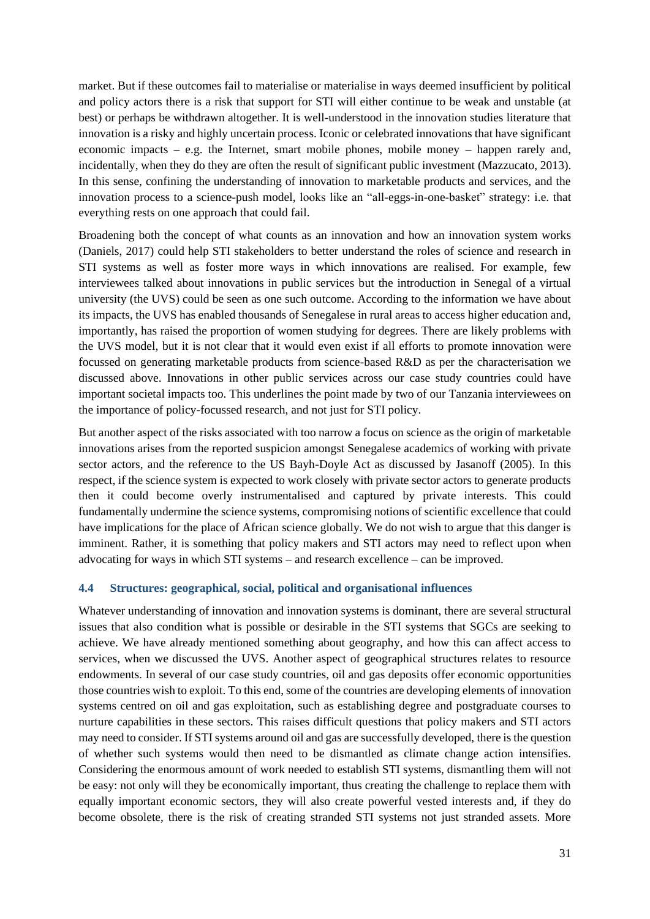market. But if these outcomes fail to materialise or materialise in ways deemed insufficient by political and policy actors there is a risk that support for STI will either continue to be weak and unstable (at best) or perhaps be withdrawn altogether. It is well-understood in the innovation studies literature that innovation is a risky and highly uncertain process. Iconic or celebrated innovations that have significant economic impacts – e.g. the Internet, smart mobile phones, mobile money – happen rarely and, incidentally, when they do they are often the result of significant public investment (Mazzucato, 2013). In this sense, confining the understanding of innovation to marketable products and services, and the innovation process to a science-push model, looks like an "all-eggs-in-one-basket" strategy: i.e. that everything rests on one approach that could fail.

Broadening both the concept of what counts as an innovation and how an innovation system works (Daniels, 2017) could help STI stakeholders to better understand the roles of science and research in STI systems as well as foster more ways in which innovations are realised. For example, few interviewees talked about innovations in public services but the introduction in Senegal of a virtual university (the UVS) could be seen as one such outcome. According to the information we have about its impacts, the UVS has enabled thousands of Senegalese in rural areas to access higher education and, importantly, has raised the proportion of women studying for degrees. There are likely problems with the UVS model, but it is not clear that it would even exist if all efforts to promote innovation were focussed on generating marketable products from science-based R&D as per the characterisation we discussed above. Innovations in other public services across our case study countries could have important societal impacts too. This underlines the point made by two of our Tanzania interviewees on the importance of policy-focussed research, and not just for STI policy.

But another aspect of the risks associated with too narrow a focus on science as the origin of marketable innovations arises from the reported suspicion amongst Senegalese academics of working with private sector actors, and the reference to the US Bayh-Doyle Act as discussed by Jasanoff (2005). In this respect, if the science system is expected to work closely with private sector actors to generate products then it could become overly instrumentalised and captured by private interests. This could fundamentally undermine the science systems, compromising notions of scientific excellence that could have implications for the place of African science globally. We do not wish to argue that this danger is imminent. Rather, it is something that policy makers and STI actors may need to reflect upon when advocating for ways in which STI systems – and research excellence – can be improved.

### 4.4 Structures: geographical, social, political and organisational influences

Whatever understanding of innovation and innovation systems is dominant, there are several structural issues that also condition what is possible or desirable in the STI systems that SGCs are seeking to achieve. We have already mentioned something about geography, and how this can affect access to services, when we discussed the UVS. Another aspect of geographical structures relates to resource endowments. In several of our case study countries, oil and gas deposits offer economic opportunities those countries wish to exploit. To this end, some of the countries are developing elements of innovation systems centred on oil and gas exploitation, such as establishing degree and postgraduate courses to nurture capabilities in these sectors. This raises difficult questions that policy makers and STI actors may need to consider. If STI systems around oil and gas are successfully developed, there is the question of whether such systems would then need to be dismantled as climate change action intensifies. Considering the enormous amount of work needed to establish STI systems, dismantling them will not be easy: not only will they be economically important, thus creating the challenge to replace them with equally important economic sectors, they will also create powerful vested interests and, if they do become obsolete, there is the risk of creating stranded STI systems not just stranded assets. More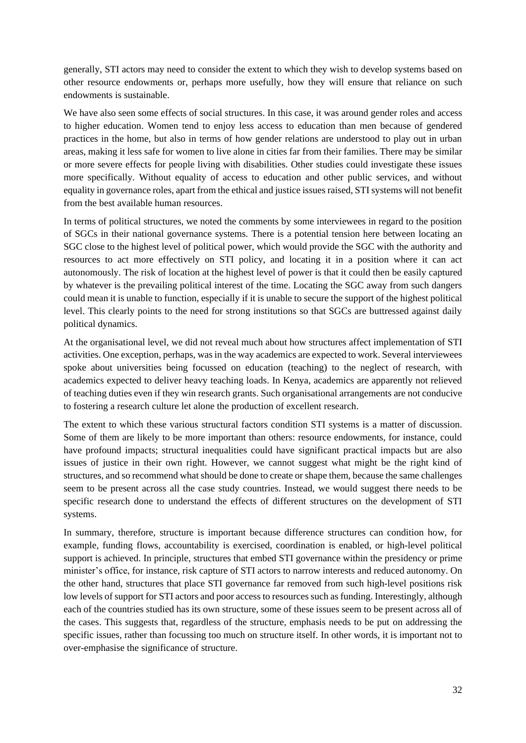generally, STI actors may need to consider the extent to which they wish to develop systems based on other resource endowments or, perhaps more usefully, how they will ensure that reliance on such endowments is sustainable.

We have also seen some effects of social structures. In this case, it was around gender roles and access to higher education. Women tend to enjoy less access to education than men because of gendered practices in the home, but also in terms of how gender relations are understood to play out in urban areas, making it less safe for women to live alone in cities far from their families. There may be similar or more severe effects for people living with disabilities. Other studies could investigate these issues more specifically. Without equality of access to education and other public services, and without equality in governance roles, apart from the ethical and justice issues raised, STI systems will not benefit from the best available human resources.

In terms of political structures, we noted the comments by some interviewees in regard to the position of SGCs in their national governance systems. There is a potential tension here between locating an SGC close to the highest level of political power, which would provide the SGC with the authority and resources to act more effectively on STI policy, and locating it in a position where it can act autonomously. The risk of location at the highest level of power is that it could then be easily captured by whatever is the prevailing political interest of the time. Locating the SGC away from such dangers could mean it is unable to function, especially if it is unable to secure the support of the highest political level. This clearly points to the need for strong institutions so that SGCs are buttressed against daily political dynamics.

At the organisational level, we did not reveal much about how structures affect implementation of STI activities. One exception, perhaps, was in the way academics are expected to work. Several interviewees spoke about universities being focussed on education (teaching) to the neglect of research, with academics expected to deliver heavy teaching loads. In Kenya, academics are apparently not relieved of teaching duties even if they win research grants. Such organisational arrangements are not conducive to fostering a research culture let alone the production of excellent research.

The extent to which these various structural factors condition STI systems is a matter of discussion. Some of them are likely to be more important than others: resource endowments, for instance, could have profound impacts; structural inequalities could have significant practical impacts but are also issues of justice in their own right. However, we cannot suggest what might be the right kind of structures, and so recommend what should be done to create or shape them, because the same challenges seem to be present across all the case study countries. Instead, we would suggest there needs to be specific research done to understand the effects of different structures on the development of STI systems.

In summary, therefore, structure is important because difference structures can condition how, for example, funding flows, accountability is exercised, coordination is enabled, or high-level political support is achieved. In principle, structures that embed STI governance within the presidency or prime minister's office, for instance, risk capture of STI actors to narrow interests and reduced autonomy. On the other hand, structures that place STI governance far removed from such high-level positions risk low levels of support for STI actors and poor access to resources such as funding. Interestingly, although each of the countries studied has its own structure, some of these issues seem to be present across all of the cases. This suggests that, regardless of the structure, emphasis needs to be put on addressing the specific issues, rather than focussing too much on structure itself. In other words, it is important not to over-emphasise the significance of structure.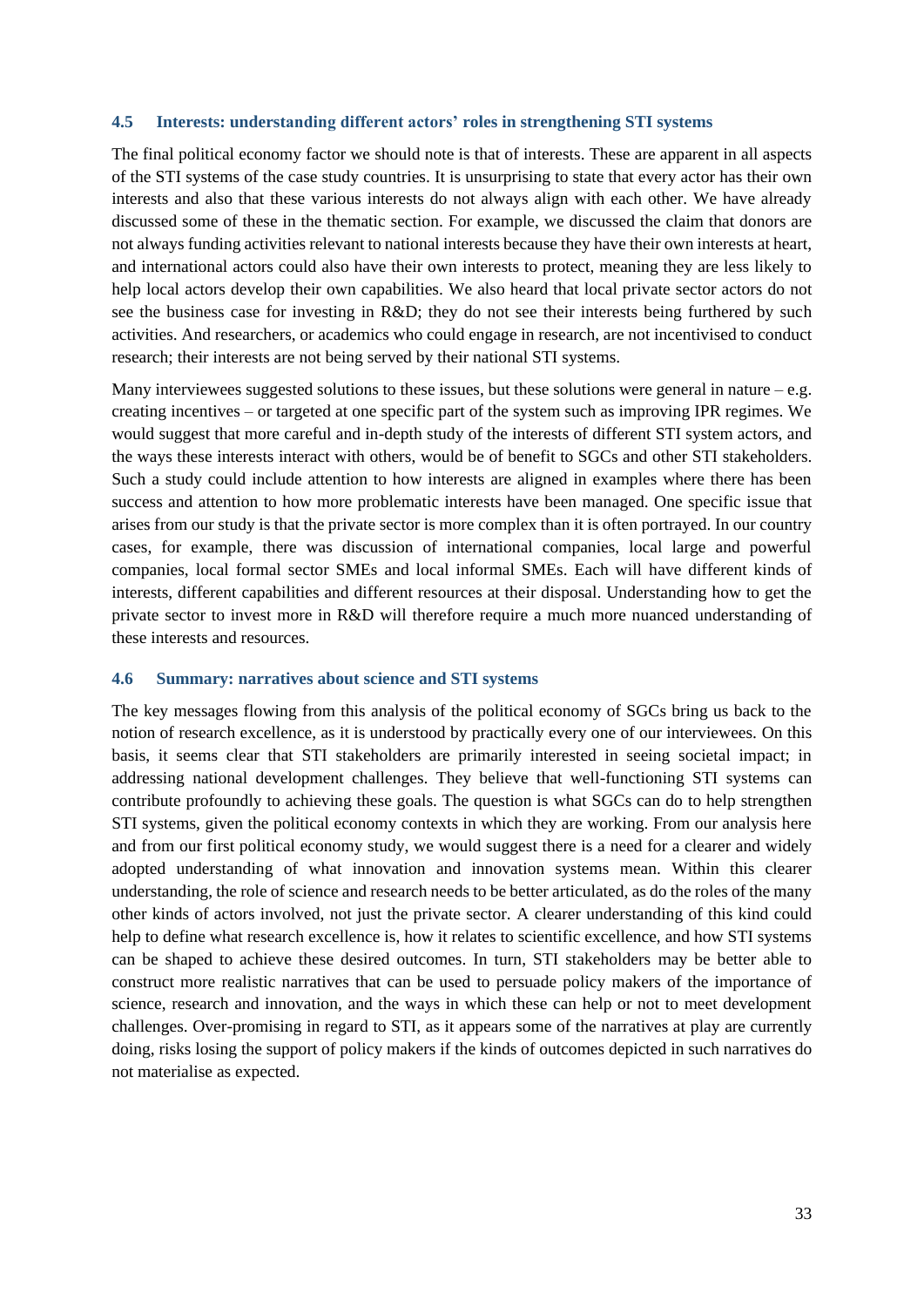### 4.5 Interests: understanding different actors' roles in strengthening STI systems

The final political economy factor we should note is that of interests. These are apparent in all aspects of the STI systems of the case study countries. It is unsurprising to state that every actor has their own interests and also that these various interests do not always align with each other. We have already discussed some of these in the thematic section. For example, we discussed the claim that donors are not always funding activities relevant to national interests because they have their own interests at heart, and international actors could also have their own interests to protect, meaning they are less likely to help local actors develop their own capabilities. We also heard that local private sector actors do not see the business case for investing in R&D; they do not see their interests being furthered by such activities. And researchers, or academics who could engage in research, are not incentivised to conduct research; their interests are not being served by their national STI systems.

Many interviewees suggested solutions to these issues, but these solutions were general in nature – e.g. creating incentives – or targeted at one specific part of the system such as improving IPR regimes. We would suggest that more careful and in-depth study of the interests of different STI system actors, and the ways these interests interact with others, would be of benefit to SGCs and other STI stakeholders. Such a study could include attention to how interests are aligned in examples where there has been success and attention to how more problematic interests have been managed. One specific issue that arises from our study is that the private sector is more complex than it is often portrayed. In our country cases, for example, there was discussion of international companies, local large and powerful companies, local formal sector SMEs and local informal SMEs. Each will have different kinds of interests, different capabilities and different resources at their disposal. Understanding how to get the private sector to invest more in R&D will therefore require a much more nuanced understanding of these interests and resources.

### 4.6 Summary: narratives about science and STI systems

The key messages flowing from this analysis of the political economy of SGCs bring us back to the notion of research excellence, as it is understood by practically every one of our interviewees. On this basis, it seems clear that STI stakeholders are primarily interested in seeing societal impact; in addressing national development challenges. They believe that well-functioning STI systems can contribute profoundly to achieving these goals. The question is what SGCs can do to help strengthen STI systems, given the political economy contexts in which they are working. From our analysis here and from our first political economy study, we would suggest there is a need for a clearer and widely adopted understanding of what innovation and innovation systems mean. Within this clearer understanding, the role of science and research needs to be better articulated, as do the roles of the many other kinds of actors involved, not just the private sector. A clearer understanding of this kind could help to define what research excellence is, how it relates to scientific excellence, and how STI systems can be shaped to achieve these desired outcomes. In turn, STI stakeholders may be better able to construct more realistic narratives that can be used to persuade policy makers of the importance of science, research and innovation, and the ways in which these can help or not to meet development challenges. Over-promising in regard to STI, as it appears some of the narratives at play are currently doing, risks losing the support of policy makers if the kinds of outcomes depicted in such narratives do not materialise as expected.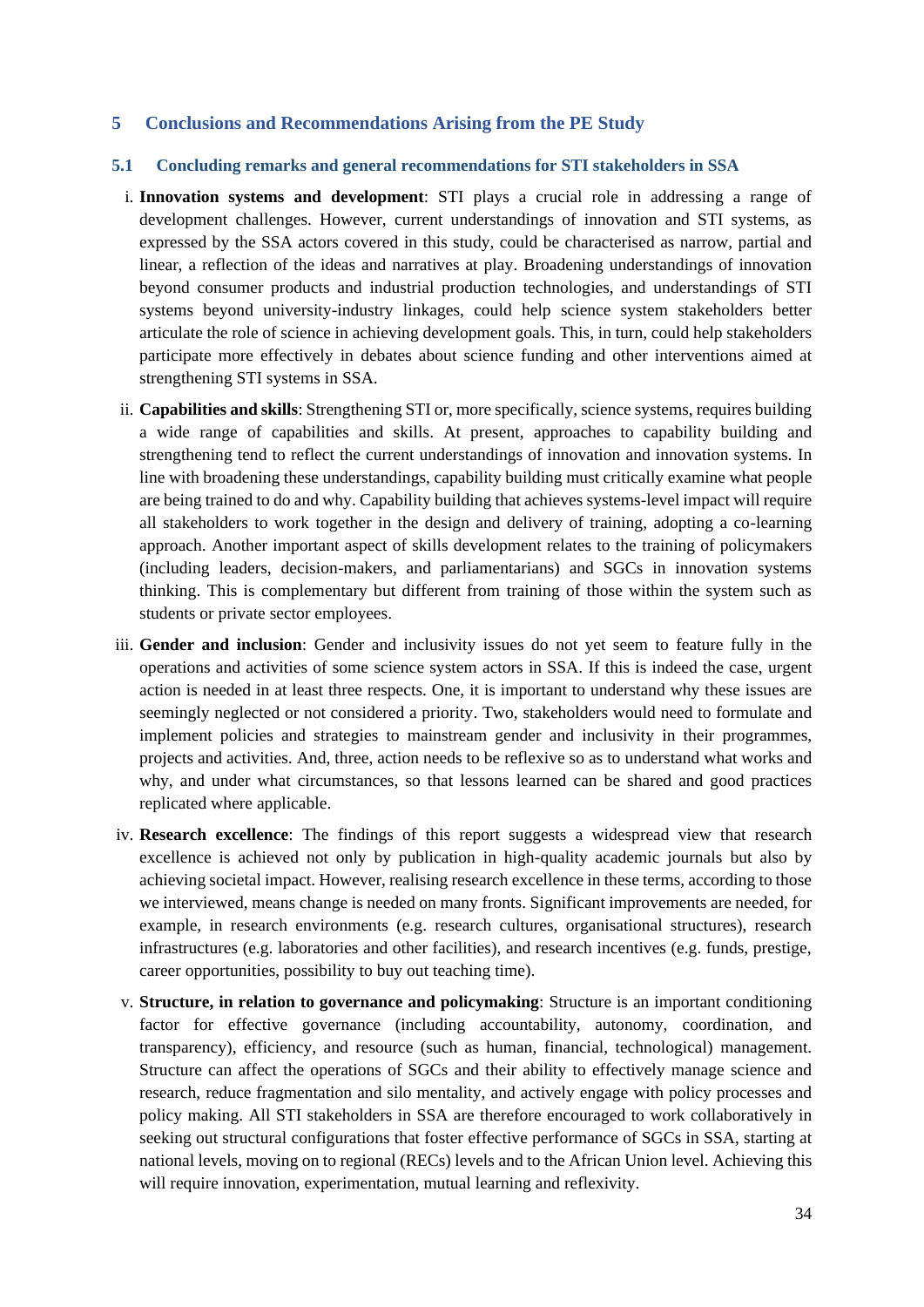# 5 Conclusions and Recommendations Arising from the PE Study

## 5.1 Concluding remarks and general recommendations for STI stakeholders in SSA

i. **Innovation systems and development**: STI plays a crucial role in addressing a range of development challenges. However, current understandings of innovation and STI systems, as expressed by the SSA actors covered in this study, could be characterised as narrow, partial and linear, a reflection of the ideas and narratives at play. Broadening understandings of innovation beyond consumer products and industrial production technologies, and understandings of STI systems beyond university-industry linkages, could help science system stakeholders better articulate the role of science in achieving development goals. This, in turn, could help stakeholders participate more effectively in debates about science funding and other interventions aimed at strengthening STI systems in SSA.

ii. **Capabilities and skills**: Strengthening STI or, more specifically, science systems, requires building a wide range of capabilities and skills. At present, approaches to capability building and strengthening tend to reflect the current understandings of innovation and innovation systems. In line with broadening these understandings, capability building must critically examine what people are being trained to do and why. Capability building that achieves systems-level impact will require all stakeholders to work together in the design and delivery of training, adopting a co-learning approach. Another important aspect of skills development relates to the training of policymakers (including leaders, decision-makers, and parliamentarians) and SGCs in innovation systems thinking. This is complementary but different from training of those within the system such as students or private sector employees.

iii. **Gender and inclusion**: Gender and inclusivity issues do not yet seem to feature fully in the operations and activities of some science system actors in SSA. If this is indeed the case, urgent action is needed in at least three respects. One, it is important to understand why these issues are seemingly neglected or not considered a priority. Two, stakeholders would need to formulate and implement policies and strategies to mainstream gender and inclusivity in their programmes, projects and activities. And, three, action needs to be reflexive so as to understand what works and why, and under what circumstances, so that lessons learned can be shared and good practices replicated where applicable.

iv. **Research excellence**: The findings of this report suggests a widespread view that research excellence is achieved not only by publication in high-quality academic journals but also by achieving societal impact. However, realising research excellence in these terms, according to those we interviewed, means change is needed on many fronts. Significant improvements are needed, for example, in research environments (e.g. research cultures, organisational structures), research infrastructures (e.g. laboratories and other facilities), and research incentives (e.g. funds, prestige, career opportunities, possibility to buy out teaching time).

v. **Structure, in relation to governance and policymaking**: Structure is an important conditioning factor for effective governance (including accountability, autonomy, coordination, and transparency), efficiency, and resource (such as human, financial, technological) management. Structure can affect the operations of SGCs and their ability to effectively manage science and research, reduce fragmentation and silo mentality, and actively engage with policy processes and policy making. All STI stakeholders in SSA are therefore encouraged to work collaboratively in seeking out structural configurations that foster effective performance of SGCs in SSA, starting at national levels, moving on to regional (RECs) levels and to the African Union level. Achieving this will require innovation, experimentation, mutual learning and reflexivity.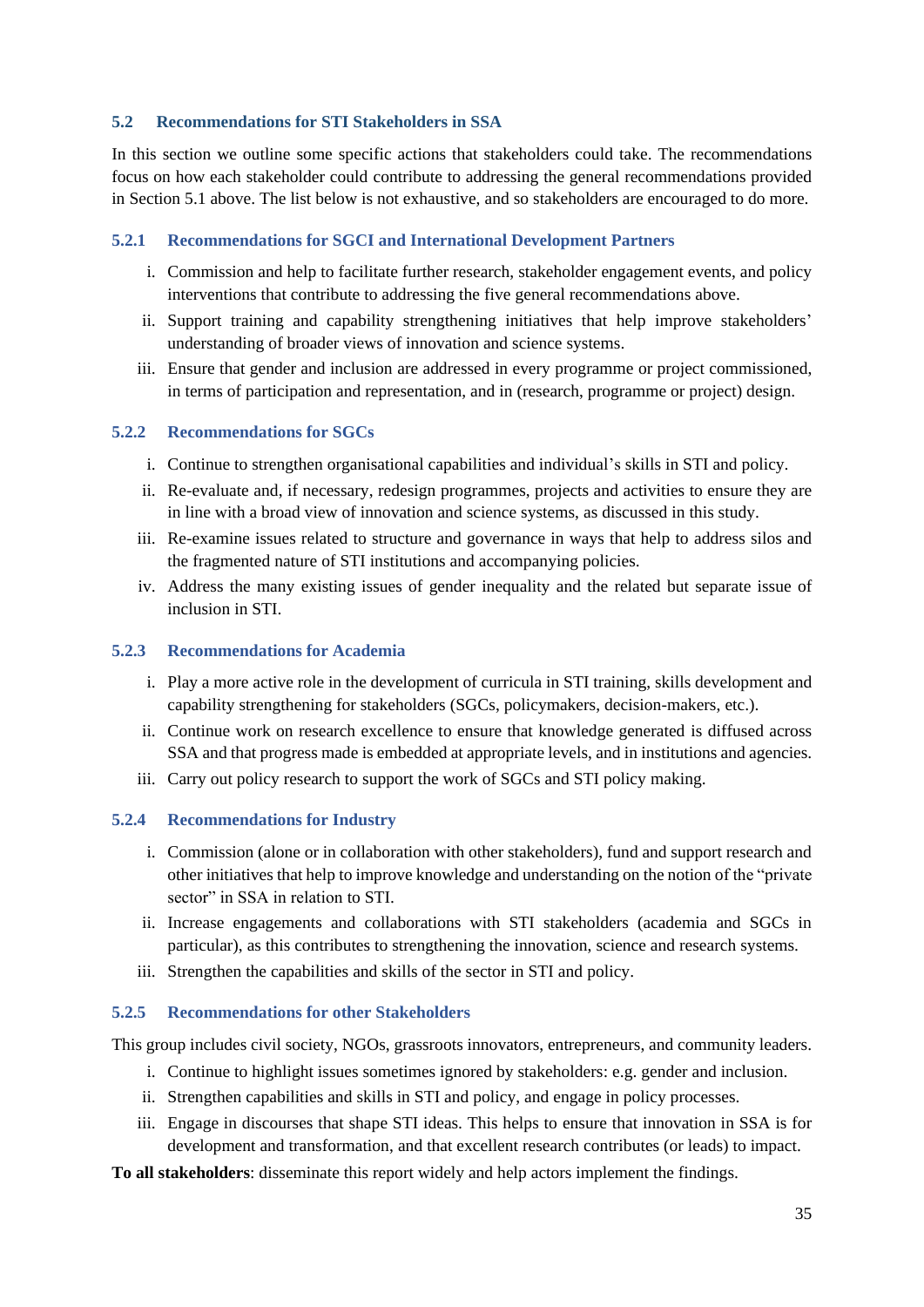## 5.2 Recommendations for STI Stakeholders in SSA

In this section we outline some specific actions that stakeholders could take. The recommendations focus on how each stakeholder could contribute to addressing the general recommendations provided in Section 5.1 above. The list below is not exhaustive, and so stakeholders are encouraged to do more.

### 5.2.1 Recommendations for SGCI and International Development Partners

i. Commission and help to facilitate further research, stakeholder engagement events, and policy interventions that contribute to addressing the five general recommendations above.
ii. Support training and capability strengthening initiatives that help improve stakeholders' understanding of broader views of innovation and science systems.
iii. Ensure that gender and inclusion are addressed in every programme or project commissioned, in terms of participation and representation, and in (research, programme or project) design.

### 5.2.2 Recommendations for SGCs

i. Continue to strengthen organisational capabilities and individual's skills in STI and policy.
ii. Re-evaluate and, if necessary, redesign programmes, projects and activities to ensure they are in line with a broad view of innovation and science systems, as discussed in this study.
iii. Re-examine issues related to structure and governance in ways that help to address silos and the fragmented nature of STI institutions and accompanying policies.
iv. Address the many existing issues of gender inequality and the related but separate issue of inclusion in STI.

### 5.2.3 Recommendations for Academia

i. Play a more active role in the development of curricula in STI training, skills development and capability strengthening for stakeholders (SGCs, policymakers, decision-makers, etc.).
ii. Continue work on research excellence to ensure that knowledge generated is diffused across SSA and that progress made is embedded at appropriate levels, and in institutions and agencies.
iii. Carry out policy research to support the work of SGCs and STI policy making.

### 5.2.4 Recommendations for Industry

i. Commission (alone or in collaboration with other stakeholders), fund and support research and other initiatives that help to improve knowledge and understanding on the notion of the "private sector" in SSA in relation to STI.
ii. Increase engagements and collaborations with STI stakeholders (academia and SGCs in particular), as this contributes to strengthening the innovation, science and research systems.
iii. Strengthen the capabilities and skills of the sector in STI and policy.

### 5.2.5 Recommendations for other Stakeholders

This group includes civil society, NGOs, grassroots innovators, entrepreneurs, and community leaders.

i. Continue to highlight issues sometimes ignored by stakeholders: e.g. gender and inclusion.
ii. Strengthen capabilities and skills in STI and policy, and engage in policy processes.
iii. Engage in discourses that shape STI ideas. This helps to ensure that innovation in SSA is for development and transformation, and that excellent research contributes (or leads) to impact.

**To all stakeholders**: disseminate this report widely and help actors implement the findings.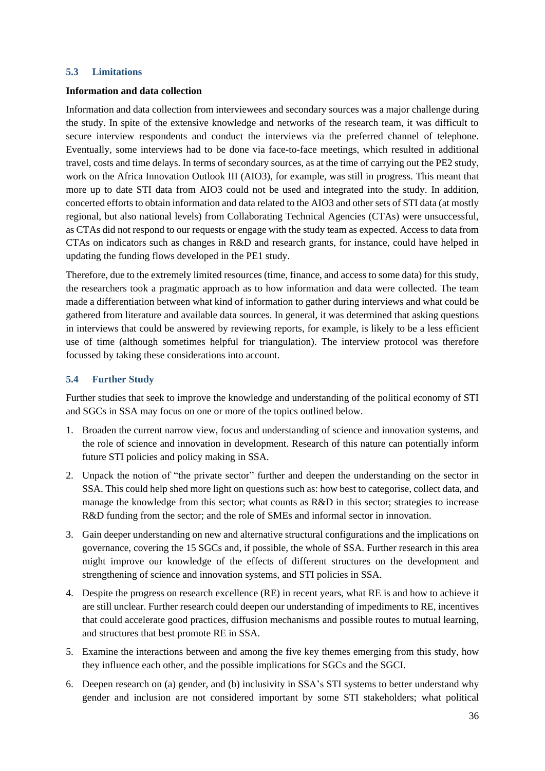### 5.3 Limitations

**Information and data collection**

Information and data collection from interviewees and secondary sources was a major challenge during the study. In spite of the extensive knowledge and networks of the research team, it was difficult to secure interview respondents and conduct the interviews via the preferred channel of telephone. Eventually, some interviews had to be done via face-to-face meetings, which resulted in additional travel, costs and time delays. In terms of secondary sources, as at the time of carrying out the PE2 study, work on the Africa Innovation Outlook III (AIO3), for example, was still in progress. This meant that more up to date STI data from AIO3 could not be used and integrated into the study. In addition, concerted efforts to obtain information and data related to the AIO3 and other sets of STI data (at mostly regional, but also national levels) from Collaborating Technical Agencies (CTAs) were unsuccessful, as CTAs did not respond to our requests or engage with the study team as expected. Access to data from CTAs on indicators such as changes in R&D and research grants, for instance, could have helped in updating the funding flows developed in the PE1 study.

Therefore, due to the extremely limited resources (time, finance, and access to some data) for this study, the researchers took a pragmatic approach as to how information and data were collected. The team made a differentiation between what kind of information to gather during interviews and what could be gathered from literature and available data sources. In general, it was determined that asking questions in interviews that could be answered by reviewing reports, for example, is likely to be a less efficient use of time (although sometimes helpful for triangulation). The interview protocol was therefore focussed by taking these considerations into account.

### 5.4 Further Study

Further studies that seek to improve the knowledge and understanding of the political economy of STI and SGCs in SSA may focus on one or more of the topics outlined below.

1. Broaden the current narrow view, focus and understanding of science and innovation systems, and the role of science and innovation in development. Research of this nature can potentially inform future STI policies and policy making in SSA.
2. Unpack the notion of "the private sector" further and deepen the understanding on the sector in SSA. This could help shed more light on questions such as: how best to categorise, collect data, and manage the knowledge from this sector; what counts as R&D in this sector; strategies to increase R&D funding from the sector; and the role of SMEs and informal sector in innovation.
3. Gain deeper understanding on new and alternative structural configurations and the implications on governance, covering the 15 SGCs and, if possible, the whole of SSA. Further research in this area might improve our knowledge of the effects of different structures on the development and strengthening of science and innovation systems, and STI policies in SSA.
4. Despite the progress on research excellence (RE) in recent years, what RE is and how to achieve it are still unclear. Further research could deepen our understanding of impediments to RE, incentives that could accelerate good practices, diffusion mechanisms and possible routes to mutual learning, and structures that best promote RE in SSA.
5. Examine the interactions between and among the five key themes emerging from this study, how they influence each other, and the possible implications for SGCs and the SGCI.
6. Deepen research on (a) gender, and (b) inclusivity in SSA's STI systems to better understand why gender and inclusion are not considered important by some STI stakeholders; what political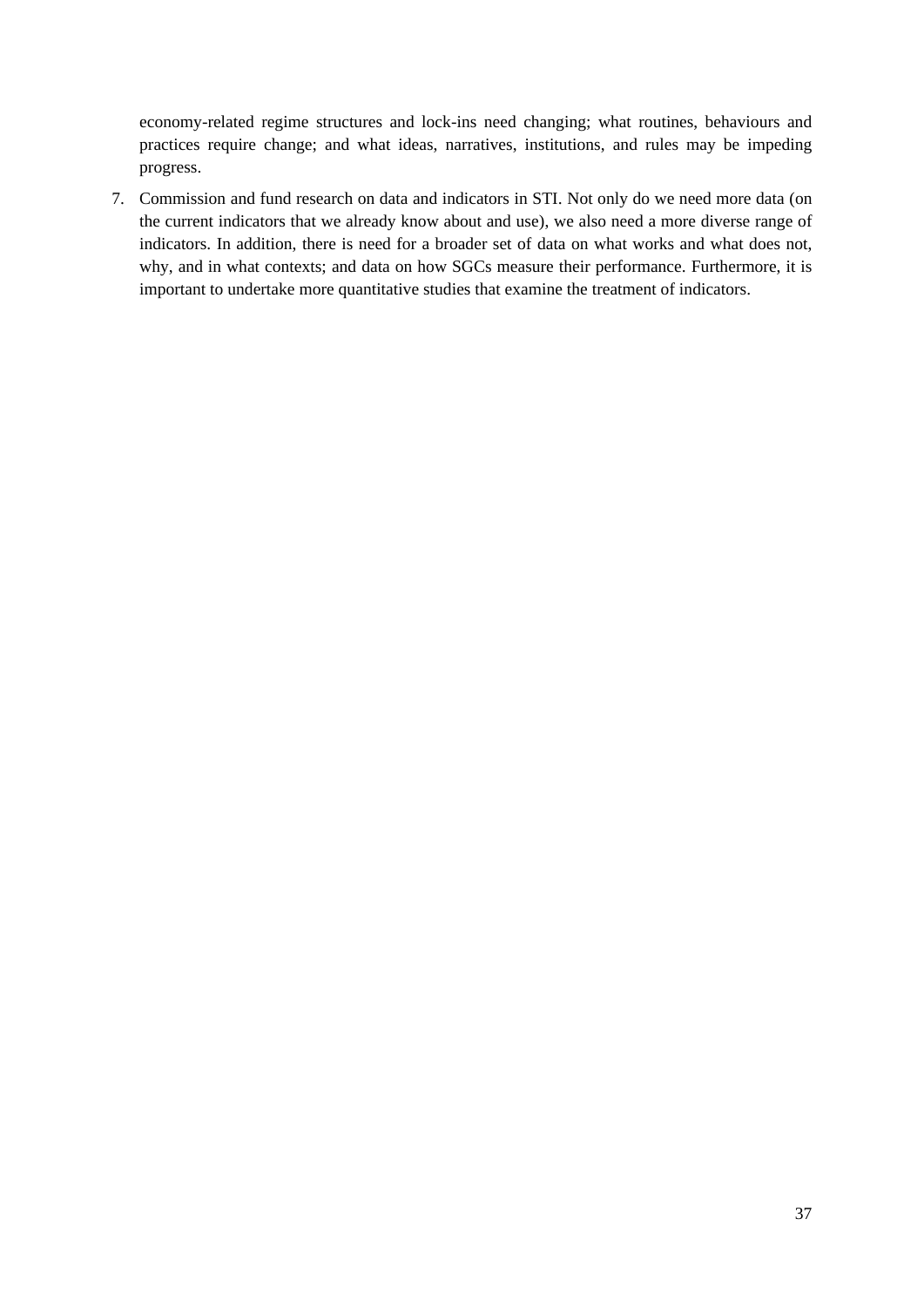economy-related regime structures and lock-ins need changing; what routines, behaviours and practices require change; and what ideas, narratives, institutions, and rules may be impeding progress.

7. Commission and fund research on data and indicators in STI. Not only do we need more data (on the current indicators that we already know about and use), we also need a more diverse range of indicators. In addition, there is need for a broader set of data on what works and what does not, why, and in what contexts; and data on how SGCs measure their performance. Furthermore, it is important to undertake more quantitative studies that examine the treatment of indicators.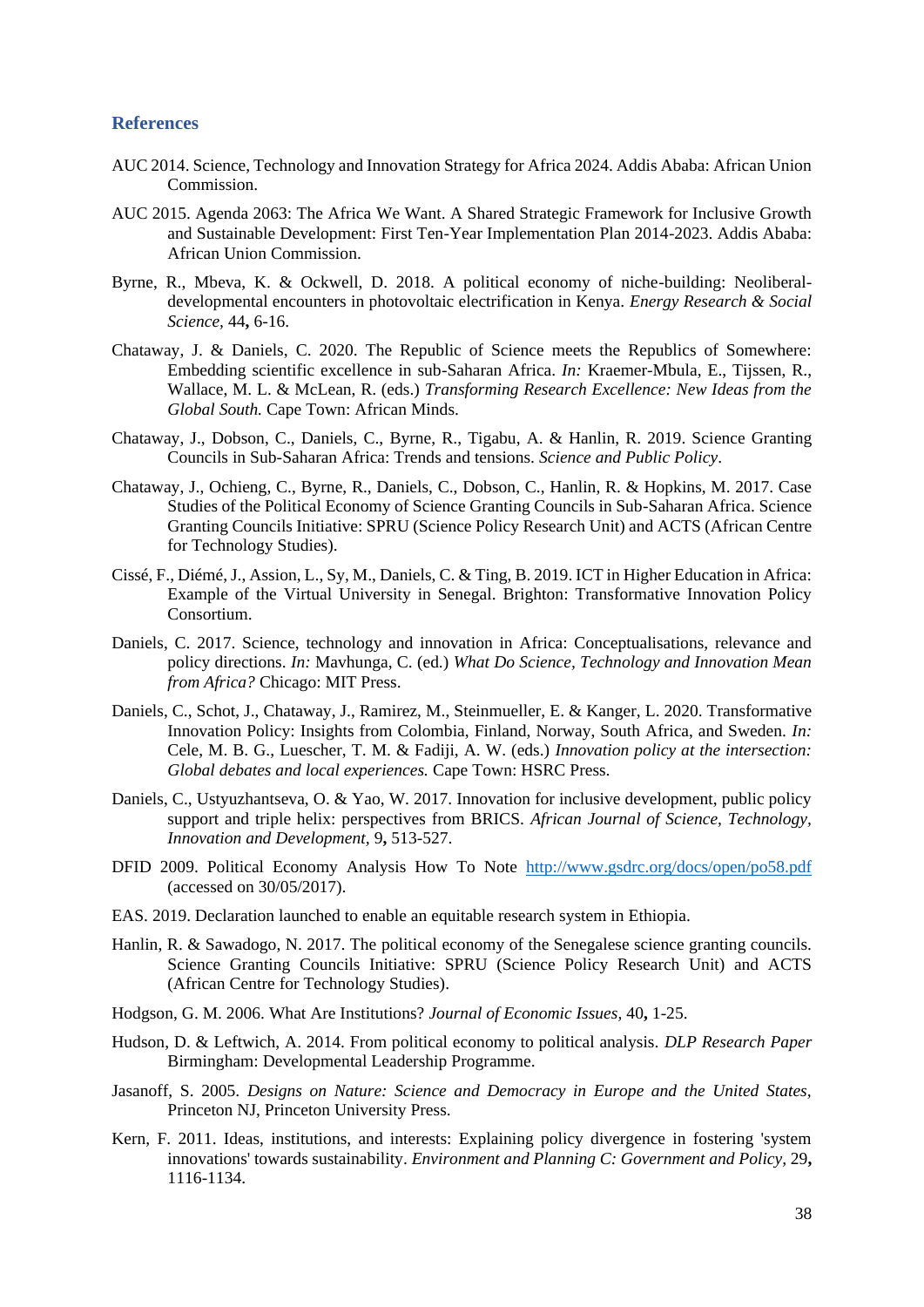## References

AUC 2014. Science, Technology and Innovation Strategy for Africa 2024. Addis Ababa: African Union Commission.

AUC 2015. Agenda 2063: The Africa We Want. A Shared Strategic Framework for Inclusive Growth and Sustainable Development: First Ten-Year Implementation Plan 2014-2023. Addis Ababa: African Union Commission.

Byrne, R., Mbeva, K. & Ockwell, D. 2018. A political economy of niche-building: Neoliberal-developmental encounters in photovoltaic electrification in Kenya. *Energy Research & Social Science*, 44**,** 6-16.

Chataway, J. & Daniels, C. 2020. The Republic of Science meets the Republics of Somewhere: Embedding scientific excellence in sub-Saharan Africa. *In:* Kraemer-Mbula, E., Tijssen, R., Wallace, M. L. & McLean, R. (eds.) *Transforming Research Excellence: New Ideas from the Global South.* Cape Town: African Minds.

Chataway, J., Dobson, C., Daniels, C., Byrne, R., Tigabu, A. & Hanlin, R. 2019. Science Granting Councils in Sub-Saharan Africa: Trends and tensions. *Science and Public Policy*.

Chataway, J., Ochieng, C., Byrne, R., Daniels, C., Dobson, C., Hanlin, R. & Hopkins, M. 2017. Case Studies of the Political Economy of Science Granting Councils in Sub-Saharan Africa. Science Granting Councils Initiative: SPRU (Science Policy Research Unit) and ACTS (African Centre for Technology Studies).

Cissé, F., Diémé, J., Assion, L., Sy, M., Daniels, C. & Ting, B. 2019. ICT in Higher Education in Africa: Example of the Virtual University in Senegal. Brighton: Transformative Innovation Policy Consortium.

Daniels, C. 2017. Science, technology and innovation in Africa: Conceptualisations, relevance and policy directions. *In:* Mavhunga, C. (ed.) *What Do Science, Technology and Innovation Mean from Africa?* Chicago: MIT Press.

Daniels, C., Schot, J., Chataway, J., Ramirez, M., Steinmueller, E. & Kanger, L. 2020. Transformative Innovation Policy: Insights from Colombia, Finland, Norway, South Africa, and Sweden. *In:* Cele, M. B. G., Luescher, T. M. & Fadiji, A. W. (eds.) *Innovation policy at the intersection: Global debates and local experiences.* Cape Town: HSRC Press.

Daniels, C., Ustyuzhantseva, O. & Yao, W. 2017. Innovation for inclusive development, public policy support and triple helix: perspectives from BRICS. *African Journal of Science, Technology, Innovation and Development*, 9**,** 513-527.

DFID 2009. Political Economy Analysis How To Note [http://www.gsdrc.org/docs/open/po58.pdf](http://www.gsdrc.org/docs/open/po58.pdf) (accessed on 30/05/2017).

EAS. 2019. Declaration launched to enable an equitable research system in Ethiopia.

Hanlin, R. & Sawadogo, N. 2017. The political economy of the Senegalese science granting councils. Science Granting Councils Initiative: SPRU (Science Policy Research Unit) and ACTS (African Centre for Technology Studies).

Hodgson, G. M. 2006. What Are Institutions? *Journal of Economic Issues*, 40**,** 1-25.

Hudson, D. & Leftwich, A. 2014. From political economy to political analysis. *DLP Research Paper* Birmingham: Developmental Leadership Programme.

Jasanoff, S. 2005. *Designs on Nature: Science and Democracy in Europe and the United States,* Princeton NJ, Princeton University Press.

Kern, F. 2011. Ideas, institutions, and interests: Explaining policy divergence in fostering 'system innovations' towards sustainability. *Environment and Planning C: Government and Policy,* 29**,** 1116-1134.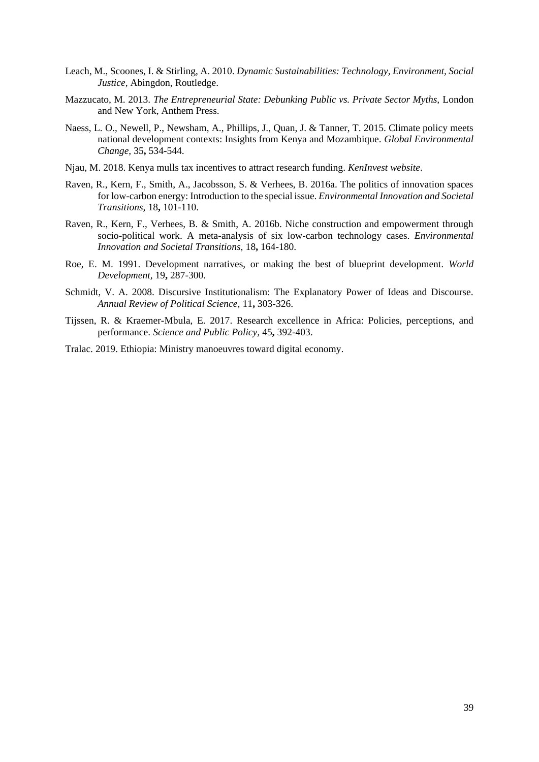Leach, M., Scoones, I. & Stirling, A. 2010. *Dynamic Sustainabilities: Technology, Environment, Social Justice,* Abingdon, Routledge.

Mazzucato, M. 2013. *The Entrepreneurial State: Debunking Public vs. Private Sector Myths,* London and New York, Anthem Press.

Naess, L. O., Newell, P., Newsham, A., Phillips, J., Quan, J. & Tanner, T. 2015. Climate policy meets national development contexts: Insights from Kenya and Mozambique. *Global Environmental Change,* 35**,** 534-544.

Njau, M. 2018. Kenya mulls tax incentives to attract research funding. *KenInvest website*.

Raven, R., Kern, F., Smith, A., Jacobsson, S. & Verhees, B. 2016a. The politics of innovation spaces for low-carbon energy: Introduction to the special issue. *Environmental Innovation and Societal Transitions,* 18**,** 101-110.

Raven, R., Kern, F., Verhees, B. & Smith, A. 2016b. Niche construction and empowerment through socio-political work. A meta-analysis of six low-carbon technology cases. *Environmental Innovation and Societal Transitions,* 18**,** 164-180.

Roe, E. M. 1991. Development narratives, or making the best of blueprint development. *World Development,* 19**,** 287-300.

Schmidt, V. A. 2008. Discursive Institutionalism: The Explanatory Power of Ideas and Discourse. *Annual Review of Political Science,* 11**,** 303-326.

Tijssen, R. & Kraemer-Mbula, E. 2017. Research excellence in Africa: Policies, perceptions, and performance. *Science and Public Policy,* 45**,** 392-403.

Tralac. 2019. Ethiopia: Ministry manoeuvres toward digital economy.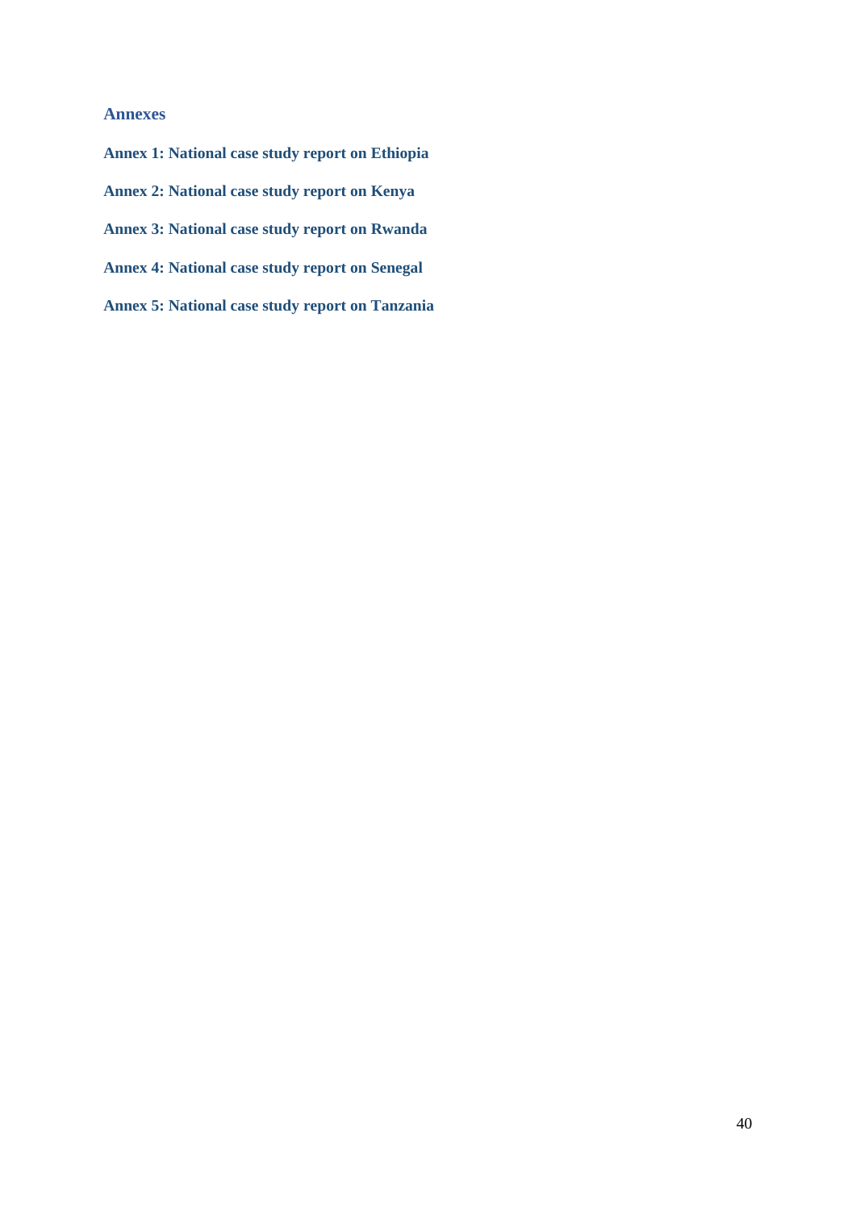## Annexes

**Annex 1: National case study report on Ethiopia**

**Annex 2: National case study report on Kenya**

**Annex 3: National case study report on Rwanda**

**Annex 4: National case study report on Senegal**

**Annex 5: National case study report on Tanzania**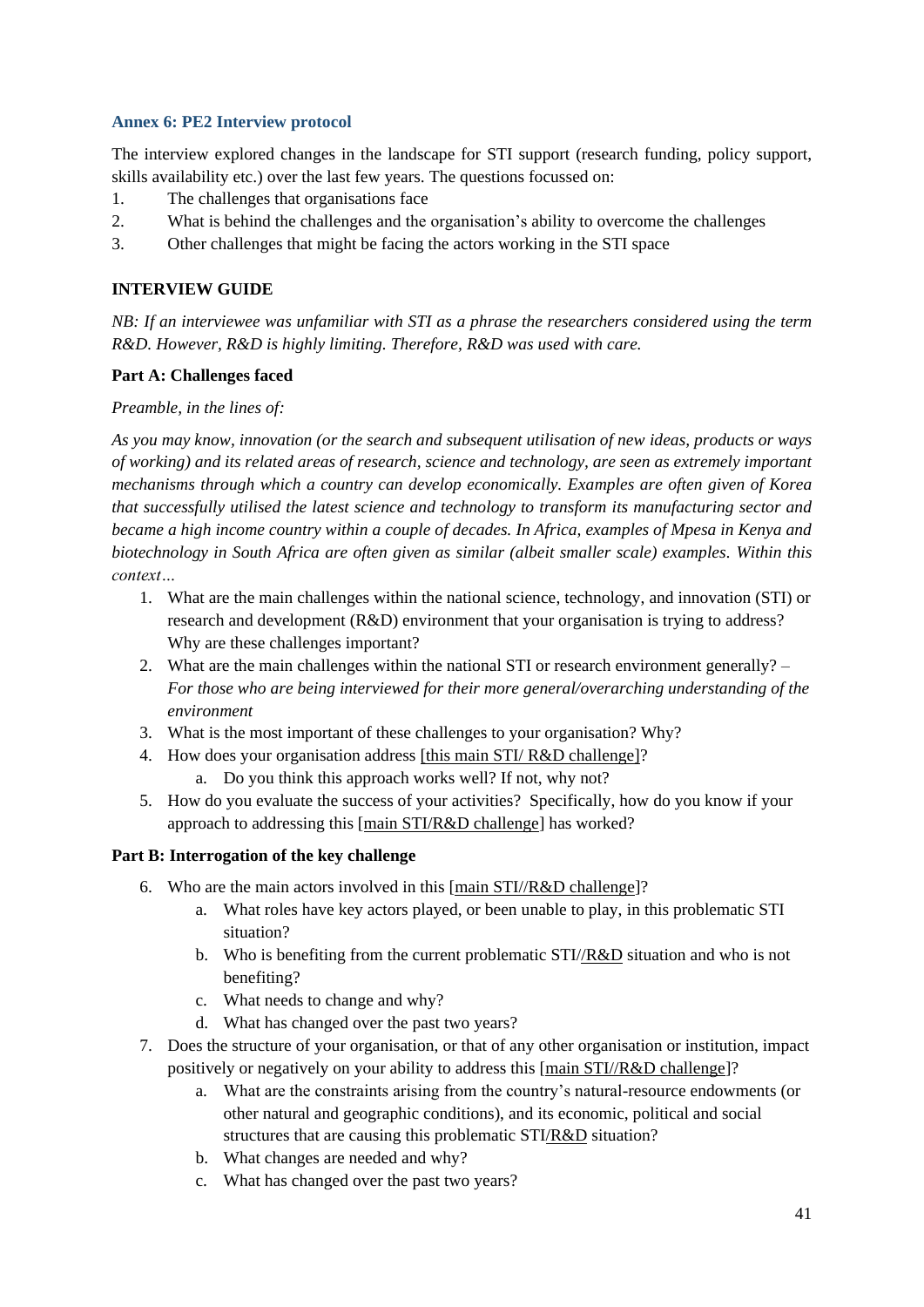### Annex 6: PE2 Interview protocol

The interview explored changes in the landscape for STI support (research funding, policy support, skills availability etc.) over the last few years. The questions focussed on:

1. The challenges that organisations face
2. What is behind the challenges and the organisation's ability to overcome the challenges
3. Other challenges that might be facing the actors working in the STI space

**INTERVIEW GUIDE**

*NB: If an interviewee was unfamiliar with STI as a phrase the researchers considered using the term R&D. However, R&D is highly limiting. Therefore, R&D was used with care.*

**Part A: Challenges faced**

*Preamble, in the lines of:*

*As you may know, innovation (or the search and subsequent utilisation of new ideas, products or ways of working) and its related areas of research, science and technology, are seen as extremely important mechanisms through which a country can develop economically. Examples are often given of Korea that successfully utilised the latest science and technology to transform its manufacturing sector and became a high income country within a couple of decades. In Africa, examples of Mpesa in Kenya and biotechnology in South Africa are often given as similar (albeit smaller scale) examples. Within this context…*

1. What are the main challenges within the national science, technology, and innovation (STI) or research and development (R&D) environment that your organisation is trying to address? Why are these challenges important?
2. What are the main challenges within the national STI or research environment generally? – *For those who are being interviewed for their more general/overarching understanding of the environment*
3. What is the most important of these challenges to your organisation? Why?
4. How does your organisation address [this main STI/ R&D challenge]?
   a. Do you think this approach works well? If not, why not?
5. How do you evaluate the success of your activities? Specifically, how do you know if your approach to addressing this [main STI/R&D challenge] has worked?

**Part B: Interrogation of the key challenge**

6. Who are the main actors involved in this [main STI//R&D challenge]?
   a. What roles have key actors played, or been unable to play, in this problematic STI situation?
   b. Who is benefiting from the current problematic STI//R&D situation and who is not benefiting?
   c. What needs to change and why?
   d. What has changed over the past two years?
7. Does the structure of your organisation, or that of any other organisation or institution, impact positively or negatively on your ability to address this [main STI//R&D challenge]?
   a. What are the constraints arising from the country's natural-resource endowments (or other natural and geographic conditions), and its economic, political and social structures that are causing this problematic STI/R&D situation?
   b. What changes are needed and why?
   c. What has changed over the past two years?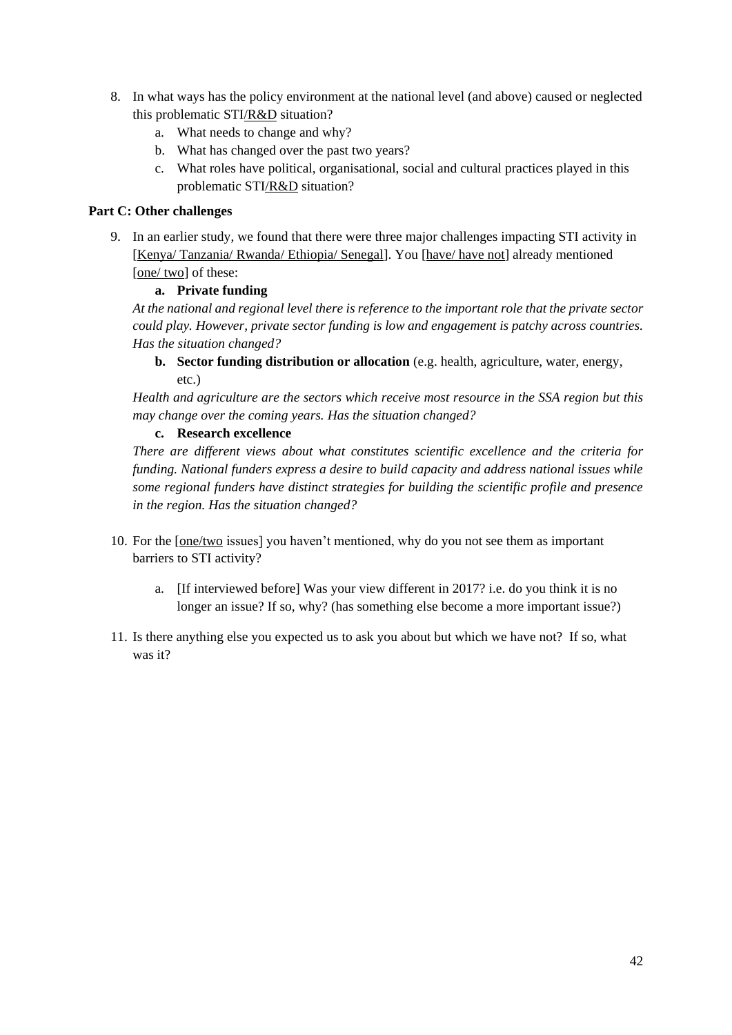8. In what ways has the policy environment at the national level (and above) caused or neglected this problematic STI/R&D situation?
   a. What needs to change and why?
   b. What has changed over the past two years?
   c. What roles have political, organisational, social and cultural practices played in this problematic STI/R&D situation?

**Part C: Other challenges**

9. In an earlier study, we found that there were three major challenges impacting STI activity in [Kenya/ Tanzania/ Rwanda/ Ethiopia/ Senegal]. You [have/ have not] already mentioned [one/ two] of these:
   **a. Private funding**
   *At the national and regional level there is reference to the important role that the private sector could play. However, private sector funding is low and engagement is patchy across countries. Has the situation changed?*
   **b. Sector funding distribution or allocation** (e.g. health, agriculture, water, energy, etc.)
   *Health and agriculture are the sectors which receive most resource in the SSA region but this may change over the coming years. Has the situation changed?*
   **c. Research excellence**
   *There are different views about what constitutes scientific excellence and the criteria for funding. National funders express a desire to build capacity and address national issues while some regional funders have distinct strategies for building the scientific profile and presence in the region. Has the situation changed?*

10. For the [one/two issues] you haven't mentioned, why do you not see them as important barriers to STI activity?
    a. [If interviewed before] Was your view different in 2017? i.e. do you think it is no longer an issue? If so, why? (has something else become a more important issue?)

11. Is there anything else you expected us to ask you about but which we have not? If so, what was it?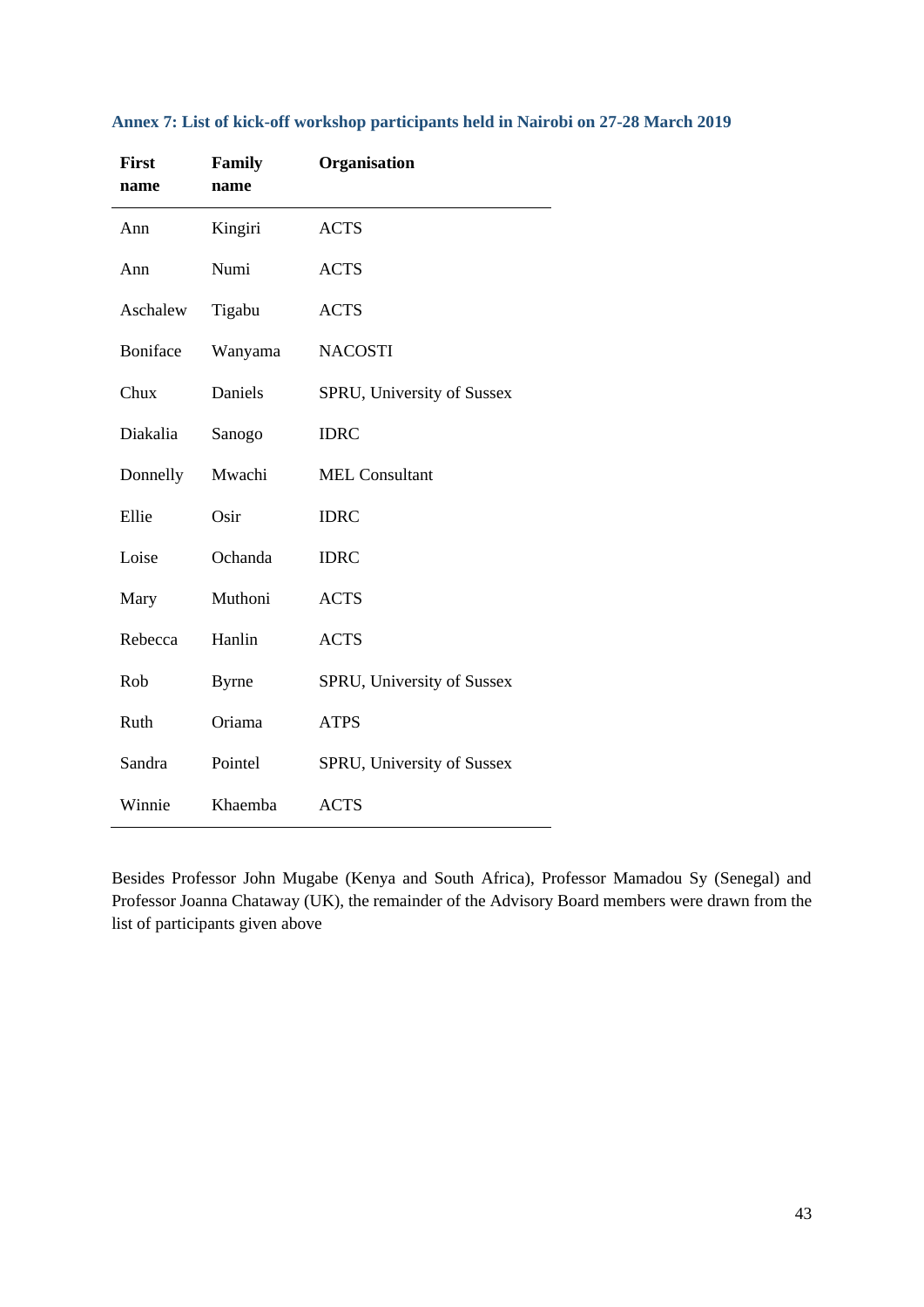### Annex 7: List of kick-off workshop participants held in Nairobi on 27-28 March 2019

| First name | Family name | Organisation |
|---|---|---|
| Ann | Kingiri | ACTS |
| Ann | Numi | ACTS |
| Aschalew | Tigabu | ACTS |
| Boniface | Wanyama | NACOSTI |
| Chux | Daniels | SPRU, University of Sussex |
| Diakalia | Sanogo | IDRC |
| Donnelly | Mwachi | MEL Consultant |
| Ellie | Osir | IDRC |
| Loise | Ochanda | IDRC |
| Mary | Muthoni | ACTS |
| Rebecca | Hanlin | ACTS |
| Rob | Byrne | SPRU, University of Sussex |
| Ruth | Oriama | ATPS |
| Sandra | Pointel | SPRU, University of Sussex |
| Winnie | Khaemba | ACTS |

Besides Professor John Mugabe (Kenya and South Africa), Professor Mamadou Sy (Senegal) and Professor Joanna Chataway (UK), the remainder of the Advisory Board members were drawn from the list of participants given above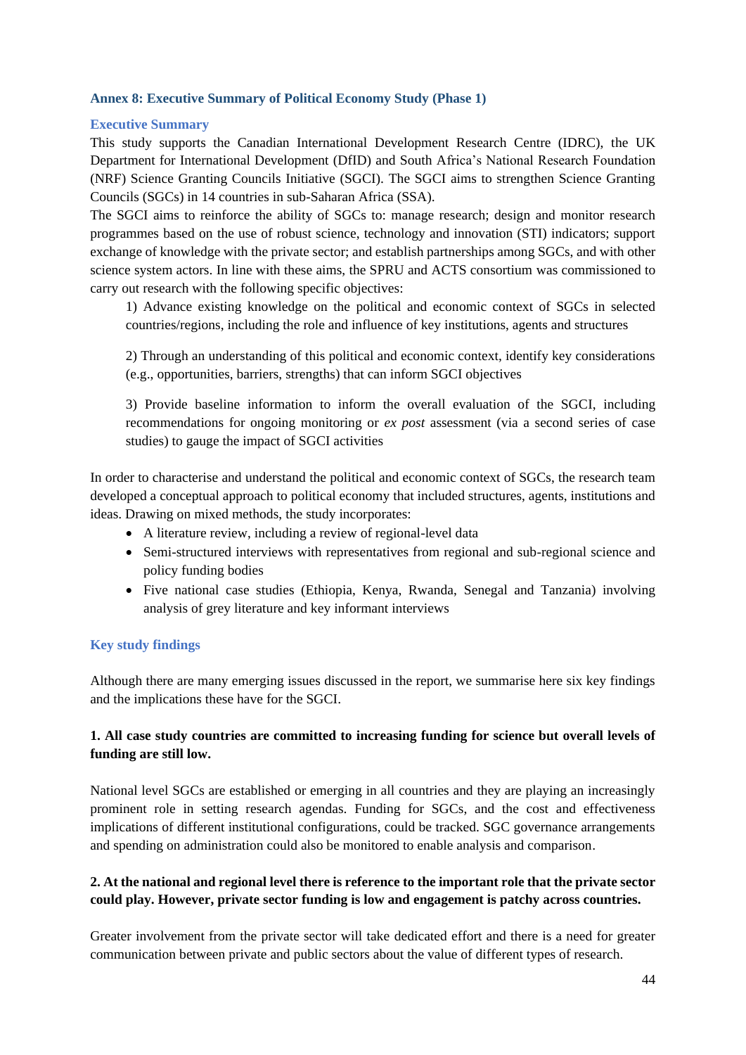### Annex 8: Executive Summary of Political Economy Study (Phase 1)

#### Executive Summary

This study supports the Canadian International Development Research Centre (IDRC), the UK Department for International Development (DfID) and South Africa's National Research Foundation (NRF) Science Granting Councils Initiative (SGCI). The SGCI aims to strengthen Science Granting Councils (SGCs) in 14 countries in sub-Saharan Africa (SSA).

The SGCI aims to reinforce the ability of SGCs to: manage research; design and monitor research programmes based on the use of robust science, technology and innovation (STI) indicators; support exchange of knowledge with the private sector; and establish partnerships among SGCs, and with other science system actors. In line with these aims, the SPRU and ACTS consortium was commissioned to carry out research with the following specific objectives:

1) Advance existing knowledge on the political and economic context of SGCs in selected countries/regions, including the role and influence of key institutions, agents and structures

2) Through an understanding of this political and economic context, identify key considerations (e.g., opportunities, barriers, strengths) that can inform SGCI objectives

3) Provide baseline information to inform the overall evaluation of the SGCI, including recommendations for ongoing monitoring or *ex post* assessment (via a second series of case studies) to gauge the impact of SGCI activities

In order to characterise and understand the political and economic context of SGCs, the research team developed a conceptual approach to political economy that included structures, agents, institutions and ideas. Drawing on mixed methods, the study incorporates:

- A literature review, including a review of regional-level data
- Semi-structured interviews with representatives from regional and sub-regional science and policy funding bodies
- Five national case studies (Ethiopia, Kenya, Rwanda, Senegal and Tanzania) involving analysis of grey literature and key informant interviews

#### Key study findings

Although there are many emerging issues discussed in the report, we summarise here six key findings and the implications these have for the SGCI.

**1. All case study countries are committed to increasing funding for science but overall levels of funding are still low.**

National level SGCs are established or emerging in all countries and they are playing an increasingly prominent role in setting research agendas. Funding for SGCs, and the cost and effectiveness implications of different institutional configurations, could be tracked. SGC governance arrangements and spending on administration could also be monitored to enable analysis and comparison.

**2. At the national and regional level there is reference to the important role that the private sector could play. However, private sector funding is low and engagement is patchy across countries.**

Greater involvement from the private sector will take dedicated effort and there is a need for greater communication between private and public sectors about the value of different types of research.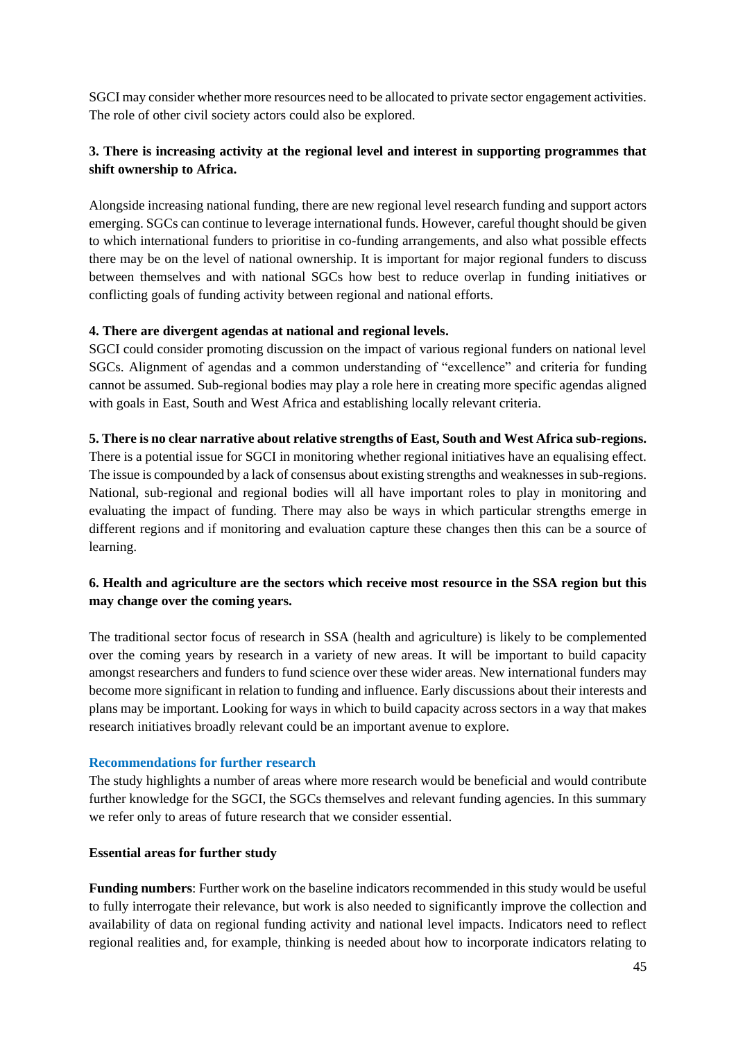SGCI may consider whether more resources need to be allocated to private sector engagement activities. The role of other civil society actors could also be explored.

**3. There is increasing activity at the regional level and interest in supporting programmes that shift ownership to Africa.**

Alongside increasing national funding, there are new regional level research funding and support actors emerging. SGCs can continue to leverage international funds. However, careful thought should be given to which international funders to prioritise in co-funding arrangements, and also what possible effects there may be on the level of national ownership. It is important for major regional funders to discuss between themselves and with national SGCs how best to reduce overlap in funding initiatives or conflicting goals of funding activity between regional and national efforts.

**4. There are divergent agendas at national and regional levels.**

SGCI could consider promoting discussion on the impact of various regional funders on national level SGCs. Alignment of agendas and a common understanding of "excellence" and criteria for funding cannot be assumed. Sub-regional bodies may play a role here in creating more specific agendas aligned with goals in East, South and West Africa and establishing locally relevant criteria.

**5. There is no clear narrative about relative strengths of East, South and West Africa sub-regions.**

There is a potential issue for SGCI in monitoring whether regional initiatives have an equalising effect. The issue is compounded by a lack of consensus about existing strengths and weaknesses in sub-regions. National, sub-regional and regional bodies will all have important roles to play in monitoring and evaluating the impact of funding. There may also be ways in which particular strengths emerge in different regions and if monitoring and evaluation capture these changes then this can be a source of learning.

**6. Health and agriculture are the sectors which receive most resource in the SSA region but this may change over the coming years.**

The traditional sector focus of research in SSA (health and agriculture) is likely to be complemented over the coming years by research in a variety of new areas. It will be important to build capacity amongst researchers and funders to fund science over these wider areas. New international funders may become more significant in relation to funding and influence. Early discussions about their interests and plans may be important. Looking for ways in which to build capacity across sectors in a way that makes research initiatives broadly relevant could be an important avenue to explore.

## Recommendations for further research

The study highlights a number of areas where more research would be beneficial and would contribute further knowledge for the SGCI, the SGCs themselves and relevant funding agencies. In this summary we refer only to areas of future research that we consider essential.

**Essential areas for further study**

**Funding numbers**: Further work on the baseline indicators recommended in this study would be useful to fully interrogate their relevance, but work is also needed to significantly improve the collection and availability of data on regional funding activity and national level impacts. Indicators need to reflect regional realities and, for example, thinking is needed about how to incorporate indicators relating to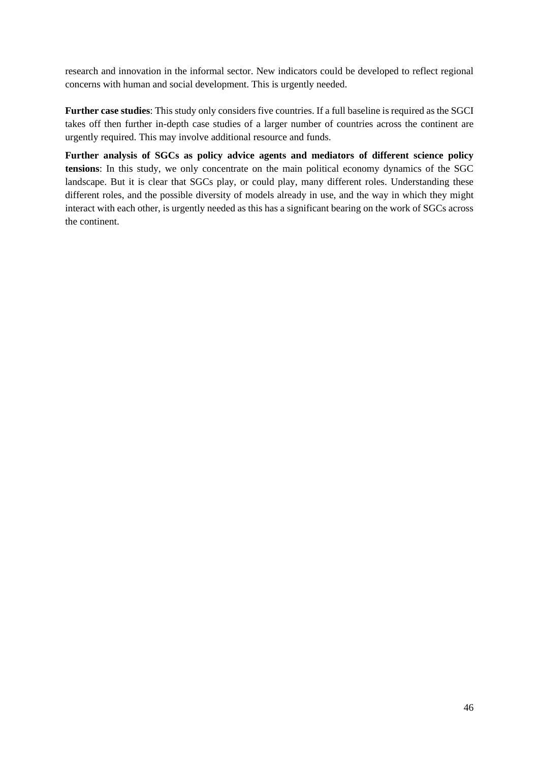research and innovation in the informal sector. New indicators could be developed to reflect regional concerns with human and social development. This is urgently needed.

**Further case studies**: This study only considers five countries. If a full baseline is required as the SGCI takes off then further in-depth case studies of a larger number of countries across the continent are urgently required. This may involve additional resource and funds.

**Further analysis of SGCs as policy advice agents and mediators of different science policy tensions**: In this study, we only concentrate on the main political economy dynamics of the SGC landscape. But it is clear that SGCs play, or could play, many different roles. Understanding these different roles, and the possible diversity of models already in use, and the way in which they might interact with each other, is urgently needed as this has a significant bearing on the work of SGCs across the continent.